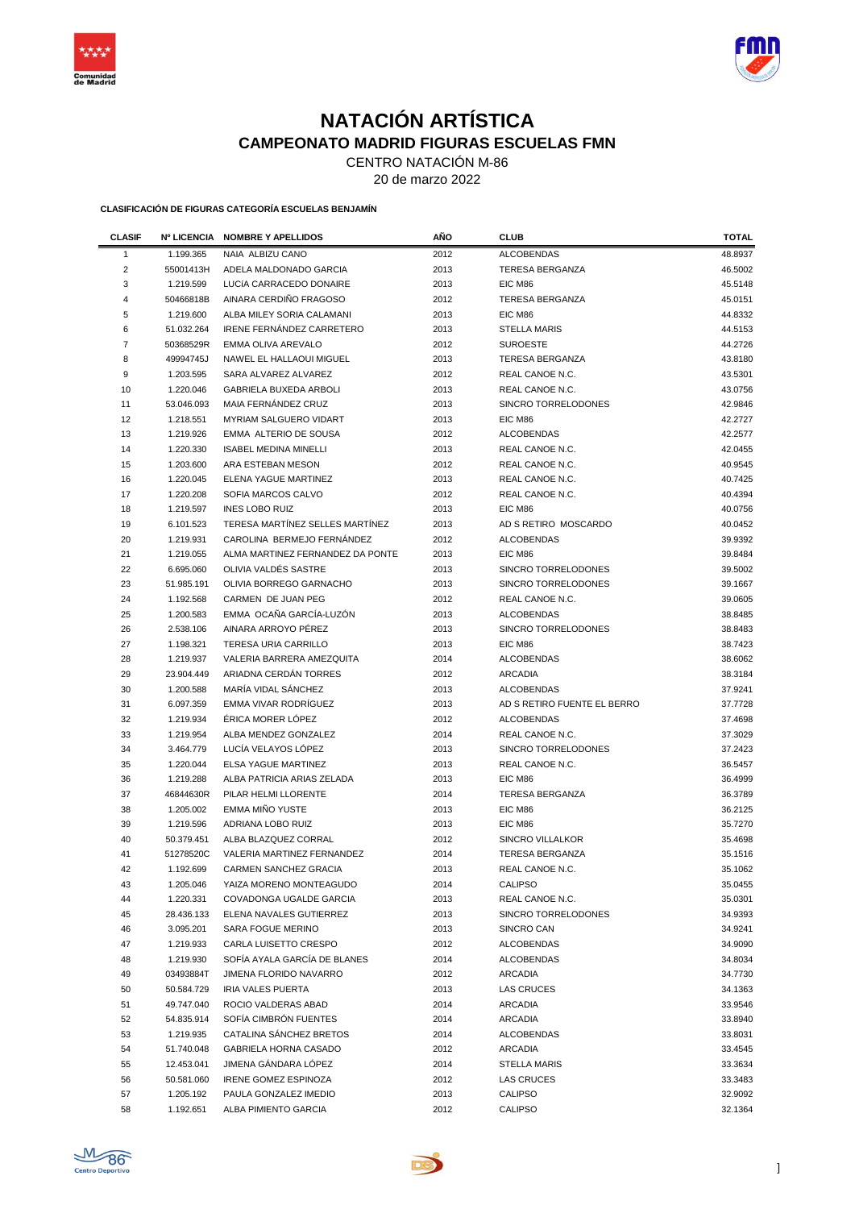# NATACIÓN ARTÍSTICA

## CAMPEONATO MADRID FIGURAS ESCUELAS FMN

CENTRO NATACIÓN M-86

20 de marzo 2022

**CLASIFICACIÓN DE FIGURAS CATEGORÍA ESCUELAS BENJAMÍN**

| CLASIF | Nº LICENCIA | NOMBRE Y APELLIDOS | AÑO | CLUB | TOTAL |
|---|---|---|---|---|---|
| 1 | 1.199.365 | NAIA ALBIZU CANO | 2012 | ALCOBENDAS | 48.8937 |
| 2 | 55001413H | ADELA MALDONADO GARCIA | 2013 | TERESA BERGANZA | 46.5002 |
| 3 | 1.219.599 | LUCIA CARRACEDO DONAIRE | 2013 | EIC M86 | 45.5148 |
| 4 | 50466818B | AINARA CERDIÑO FRAGOSO | 2012 | TERESA BERGANZA | 45.0151 |
| 5 | 1.219.600 | ALBA MILEY SORIA CALAMANI | 2013 | EIC M86 | 44.8332 |
| 6 | 51.032.264 | IRENE FERNÁNDEZ CARRETERO | 2013 | STELLA MARIS | 44.5153 |
| 7 | 50368529R | EMMA OLIVA AREVALO | 2012 | SUROESTE | 44.2726 |
| 8 | 49994745J | NAWEL EL HALLAOUI MIGUEL | 2013 | TERESA BERGANZA | 43.8180 |
| 9 | 1.203.595 | SARA ALVAREZ ALVAREZ | 2012 | REAL CANOE N.C. | 43.5301 |
| 10 | 1.220.046 | GABRIELA BUXEDA ARBOLI | 2013 | REAL CANOE N.C. | 43.0756 |
| 11 | 53.046.093 | MAIA FERNÁNDEZ CRUZ | 2013 | SINCRO TORRELODONES | 42.9846 |
| 12 | 1.218.551 | MYRIAM SALGUERO VIDART | 2013 | EIC M86 | 42.2727 |
| 13 | 1.219.926 | EMMA ALTERIO DE SOUSA | 2012 | ALCOBENDAS | 42.2577 |
| 14 | 1.220.330 | ISABEL MEDINA MINELLI | 2013 | REAL CANOE N.C. | 42.0455 |
| 15 | 1.203.600 | ARA ESTEBAN MESON | 2012 | REAL CANOE N.C. | 40.9545 |
| 16 | 1.220.045 | ELENA YAGUE MARTINEZ | 2013 | REAL CANOE N.C. | 40.7425 |
| 17 | 1.220.208 | SOFIA MARCOS CALVO | 2012 | REAL CANOE N.C. | 40.4394 |
| 18 | 1.219.597 | INES LOBO RUIZ | 2013 | EIC M86 | 40.0756 |
| 19 | 6.101.523 | TERESA MARTÍNEZ SELLES MARTÍNEZ | 2013 | AD S RETIRO MOSCARDO | 40.0452 |
| 20 | 1.219.931 | CAROLINA BERMEJO FERNÁNDEZ | 2012 | ALCOBENDAS | 39.9392 |
| 21 | 1.219.055 | ALMA MARTINEZ FERNANDEZ DA PONTE | 2013 | EIC M86 | 39.8484 |
| 22 | 6.695.060 | OLIVIA VALDÉS SASTRE | 2013 | SINCRO TORRELODONES | 39.5002 |
| 23 | 51.985.191 | OLIVIA BORREGO GARNACHO | 2013 | SINCRO TORRELODONES | 39.1667 |
| 24 | 1.192.568 | CARMEN DE JUAN PEG | 2012 | REAL CANOE N.C. | 39.0605 |
| 25 | 1.200.583 | EMMA OCAÑA GARCÍA-LUZÓN | 2013 | ALCOBENDAS | 38.8485 |
| 26 | 2.538.106 | AINARA ARROYO PÉREZ | 2013 | SINCRO TORRELODONES | 38.8483 |
| 27 | 1.198.321 | TERESA URIA CARRILLO | 2013 | EIC M86 | 38.7423 |
| 28 | 1.219.937 | VALERIA BARRERA AMEZQUITA | 2014 | ALCOBENDAS | 38.6062 |
| 29 | 23.904.449 | ARIADNA CERDÁN TORRES | 2012 | ARCADIA | 38.3184 |
| 30 | 1.200.588 | MARÍA VIDAL SÁNCHEZ | 2013 | ALCOBENDAS | 37.9241 |
| 31 | 6.097.359 | EMMA VIVAR RODRÍGUEZ | 2013 | AD S RETIRO FUENTE EL BERRO | 37.7728 |
| 32 | 1.219.934 | ÉRICA MORER LÓPEZ | 2012 | ALCOBENDAS | 37.4698 |
| 33 | 1.219.954 | ALBA MENDEZ GONZALEZ | 2014 | REAL CANOE N.C. | 37.3029 |
| 34 | 3.464.779 | LUCÍA VELAYOS LÓPEZ | 2013 | SINCRO TORRELODONES | 37.2423 |
| 35 | 1.220.044 | ELSA YAGUE MARTINEZ | 2013 | REAL CANOE N.C. | 36.5457 |
| 36 | 1.219.288 | ALBA PATRICIA ARIAS ZELADA | 2013 | EIC M86 | 36.4999 |
| 37 | 46844630R | PILAR HELMI LLORENTE | 2014 | TERESA BERGANZA | 36.3789 |
| 38 | 1.205.002 | EMMA MIÑO YUSTE | 2013 | EIC M86 | 36.2125 |
| 39 | 1.219.596 | ADRIANA LOBO RUIZ | 2013 | EIC M86 | 35.7270 |
| 40 | 50.379.451 | ALBA BLAZQUEZ CORRAL | 2012 | SINCRO VILLALKOR | 35.4698 |
| 41 | 51278520C | VALERIA MARTINEZ FERNANDEZ | 2014 | TERESA BERGANZA | 35.1516 |
| 42 | 1.192.699 | CARMEN SANCHEZ GRACIA | 2013 | REAL CANOE N.C. | 35.1062 |
| 43 | 1.205.046 | YAIZA MORENO MONTEAGUDO | 2014 | CALIPSO | 35.0455 |
| 44 | 1.220.331 | COVADONGA UGALDE GARCIA | 2013 | REAL CANOE N.C. | 35.0301 |
| 45 | 28.436.133 | ELENA NAVALES GUTIERREZ | 2013 | SINCRO TORRELODONES | 34.9393 |
| 46 | 3.095.201 | SARA FOGUE MERINO | 2013 | SINCRO CAN | 34.9241 |
| 47 | 1.219.933 | CARLA LUISETTO CRESPO | 2012 | ALCOBENDAS | 34.9090 |
| 48 | 1.219.930 | SOFÍA AYALA GARCÍA DE BLANES | 2014 | ALCOBENDAS | 34.8034 |
| 49 | 03493884T | JIMENA FLORIDO NAVARRO | 2012 | ARCADIA | 34.7730 |
| 50 | 50.584.729 | IRIA VALES PUERTA | 2013 | LAS CRUCES | 34.1363 |
| 51 | 49.747.040 | ROCIO VALDERAS ABAD | 2014 | ARCADIA | 33.9546 |
| 52 | 54.835.914 | SOFÍA CIMBRÓN FUENTES | 2014 | ARCADIA | 33.8940 |
| 53 | 1.219.935 | CATALINA SÁNCHEZ BRETOS | 2014 | ALCOBENDAS | 33.8031 |
| 54 | 51.740.048 | GABRIELA HORNA CASADO | 2012 | ARCADIA | 33.4545 |
| 55 | 12.453.041 | JIMENA GÁNDARA LÓPEZ | 2014 | STELLA MARIS | 33.3634 |
| 56 | 50.581.060 | IRENE GOMEZ ESPINOZA | 2012 | LAS CRUCES | 33.3483 |
| 57 | 1.205.192 | PAULA GONZALEZ IMEDIO | 2013 | CALIPSO | 32.9092 |
| 58 | 1.192.651 | ALBA PIMIENTO GARCIA | 2012 | CALIPSO | 32.1364 |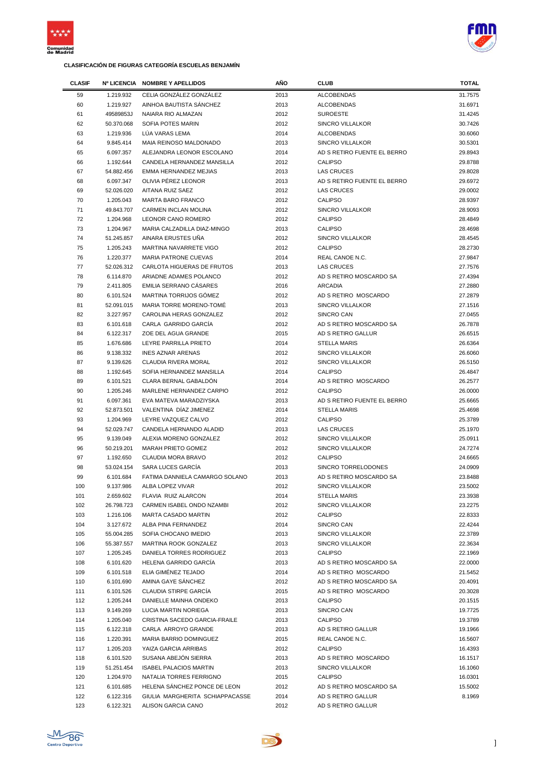**CLASIFICACIÓN DE FIGURAS CATEGORÍA ESCUELAS BENJAMÍN**

| CLASIF | Nº LICENCIA | NOMBRE Y APELLIDOS | AÑO | CLUB | TOTAL |
|---|---|---|---|---|---|
| 59 | 1.219.932 | CELIA GONZÁLEZ GONZÁLEZ | 2013 | ALCOBENDAS | 31.7575 |
| 60 | 1.219.927 | AINHOA BAUTISTA SÁNCHEZ | 2013 | ALCOBENDAS | 31.6971 |
| 61 | 49589853J | NAIARA RIO ALMAZAN | 2012 | SUROESTE | 31.4245 |
| 62 | 50.370.068 | SOFIA POTES MARIN | 2012 | SINCRO VILLALKOR | 30.7426 |
| 63 | 1.219.936 | LÚA VARAS LEMA | 2014 | ALCOBENDAS | 30.6060 |
| 64 | 9.845.414 | MAIA REINOSO MALDONADO | 2013 | SINCRO VILLALKOR | 30.5301 |
| 65 | 6.097.357 | ALEJANDRA LEONOR ESCOLANO | 2014 | AD S RETIRO FUENTE EL BERRO | 29.8943 |
| 66 | 1.192.644 | CANDELA HERNANDEZ MANSILLA | 2012 | CALIPSO | 29.8788 |
| 67 | 54.882.456 | EMMA HERNANDEZ MEJIAS | 2013 | LAS CRUCES | 29.8028 |
| 68 | 6.097.347 | OLIVIA PÉREZ LEONOR | 2013 | AD S RETIRO FUENTE EL BERRO | 29.6972 |
| 69 | 52.026.020 | AITANA RUIZ SAEZ | 2012 | LAS CRUCES | 29.0002 |
| 70 | 1.205.043 | MARTA BARO FRANCO | 2012 | CALIPSO | 28.9397 |
| 71 | 49.843.707 | CARMEN INCLAN MOLINA | 2012 | SINCRO VILLALKOR | 28.9093 |
| 72 | 1.204.968 | LEONOR CANO ROMERO | 2012 | CALIPSO | 28.4849 |
| 73 | 1.204.967 | MARIA CALZADILLA DIAZ-MINGO | 2013 | CALIPSO | 28.4698 |
| 74 | 51.245.857 | AINARA ERUSTES UÑA | 2012 | SINCRO VILLALKOR | 28.4545 |
| 75 | 1.205.243 | MARTINA NAVARRETE VIGO | 2012 | CALIPSO | 28.2730 |
| 76 | 1.220.377 | MARIA PATRONE CUEVAS | 2014 | REAL CANOE N.C. | 27.9847 |
| 77 | 52.026.312 | CARLOTA HIGUERAS DE FRUTOS | 2013 | LAS CRUCES | 27.7576 |
| 78 | 6.114.870 | ARIADNE ADAMES POLANCO | 2012 | AD S RETIRO MOSCARDO SA | 27.4394 |
| 79 | 2.411.805 | EMILIA SERRANO CÁSARES | 2016 | ARCADIA | 27.2880 |
| 80 | 6.101.524 | MARTINA TORRIJOS GÓMEZ | 2012 | AD S RETIRO MOSCARDO | 27.2879 |
| 81 | 52.091.015 | MARIA TORRE MORENO-TOMÉ | 2013 | SINCRO VILLALKOR | 27.1516 |
| 82 | 3.227.957 | CAROLINA HERAS GONZALEZ | 2012 | SINCRO CAN | 27.0455 |
| 83 | 6.101.618 | CARLA GARRIDO GARCÍA | 2012 | AD S RETIRO MOSCARDO SA | 26.7878 |
| 84 | 6.122.317 | ZOE DEL AGUA GRANDE | 2015 | AD S RETIRO GALLUR | 26.6515 |
| 85 | 1.676.686 | LEYRE PARRILLA PRIETO | 2014 | STELLA MARIS | 26.6364 |
| 86 | 9.138.332 | INES AZNAR ARENAS | 2012 | SINCRO VILLALKOR | 26.6060 |
| 87 | 9.139.626 | CLAUDIA RIVERA MORAL | 2012 | SINCRO VILLALKOR | 26.5150 |
| 88 | 1.192.645 | SOFIA HERNANDEZ MANSILLA | 2014 | CALIPSO | 26.4847 |
| 89 | 6.101.521 | CLARA BERNAL GABALDÓN | 2014 | AD S RETIRO MOSCARDO | 26.2577 |
| 90 | 1.205.246 | MARLENE HERNANDEZ CARPIO | 2012 | CALIPSO | 26.0000 |
| 91 | 6.097.361 | EVA MATEVA MARADZIYSKA | 2013 | AD S RETIRO FUENTE EL BERRO | 25.6665 |
| 92 | 52.873.501 | VALENTINA DÍAZ JIMENEZ | 2014 | STELLA MARIS | 25.4698 |
| 93 | 1.204.969 | LEYRE VAZQUEZ CALVO | 2012 | CALIPSO | 25.3789 |
| 94 | 52.029.747 | CANDELA HERNANDO ALADID | 2013 | LAS CRUCES | 25.1970 |
| 95 | 9.139.049 | ALEXIA MORENO GONZALEZ | 2012 | SINCRO VILLALKOR | 25.0911 |
| 96 | 50.219.201 | MARAH PRIETO GOMEZ | 2012 | SINCRO VILLALKOR | 24.7274 |
| 97 | 1.192.650 | CLAUDIA MORA BRAVO | 2012 | CALIPSO | 24.6665 |
| 98 | 53.024.154 | SARA LUCES GARCÍA | 2013 | SINCRO TORRELODONES | 24.0909 |
| 99 | 6.101.684 | FATIMA DANNIELA CAMARGO SOLANO | 2013 | AD S RETIRO MOSCARDO SA | 23.8488 |
| 100 | 9.137.986 | ALBA LOPEZ VIVAR | 2012 | SINCRO VILLALKOR | 23.5002 |
| 101 | 2.659.602 | FLAVIA RUIZ ALARCON | 2014 | STELLA MARIS | 23.3938 |
| 102 | 26.798.723 | CARMEN ISABEL ONDO NZAMBI | 2012 | SINCRO VILLALKOR | 23.2275 |
| 103 | 1.216.106 | MARTA CASADO MARTIN | 2012 | CALIPSO | 22.8333 |
| 104 | 3.127.672 | ALBA PINA FERNANDEZ | 2014 | SINCRO CAN | 22.4244 |
| 105 | 55.004.285 | SOFIA CHOCANO IMEDIO | 2013 | SINCRO VILLALKOR | 22.3789 |
| 106 | 55.387.557 | MARTINA ROOK GONZALEZ | 2013 | SINCRO VILLALKOR | 22.3634 |
| 107 | 1.205.245 | DANIELA TORRES RODRIGUEZ | 2013 | CALIPSO | 22.1969 |
| 108 | 6.101.620 | HELENA GARRIDO GARCÍA | 2013 | AD S RETIRO MOSCARDO SA | 22.0000 |
| 109 | 6.101.518 | ELIA GIMÉNEZ TEJADO | 2014 | AD S RETIRO MOSCARDO | 21.5452 |
| 110 | 6.101.690 | AMINA GAYE SÁNCHEZ | 2012 | AD S RETIRO MOSCARDO SA | 20.4091 |
| 111 | 6.101.526 | CLAUDIA STIRPE GARCÍA | 2015 | AD S RETIRO MOSCARDO | 20.3028 |
| 112 | 1.205.244 | DANIELLE MAINHA ONDEKO | 2013 | CALIPSO | 20.1515 |
| 113 | 9.149.269 | LUCIA MARTIN NORIEGA | 2013 | SINCRO CAN | 19.7725 |
| 114 | 1.205.040 | CRISTINA SACEDO GARCIA-FRAILE | 2013 | CALIPSO | 19.3789 |
| 115 | 6.122.318 | CARLA ARROYO GRANDE | 2013 | AD S RETIRO GALLUR | 19.1966 |
| 116 | 1.220.391 | MARIA BARRIO DOMINGUEZ | 2015 | REAL CANOE N.C. | 16.5607 |
| 117 | 1.205.203 | YAIZA GARCIA ARRIBAS | 2012 | CALIPSO | 16.4393 |
| 118 | 6.101.520 | SUSANA ABEJÓN SIERRA | 2013 | AD S RETIRO MOSCARDO | 16.1517 |
| 119 | 51.251.454 | ISABEL PALACIOS MARTIN | 2013 | SINCRO VILLALKOR | 16.1060 |
| 120 | 1.204.970 | NATALIA TORRES FERRIGNO | 2015 | CALIPSO | 16.0301 |
| 121 | 6.101.685 | HELENA SÁNCHEZ PONCE DE LEON | 2012 | AD S RETIRO MOSCARDO SA | 15.5002 |
| 122 | 6.122.316 | GIULIA MARGHERITA SCHIAPPACASSE | 2014 | AD S RETIRO GALLUR | 8.1969 |
| 123 | 6.122.321 | ALISON GARCIA CANO | 2012 | AD S RETIRO GALLUR | |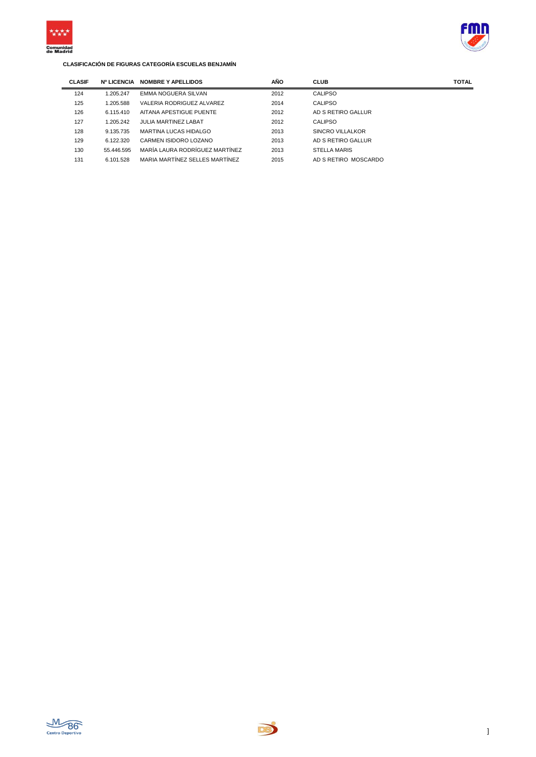**CLASIFICACIÓN DE FIGURAS CATEGORÍA ESCUELAS BENJAMÍN**

| CLASIF | Nº LICENCIA | NOMBRE Y APELLIDOS | AÑO | CLUB | TOTAL |
|---|---|---|---|---|---|
| 124 | 1.205.247 | EMMA NOGUERA SILVAN | 2012 | CALIPSO | |
| 125 | 1.205.588 | VALERIA RODRIGUEZ ALVAREZ | 2014 | CALIPSO | |
| 126 | 6.115.410 | AITANA APESTIGUE PUENTE | 2012 | AD S RETIRO GALLUR | |
| 127 | 1.205.242 | JULIA MARTINEZ LABAT | 2012 | CALIPSO | |
| 128 | 9.135.735 | MARTINA LUCAS HIDALGO | 2013 | SINCRO VILLALKOR | |
| 129 | 6.122.320 | CARMEN ISIDORO LOZANO | 2013 | AD S RETIRO GALLUR | |
| 130 | 55.446.595 | MARÍA LAURA RODRÍGUEZ MARTÍNEZ | 2013 | STELLA MARIS | |
| 131 | 6.101.528 | MARIA MARTÍNEZ SELLES MARTÍNEZ | 2015 | AD S RETIRO MOSCARDO | |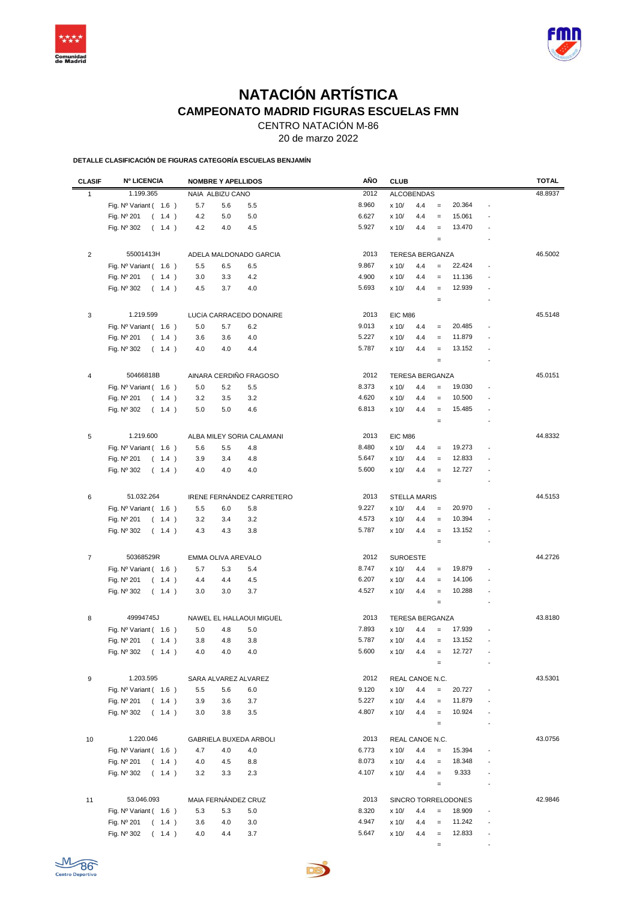# NATACIÓN ARTÍSTICA

## CAMPEONATO MADRID FIGURAS ESCUELAS FMN

CENTRO NATACIÓN M-86

20 de marzo 2022

**DETALLE CLASIFICACIÓN DE FIGURAS CATEGORÍA ESCUELAS BENJAMÍN**

| CLASIF | Nº LICENCIA | NOMBRE Y APELLIDOS | | | AÑO | CLUB | | | | | TOTAL |
|---|---|---|---|---|---|---|---|---|---|---|---|
| 1 | 1.199.365 | NAIA ALBIZU CANO | | | 2012 | ALCOBENDAS | | | | | 48.8937 |
| | Fig. Nº Variant ( 1.6 ) | 5.7 | 5.6 | 5.5 | 8.960 | x 10/ | 4.4 | = | 20.364 | - | |
| | Fig. Nº 201 ( 1.4 ) | 4.2 | 5.0 | 5.0 | 6.627 | x 10/ | 4.4 | = | 15.061 | - | |
| | Fig. Nº 302 ( 1.4 ) | 4.2 | 4.0 | 4.5 | 5.927 | x 10/ | 4.4 | = | 13.470 | - | |
| | | | | | | | | = | | - | |
| 2 | 55001413H | ADELA MALDONADO GARCIA | | | 2013 | TERESA BERGANZA | | | | | 46.5002 |
| | Fig. Nº Variant ( 1.6 ) | 5.5 | 6.5 | 6.5 | 9.867 | x 10/ | 4.4 | = | 22.424 | - | |
| | Fig. Nº 201 ( 1.4 ) | 3.0 | 3.3 | 4.2 | 4.900 | x 10/ | 4.4 | = | 11.136 | - | |
| | Fig. Nº 302 ( 1.4 ) | 4.5 | 3.7 | 4.0 | 5.693 | x 10/ | 4.4 | = | 12.939 | - | |
| | | | | | | | | = | | - | |
| 3 | 1.219.599 | LUCÍA CARRACEDO DONAIRE | | | 2013 | EIC M86 | | | | | 45.5148 |
| | Fig. Nº Variant ( 1.6 ) | 5.0 | 5.7 | 6.2 | 9.013 | x 10/ | 4.4 | = | 20.485 | - | |
| | Fig. Nº 201 ( 1.4 ) | 3.6 | 3.6 | 4.0 | 5.227 | x 10/ | 4.4 | = | 11.879 | - | |
| | Fig. Nº 302 ( 1.4 ) | 4.0 | 4.0 | 4.4 | 5.787 | x 10/ | 4.4 | = | 13.152 | - | |
| | | | | | | | | = | | - | |
| 4 | 50466818B | AINARA CERDIÑO FRAGOSO | | | 2012 | TERESA BERGANZA | | | | | 45.0151 |
| | Fig. Nº Variant ( 1.6 ) | 5.0 | 5.2 | 5.5 | 8.373 | x 10/ | 4.4 | = | 19.030 | - | |
| | Fig. Nº 201 ( 1.4 ) | 3.2 | 3.5 | 3.2 | 4.620 | x 10/ | 4.4 | = | 10.500 | - | |
| | Fig. Nº 302 ( 1.4 ) | 5.0 | 5.0 | 4.6 | 6.813 | x 10/ | 4.4 | = | 15.485 | - | |
| | | | | | | | | = | | - | |
| 5 | 1.219.600 | ALBA MILEY SORIA CALAMANI | | | 2013 | EIC M86 | | | | | 44.8332 |
| | Fig. Nº Variant ( 1.6 ) | 5.6 | 5.5 | 4.8 | 8.480 | x 10/ | 4.4 | = | 19.273 | - | |
| | Fig. Nº 201 ( 1.4 ) | 3.9 | 3.4 | 4.8 | 5.647 | x 10/ | 4.4 | = | 12.833 | - | |
| | Fig. Nº 302 ( 1.4 ) | 4.0 | 4.0 | 4.0 | 5.600 | x 10/ | 4.4 | = | 12.727 | - | |
| | | | | | | | | = | | - | |
| 6 | 51.032.264 | IRENE FERNÁNDEZ CARRETERO | | | 2013 | STELLA MARIS | | | | | 44.5153 |
| | Fig. Nº Variant ( 1.6 ) | 5.5 | 6.0 | 5.8 | 9.227 | x 10/ | 4.4 | = | 20.970 | - | |
| | Fig. Nº 201 ( 1.4 ) | 3.2 | 3.4 | 3.2 | 4.573 | x 10/ | 4.4 | = | 10.394 | - | |
| | Fig. Nº 302 ( 1.4 ) | 4.3 | 4.3 | 3.8 | 5.787 | x 10/ | 4.4 | = | 13.152 | - | |
| | | | | | | | | = | | - | |
| 7 | 50368529R | EMMA OLIVA AREVALO | | | 2012 | SUROESTE | | | | | 44.2726 |
| | Fig. Nº Variant ( 1.6 ) | 5.7 | 5.3 | 5.4 | 8.747 | x 10/ | 4.4 | = | 19.879 | - | |
| | Fig. Nº 201 ( 1.4 ) | 4.4 | 4.4 | 4.5 | 6.207 | x 10/ | 4.4 | = | 14.106 | - | |
| | Fig. Nº 302 ( 1.4 ) | 3.0 | 3.0 | 3.7 | 4.527 | x 10/ | 4.4 | = | 10.288 | - | |
| | | | | | | | | = | | - | |
| 8 | 49994745J | NAWEL EL HALLAOUI MIGUEL | | | 2013 | TERESA BERGANZA | | | | | 43.8180 |
| | Fig. Nº Variant ( 1.6 ) | 5.0 | 4.8 | 5.0 | 7.893 | x 10/ | 4.4 | = | 17.939 | - | |
| | Fig. Nº 201 ( 1.4 ) | 3.8 | 4.8 | 3.8 | 5.787 | x 10/ | 4.4 | = | 13.152 | - | |
| | Fig. Nº 302 ( 1.4 ) | 4.0 | 4.0 | 4.0 | 5.600 | x 10/ | 4.4 | = | 12.727 | - | |
| | | | | | | | | = | | - | |
| 9 | 1.203.595 | SARA ALVAREZ ALVAREZ | | | 2012 | REAL CANOE N.C. | | | | | 43.5301 |
| | Fig. Nº Variant ( 1.6 ) | 5.5 | 5.6 | 6.0 | 9.120 | x 10/ | 4.4 | = | 20.727 | - | |
| | Fig. Nº 201 ( 1.4 ) | 3.9 | 3.6 | 3.7 | 5.227 | x 10/ | 4.4 | = | 11.879 | - | |
| | Fig. Nº 302 ( 1.4 ) | 3.0 | 3.8 | 3.5 | 4.807 | x 10/ | 4.4 | = | 10.924 | - | |
| | | | | | | | | = | | - | |
| 10 | 1.220.046 | GABRIELA BUXEDA ARBOLI | | | 2013 | REAL CANOE N.C. | | | | | 43.0756 |
| | Fig. Nº Variant ( 1.6 ) | 4.7 | 4.0 | 4.0 | 6.773 | x 10/ | 4.4 | = | 15.394 | - | |
| | Fig. Nº 201 ( 1.4 ) | 4.0 | 4.5 | 8.8 | 8.073 | x 10/ | 4.4 | = | 18.348 | - | |
| | Fig. Nº 302 ( 1.4 ) | 3.2 | 3.3 | 2.3 | 4.107 | x 10/ | 4.4 | = | 9.333 | - | |
| | | | | | | | | = | | - | |
| 11 | 53.046.093 | MAIA FERNÁNDEZ CRUZ | | | 2013 | SINCRO TORRELODONES | | | | | 42.9846 |
| | Fig. Nº Variant ( 1.6 ) | 5.3 | 5.3 | 5.0 | 8.320 | x 10/ | 4.4 | = | 18.909 | - | |
| | Fig. Nº 201 ( 1.4 ) | 3.6 | 4.0 | 3.0 | 4.947 | x 10/ | 4.4 | = | 11.242 | - | |
| | Fig. Nº 302 ( 1.4 ) | 4.0 | 4.4 | 3.7 | 5.647 | x 10/ | 4.4 | = | 12.833 | - | |
| | | | | | | | | = | | - | |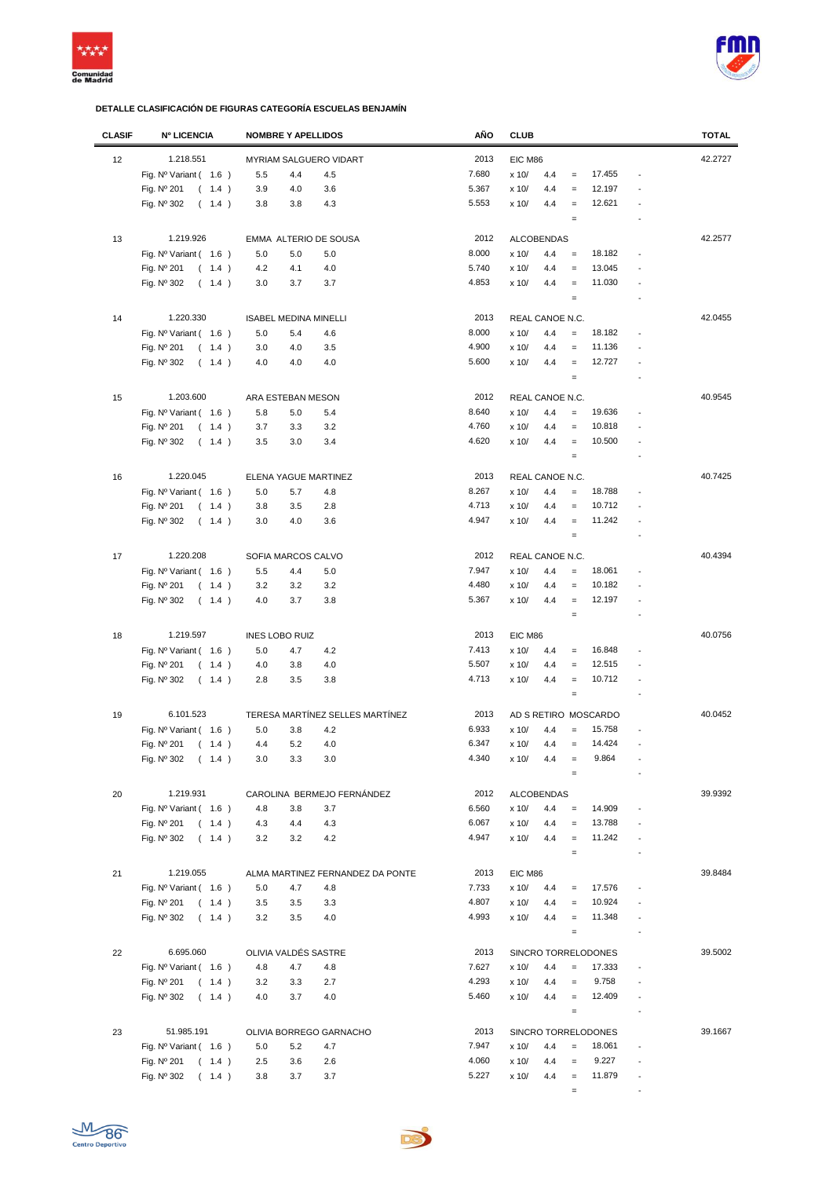**DETALLE CLASIFICACIÓN DE FIGURAS CATEGORÍA ESCUELAS BENJAMÍN**

| CLASIF | Nº LICENCIA | NOMBRE Y APELLIDOS | | | AÑO | CLUB | | | | | TOTAL |
|---|---|---|---|---|---|---|---|---|---|---|---|
| 12 | 1.218.551 | MYRIAM SALGUERO VIDART | | | 2013 | EIC M86 | | | | | 42.2727 |
| | Fig. Nº Variant ( 1.6 ) | 5.5 | 4.4 | 4.5 | 7.680 | x 10/ | 4.4 | = | 17.455 | - | |
| | Fig. Nº 201 ( 1.4 ) | 3.9 | 4.0 | 3.6 | 5.367 | x 10/ | 4.4 | = | 12.197 | - | |
| | Fig. Nº 302 ( 1.4 ) | 3.8 | 3.8 | 4.3 | 5.553 | x 10/ | 4.4 | = | 12.621 | - | |
| | | | | | | | | = | | - | |
| 13 | 1.219.926 | EMMA ALTERIO DE SOUSA | | | 2012 | ALCOBENDAS | | | | | 42.2577 |
| | Fig. Nº Variant ( 1.6 ) | 5.0 | 5.0 | 5.0 | 8.000 | x 10/ | 4.4 | = | 18.182 | - | |
| | Fig. Nº 201 ( 1.4 ) | 4.2 | 4.1 | 4.0 | 5.740 | x 10/ | 4.4 | = | 13.045 | - | |
| | Fig. Nº 302 ( 1.4 ) | 3.0 | 3.7 | 3.7 | 4.853 | x 10/ | 4.4 | = | 11.030 | - | |
| | | | | | | | | = | | - | |
| 14 | 1.220.330 | ISABEL MEDINA MINELLI | | | 2013 | REAL CANOE N.C. | | | | | 42.0455 |
| | Fig. Nº Variant ( 1.6 ) | 5.0 | 5.4 | 4.6 | 8.000 | x 10/ | 4.4 | = | 18.182 | - | |
| | Fig. Nº 201 ( 1.4 ) | 3.0 | 4.0 | 3.5 | 4.900 | x 10/ | 4.4 | = | 11.136 | - | |
| | Fig. Nº 302 ( 1.4 ) | 4.0 | 4.0 | 4.0 | 5.600 | x 10/ | 4.4 | = | 12.727 | - | |
| | | | | | | | | = | | - | |
| 15 | 1.203.600 | ARA ESTEBAN MESON | | | 2012 | REAL CANOE N.C. | | | | | 40.9545 |
| | Fig. Nº Variant ( 1.6 ) | 5.8 | 5.0 | 5.4 | 8.640 | x 10/ | 4.4 | = | 19.636 | - | |
| | Fig. Nº 201 ( 1.4 ) | 3.7 | 3.3 | 3.2 | 4.760 | x 10/ | 4.4 | = | 10.818 | - | |
| | Fig. Nº 302 ( 1.4 ) | 3.5 | 3.0 | 3.4 | 4.620 | x 10/ | 4.4 | = | 10.500 | - | |
| | | | | | | | | = | | - | |
| 16 | 1.220.045 | ELENA YAGUE MARTINEZ | | | 2013 | REAL CANOE N.C. | | | | | 40.7425 |
| | Fig. Nº Variant ( 1.6 ) | 5.0 | 5.7 | 4.8 | 8.267 | x 10/ | 4.4 | = | 18.788 | - | |
| | Fig. Nº 201 ( 1.4 ) | 3.8 | 3.5 | 2.8 | 4.713 | x 10/ | 4.4 | = | 10.712 | - | |
| | Fig. Nº 302 ( 1.4 ) | 3.0 | 4.0 | 3.6 | 4.947 | x 10/ | 4.4 | = | 11.242 | - | |
| | | | | | | | | = | | - | |
| 17 | 1.220.208 | SOFIA MARCOS CALVO | | | 2012 | REAL CANOE N.C. | | | | | 40.4394 |
| | Fig. Nº Variant ( 1.6 ) | 5.5 | 4.4 | 5.0 | 7.947 | x 10/ | 4.4 | = | 18.061 | - | |
| | Fig. Nº 201 ( 1.4 ) | 3.2 | 3.2 | 3.2 | 4.480 | x 10/ | 4.4 | = | 10.182 | - | |
| | Fig. Nº 302 ( 1.4 ) | 4.0 | 3.7 | 3.8 | 5.367 | x 10/ | 4.4 | = | 12.197 | - | |
| | | | | | | | | = | | - | |
| 18 | 1.219.597 | INES LOBO RUIZ | | | 2013 | EIC M86 | | | | | 40.0756 |
| | Fig. Nº Variant ( 1.6 ) | 5.0 | 4.7 | 4.2 | 7.413 | x 10/ | 4.4 | = | 16.848 | - | |
| | Fig. Nº 201 ( 1.4 ) | 4.0 | 3.8 | 4.0 | 5.507 | x 10/ | 4.4 | = | 12.515 | - | |
| | Fig. Nº 302 ( 1.4 ) | 2.8 | 3.5 | 3.8 | 4.713 | x 10/ | 4.4 | = | 10.712 | - | |
| | | | | | | | | = | | - | |
| 19 | 6.101.523 | TERESA MARTÍNEZ SELLES MARTÍNEZ | | | 2013 | AD S RETIRO MOSCARDO | | | | | 40.0452 |
| | Fig. Nº Variant ( 1.6 ) | 5.0 | 3.8 | 4.2 | 6.933 | x 10/ | 4.4 | = | 15.758 | - | |
| | Fig. Nº 201 ( 1.4 ) | 4.4 | 5.2 | 4.0 | 6.347 | x 10/ | 4.4 | = | 14.424 | - | |
| | Fig. Nº 302 ( 1.4 ) | 3.0 | 3.3 | 3.0 | 4.340 | x 10/ | 4.4 | = | 9.864 | - | |
| | | | | | | | | = | | - | |
| 20 | 1.219.931 | CAROLINA BERMEJO FERNÁNDEZ | | | 2012 | ALCOBENDAS | | | | | 39.9392 |
| | Fig. Nº Variant ( 1.6 ) | 4.8 | 3.8 | 3.7 | 6.560 | x 10/ | 4.4 | = | 14.909 | - | |
| | Fig. Nº 201 ( 1.4 ) | 4.3 | 4.4 | 4.3 | 6.067 | x 10/ | 4.4 | = | 13.788 | - | |
| | Fig. Nº 302 ( 1.4 ) | 3.2 | 3.2 | 4.2 | 4.947 | x 10/ | 4.4 | = | 11.242 | - | |
| | | | | | | | | = | | - | |
| 21 | 1.219.055 | ALMA MARTINEZ FERNANDEZ DA PONTE | | | 2013 | EIC M86 | | | | | 39.8484 |
| | Fig. Nº Variant ( 1.6 ) | 5.0 | 4.7 | 4.8 | 7.733 | x 10/ | 4.4 | = | 17.576 | - | |
| | Fig. Nº 201 ( 1.4 ) | 3.5 | 3.5 | 3.3 | 4.807 | x 10/ | 4.4 | = | 10.924 | - | |
| | Fig. Nº 302 ( 1.4 ) | 3.2 | 3.5 | 4.0 | 4.993 | x 10/ | 4.4 | = | 11.348 | - | |
| | | | | | | | | = | | - | |
| 22 | 6.695.060 | OLIVIA VALDÉS SASTRE | | | 2013 | SINCRO TORRELODONES | | | | | 39.5002 |
| | Fig. Nº Variant ( 1.6 ) | 4.8 | 4.7 | 4.8 | 7.627 | x 10/ | 4.4 | = | 17.333 | - | |
| | Fig. Nº 201 ( 1.4 ) | 3.2 | 3.3 | 2.7 | 4.293 | x 10/ | 4.4 | = | 9.758 | - | |
| | Fig. Nº 302 ( 1.4 ) | 4.0 | 3.7 | 4.0 | 5.460 | x 10/ | 4.4 | = | 12.409 | - | |
| | | | | | | | | = | | - | |
| 23 | 51.985.191 | OLIVIA BORREGO GARNACHO | | | 2013 | SINCRO TORRELODONES | | | | | 39.1667 |
| | Fig. Nº Variant ( 1.6 ) | 5.0 | 5.2 | 4.7 | 7.947 | x 10/ | 4.4 | = | 18.061 | - | |
| | Fig. Nº 201 ( 1.4 ) | 2.5 | 3.6 | 2.6 | 4.060 | x 10/ | 4.4 | = | 9.227 | - | |
| | Fig. Nº 302 ( 1.4 ) | 3.8 | 3.7 | 3.7 | 5.227 | x 10/ | 4.4 | = | 11.879 | - | |
| | | | | | | | | = | | - | |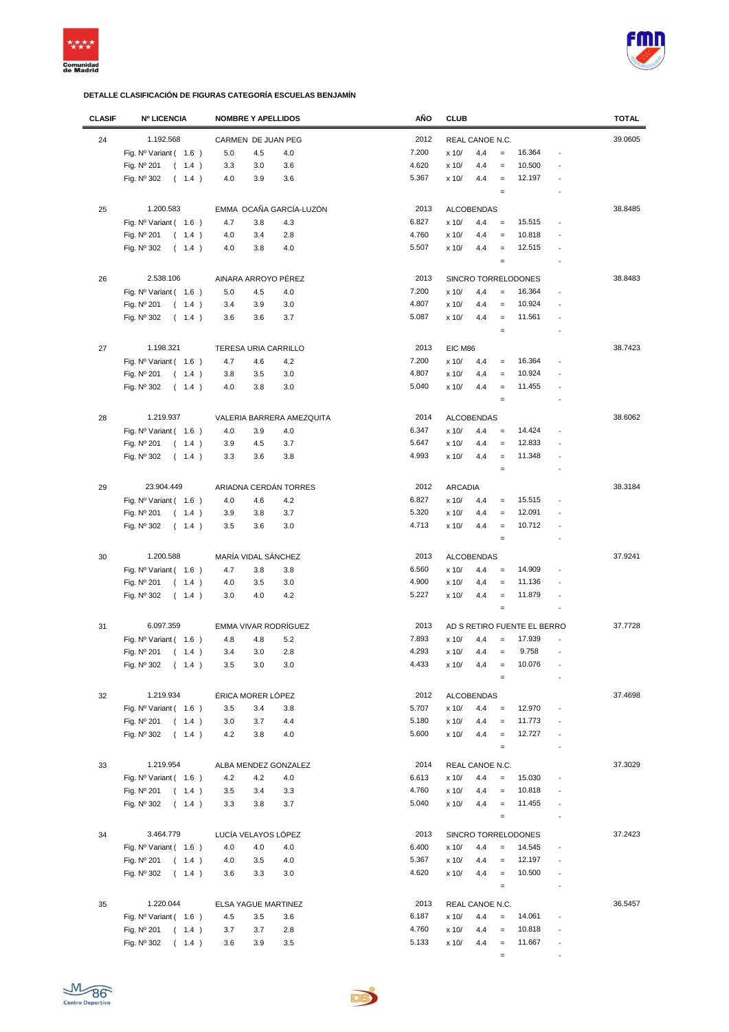### DETALLE CLASIFICACIÓN DE FIGURAS CATEGORÍA ESCUELAS BENJAMÍN

| CLASIF | Nº LICENCIA | NOMBRE Y APELLIDOS | | | AÑO | CLUB | | | | | TOTAL |
|---|---|---|---|---|---|---|---|---|---|---|---|
| 24 | 1.192.568 | CARMEN DE JUAN PEG | | | 2012 | REAL CANOE N.C. | | | | | 39.0605 |
| | Fig. Nº Variant ( 1.6 ) | 5.0 | 4.5 | 4.0 | 7.200 | x 10/ | 4.4 | = | 16.364 | - | |
| | Fig. Nº 201 ( 1.4 ) | 3.3 | 3.0 | 3.6 | 4.620 | x 10/ | 4.4 | = | 10.500 | - | |
| | Fig. Nº 302 ( 1.4 ) | 4.0 | 3.9 | 3.6 | 5.367 | x 10/ | 4.4 | = | 12.197 | - | |
| | | | | | | | | = | | - | |
| 25 | 1.200.583 | EMMA OCAÑA GARCÍA-LUZÓN | | | 2013 | ALCOBENDAS | | | | | 38.8485 |
| | Fig. Nº Variant ( 1.6 ) | 4.7 | 3.8 | 4.3 | 6.827 | x 10/ | 4.4 | = | 15.515 | - | |
| | Fig. Nº 201 ( 1.4 ) | 4.0 | 3.4 | 2.8 | 4.760 | x 10/ | 4.4 | = | 10.818 | - | |
| | Fig. Nº 302 ( 1.4 ) | 4.0 | 3.8 | 4.0 | 5.507 | x 10/ | 4.4 | = | 12.515 | - | |
| | | | | | | | | = | | - | |
| 26 | 2.538.106 | AINARA ARROYO PÉREZ | | | 2013 | SINCRO TORRELODONES | | | | | 38.8483 |
| | Fig. Nº Variant ( 1.6 ) | 5.0 | 4.5 | 4.0 | 7.200 | x 10/ | 4.4 | = | 16.364 | - | |
| | Fig. Nº 201 ( 1.4 ) | 3.4 | 3.9 | 3.0 | 4.807 | x 10/ | 4.4 | = | 10.924 | - | |
| | Fig. Nº 302 ( 1.4 ) | 3.6 | 3.6 | 3.7 | 5.087 | x 10/ | 4.4 | = | 11.561 | - | |
| | | | | | | | | = | | - | |
| 27 | 1.198.321 | TERESA URIA CARRILLO | | | 2013 | EIC M86 | | | | | 38.7423 |
| | Fig. Nº Variant ( 1.6 ) | 4.7 | 4.6 | 4.2 | 7.200 | x 10/ | 4.4 | = | 16.364 | - | |
| | Fig. Nº 201 ( 1.4 ) | 3.8 | 3.5 | 3.0 | 4.807 | x 10/ | 4.4 | = | 10.924 | - | |
| | Fig. Nº 302 ( 1.4 ) | 4.0 | 3.8 | 3.0 | 5.040 | x 10/ | 4.4 | = | 11.455 | - | |
| | | | | | | | | = | | - | |
| 28 | 1.219.937 | VALERIA BARRERA AMEZQUITA | | | 2014 | ALCOBENDAS | | | | | 38.6062 |
| | Fig. Nº Variant ( 1.6 ) | 4.0 | 3.9 | 4.0 | 6.347 | x 10/ | 4.4 | = | 14.424 | - | |
| | Fig. Nº 201 ( 1.4 ) | 3.9 | 4.5 | 3.7 | 5.647 | x 10/ | 4.4 | = | 12.833 | - | |
| | Fig. Nº 302 ( 1.4 ) | 3.3 | 3.6 | 3.8 | 4.993 | x 10/ | 4.4 | = | 11.348 | - | |
| | | | | | | | | = | | - | |
| 29 | 23.904.449 | ARIADNA CERDÁN TORRES | | | 2012 | ARCADIA | | | | | 38.3184 |
| | Fig. Nº Variant ( 1.6 ) | 4.0 | 4.6 | 4.2 | 6.827 | x 10/ | 4.4 | = | 15.515 | - | |
| | Fig. Nº 201 ( 1.4 ) | 3.9 | 3.8 | 3.7 | 5.320 | x 10/ | 4.4 | = | 12.091 | - | |
| | Fig. Nº 302 ( 1.4 ) | 3.5 | 3.6 | 3.0 | 4.713 | x 10/ | 4.4 | = | 10.712 | - | |
| | | | | | | | | = | | - | |
| 30 | 1.200.588 | MARÍA VIDAL SÁNCHEZ | | | 2013 | ALCOBENDAS | | | | | 37.9241 |
| | Fig. Nº Variant ( 1.6 ) | 4.7 | 3.8 | 3.8 | 6.560 | x 10/ | 4.4 | = | 14.909 | - | |
| | Fig. Nº 201 ( 1.4 ) | 4.0 | 3.5 | 3.0 | 4.900 | x 10/ | 4.4 | = | 11.136 | - | |
| | Fig. Nº 302 ( 1.4 ) | 3.0 | 4.0 | 4.2 | 5.227 | x 10/ | 4.4 | = | 11.879 | - | |
| | | | | | | | | = | | - | |
| 31 | 6.097.359 | EMMA VIVAR RODRÍGUEZ | | | 2013 | AD S RETIRO FUENTE EL BERRO | | | | | 37.7728 |
| | Fig. Nº Variant ( 1.6 ) | 4.8 | 4.8 | 5.2 | 7.893 | x 10/ | 4.4 | = | 17.939 | - | |
| | Fig. Nº 201 ( 1.4 ) | 3.4 | 3.0 | 2.8 | 4.293 | x 10/ | 4.4 | = | 9.758 | - | |
| | Fig. Nº 302 ( 1.4 ) | 3.5 | 3.0 | 3.0 | 4.433 | x 10/ | 4.4 | = | 10.076 | - | |
| | | | | | | | | = | | - | |
| 32 | 1.219.934 | ÉRICA MORER LÓPEZ | | | 2012 | ALCOBENDAS | | | | | 37.4698 |
| | Fig. Nº Variant ( 1.6 ) | 3.5 | 3.4 | 3.8 | 5.707 | x 10/ | 4.4 | = | 12.970 | - | |
| | Fig. Nº 201 ( 1.4 ) | 3.0 | 3.7 | 4.4 | 5.180 | x 10/ | 4.4 | = | 11.773 | - | |
| | Fig. Nº 302 ( 1.4 ) | 4.2 | 3.8 | 4.0 | 5.600 | x 10/ | 4.4 | = | 12.727 | - | |
| | | | | | | | | = | | - | |
| 33 | 1.219.954 | ALBA MENDEZ GONZALEZ | | | 2014 | REAL CANOE N.C. | | | | | 37.3029 |
| | Fig. Nº Variant ( 1.6 ) | 4.2 | 4.2 | 4.0 | 6.613 | x 10/ | 4.4 | = | 15.030 | - | |
| | Fig. Nº 201 ( 1.4 ) | 3.5 | 3.4 | 3.3 | 4.760 | x 10/ | 4.4 | = | 10.818 | - | |
| | Fig. Nº 302 ( 1.4 ) | 3.3 | 3.8 | 3.7 | 5.040 | x 10/ | 4.4 | = | 11.455 | - | |
| | | | | | | | | = | | - | |
| 34 | 3.464.779 | LUCÍA VELAYOS LÓPEZ | | | 2013 | SINCRO TORRELODONES | | | | | 37.2423 |
| | Fig. Nº Variant ( 1.6 ) | 4.0 | 4.0 | 4.0 | 6.400 | x 10/ | 4.4 | = | 14.545 | - | |
| | Fig. Nº 201 ( 1.4 ) | 4.0 | 3.5 | 4.0 | 5.367 | x 10/ | 4.4 | = | 12.197 | - | |
| | Fig. Nº 302 ( 1.4 ) | 3.6 | 3.3 | 3.0 | 4.620 | x 10/ | 4.4 | = | 10.500 | - | |
| | | | | | | | | = | | - | |
| 35 | 1.220.044 | ELSA YAGUE MARTINEZ | | | 2013 | REAL CANOE N.C. | | | | | 36.5457 |
| | Fig. Nº Variant ( 1.6 ) | 4.5 | 3.5 | 3.6 | 6.187 | x 10/ | 4.4 | = | 14.061 | - | |
| | Fig. Nº 201 ( 1.4 ) | 3.7 | 3.7 | 2.8 | 4.760 | x 10/ | 4.4 | = | 10.818 | - | |
| | Fig. Nº 302 ( 1.4 ) | 3.6 | 3.9 | 3.5 | 5.133 | x 10/ | 4.4 | = | 11.667 | - | |
| | | | | | | | | = | | - | |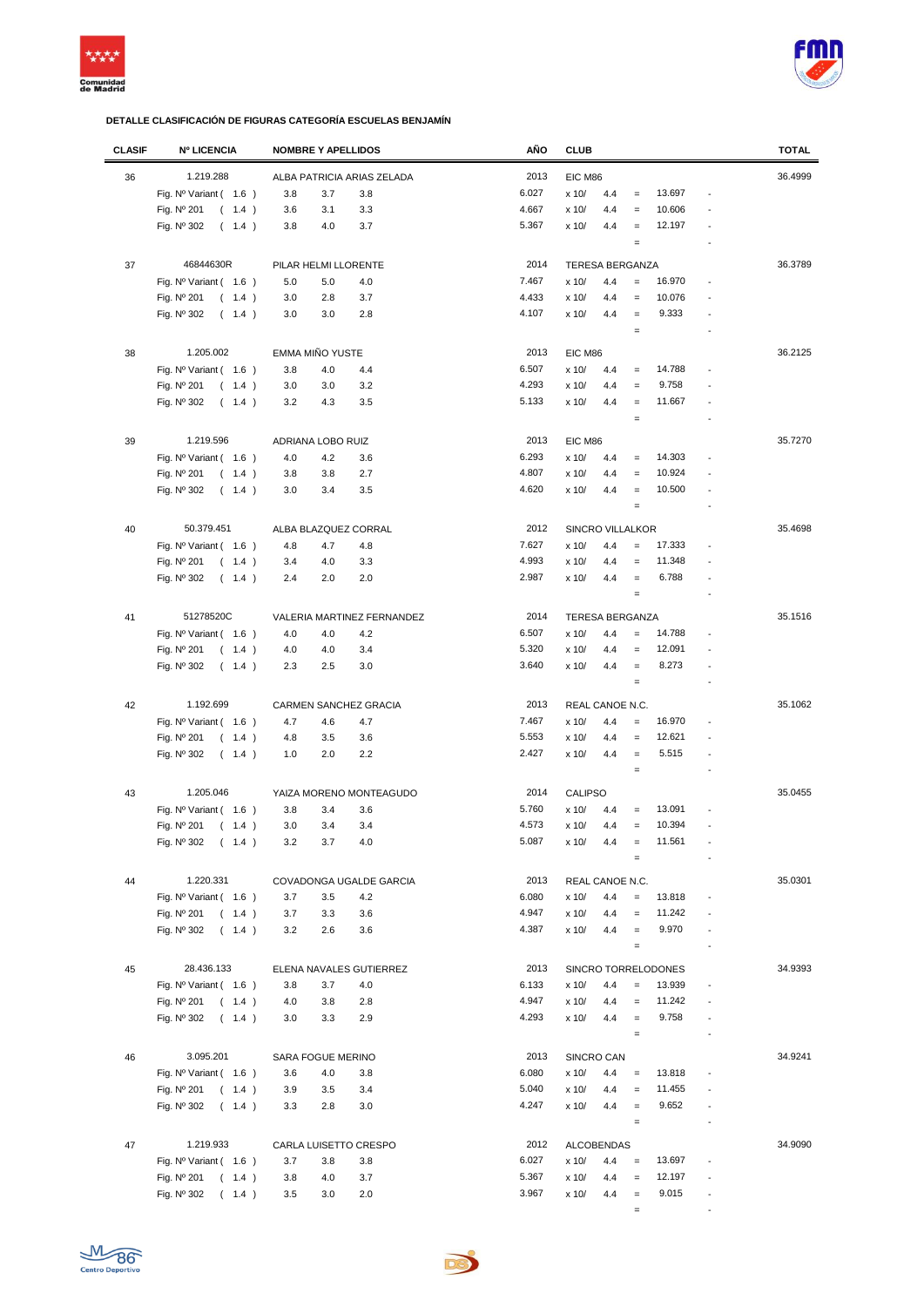**DETALLE CLASIFICACIÓN DE FIGURAS CATEGORÍA ESCUELAS BENJAMÍN**

| CLASIF | Nº LICENCIA | NOMBRE Y APELLIDOS | | | AÑO | CLUB | | | | | TOTAL |
|---|---|---|---|---|---|---|---|---|---|---|---|
| 36 | 1.219.288 | ALBA PATRICIA ARIAS ZELADA | | | 2013 | EIC M86 | | | | | 36.4999 |
| | Fig. Nº Variant ( 1.6 ) | 3.8 | 3.7 | 3.8 | 6.027 | x 10/ | 4.4 | = | 13.697 | - | |
| | Fig. Nº 201 ( 1.4 ) | 3.6 | 3.1 | 3.3 | 4.667 | x 10/ | 4.4 | = | 10.606 | - | |
| | Fig. Nº 302 ( 1.4 ) | 3.8 | 4.0 | 3.7 | 5.367 | x 10/ | 4.4 | = | 12.197 | - | |
| | | | | | | | | = | | - | |
| 37 | 46844630R | PILAR HELMI LLORENTE | | | 2014 | TERESA BERGANZA | | | | | 36.3789 |
| | Fig. Nº Variant ( 1.6 ) | 5.0 | 5.0 | 4.0 | 7.467 | x 10/ | 4.4 | = | 16.970 | - | |
| | Fig. Nº 201 ( 1.4 ) | 3.0 | 2.8 | 3.7 | 4.433 | x 10/ | 4.4 | = | 10.076 | - | |
| | Fig. Nº 302 ( 1.4 ) | 3.0 | 3.0 | 2.8 | 4.107 | x 10/ | 4.4 | = | 9.333 | - | |
| | | | | | | | | = | | - | |
| 38 | 1.205.002 | EMMA MIÑO YUSTE | | | 2013 | EIC M86 | | | | | 36.2125 |
| | Fig. Nº Variant ( 1.6 ) | 3.8 | 4.0 | 4.4 | 6.507 | x 10/ | 4.4 | = | 14.788 | - | |
| | Fig. Nº 201 ( 1.4 ) | 3.0 | 3.0 | 3.2 | 4.293 | x 10/ | 4.4 | = | 9.758 | - | |
| | Fig. Nº 302 ( 1.4 ) | 3.2 | 4.3 | 3.5 | 5.133 | x 10/ | 4.4 | = | 11.667 | - | |
| | | | | | | | | = | | - | |
| 39 | 1.219.596 | ADRIANA LOBO RUIZ | | | 2013 | EIC M86 | | | | | 35.7270 |
| | Fig. Nº Variant ( 1.6 ) | 4.0 | 4.2 | 3.6 | 6.293 | x 10/ | 4.4 | = | 14.303 | - | |
| | Fig. Nº 201 ( 1.4 ) | 3.8 | 3.8 | 2.7 | 4.807 | x 10/ | 4.4 | = | 10.924 | - | |
| | Fig. Nº 302 ( 1.4 ) | 3.0 | 3.4 | 3.5 | 4.620 | x 10/ | 4.4 | = | 10.500 | - | |
| | | | | | | | | = | | - | |
| 40 | 50.379.451 | ALBA BLAZQUEZ CORRAL | | | 2012 | SINCRO VILLALKOR | | | | | 35.4698 |
| | Fig. Nº Variant ( 1.6 ) | 4.8 | 4.7 | 4.8 | 7.627 | x 10/ | 4.4 | = | 17.333 | - | |
| | Fig. Nº 201 ( 1.4 ) | 3.4 | 4.0 | 3.3 | 4.993 | x 10/ | 4.4 | = | 11.348 | - | |
| | Fig. Nº 302 ( 1.4 ) | 2.4 | 2.0 | 2.0 | 2.987 | x 10/ | 4.4 | = | 6.788 | - | |
| | | | | | | | | = | | - | |
| 41 | 51278520C | VALERIA MARTINEZ FERNANDEZ | | | 2014 | TERESA BERGANZA | | | | | 35.1516 |
| | Fig. Nº Variant ( 1.6 ) | 4.0 | 4.0 | 4.2 | 6.507 | x 10/ | 4.4 | = | 14.788 | - | |
| | Fig. Nº 201 ( 1.4 ) | 4.0 | 4.0 | 3.4 | 5.320 | x 10/ | 4.4 | = | 12.091 | - | |
| | Fig. Nº 302 ( 1.4 ) | 2.3 | 2.5 | 3.0 | 3.640 | x 10/ | 4.4 | = | 8.273 | - | |
| | | | | | | | | = | | - | |
| 42 | 1.192.699 | CARMEN SANCHEZ GRACIA | | | 2013 | REAL CANOE N.C. | | | | | 35.1062 |
| | Fig. Nº Variant ( 1.6 ) | 4.7 | 4.6 | 4.7 | 7.467 | x 10/ | 4.4 | = | 16.970 | - | |
| | Fig. Nº 201 ( 1.4 ) | 4.8 | 3.5 | 3.6 | 5.553 | x 10/ | 4.4 | = | 12.621 | - | |
| | Fig. Nº 302 ( 1.4 ) | 1.0 | 2.0 | 2.2 | 2.427 | x 10/ | 4.4 | = | 5.515 | - | |
| | | | | | | | | = | | - | |
| 43 | 1.205.046 | YAIZA MORENO MONTEAGUDO | | | 2014 | CALIPSO | | | | | 35.0455 |
| | Fig. Nº Variant ( 1.6 ) | 3.8 | 3.4 | 3.6 | 5.760 | x 10/ | 4.4 | = | 13.091 | - | |
| | Fig. Nº 201 ( 1.4 ) | 3.0 | 3.4 | 3.4 | 4.573 | x 10/ | 4.4 | = | 10.394 | - | |
| | Fig. Nº 302 ( 1.4 ) | 3.2 | 3.7 | 4.0 | 5.087 | x 10/ | 4.4 | = | 11.561 | - | |
| | | | | | | | | = | | - | |
| 44 | 1.220.331 | COVADONGA UGALDE GARCIA | | | 2013 | REAL CANOE N.C. | | | | | 35.0301 |
| | Fig. Nº Variant ( 1.6 ) | 3.7 | 3.5 | 4.2 | 6.080 | x 10/ | 4.4 | = | 13.818 | - | |
| | Fig. Nº 201 ( 1.4 ) | 3.7 | 3.3 | 3.6 | 4.947 | x 10/ | 4.4 | = | 11.242 | - | |
| | Fig. Nº 302 ( 1.4 ) | 3.2 | 2.6 | 3.6 | 4.387 | x 10/ | 4.4 | = | 9.970 | - | |
| | | | | | | | | = | | - | |
| 45 | 28.436.133 | ELENA NAVALES GUTIERREZ | | | 2013 | SINCRO TORRELODONES | | | | | 34.9393 |
| | Fig. Nº Variant ( 1.6 ) | 3.8 | 3.7 | 4.0 | 6.133 | x 10/ | 4.4 | = | 13.939 | - | |
| | Fig. Nº 201 ( 1.4 ) | 4.0 | 3.8 | 2.8 | 4.947 | x 10/ | 4.4 | = | 11.242 | - | |
| | Fig. Nº 302 ( 1.4 ) | 3.0 | 3.3 | 2.9 | 4.293 | x 10/ | 4.4 | = | 9.758 | - | |
| | | | | | | | | = | | - | |
| 46 | 3.095.201 | SARA FOGUE MERINO | | | 2013 | SINCRO CAN | | | | | 34.9241 |
| | Fig. Nº Variant ( 1.6 ) | 3.6 | 4.0 | 3.8 | 6.080 | x 10/ | 4.4 | = | 13.818 | - | |
| | Fig. Nº 201 ( 1.4 ) | 3.9 | 3.5 | 3.4 | 5.040 | x 10/ | 4.4 | = | 11.455 | - | |
| | Fig. Nº 302 ( 1.4 ) | 3.3 | 2.8 | 3.0 | 4.247 | x 10/ | 4.4 | = | 9.652 | - | |
| | | | | | | | | = | | - | |
| 47 | 1.219.933 | CARLA LUISETTO CRESPO | | | 2012 | ALCOBENDAS | | | | | 34.9090 |
| | Fig. Nº Variant ( 1.6 ) | 3.7 | 3.8 | 3.8 | 6.027 | x 10/ | 4.4 | = | 13.697 | - | |
| | Fig. Nº 201 ( 1.4 ) | 3.8 | 4.0 | 3.7 | 5.367 | x 10/ | 4.4 | = | 12.197 | - | |
| | Fig. Nº 302 ( 1.4 ) | 3.5 | 3.0 | 2.0 | 3.967 | x 10/ | 4.4 | = | 9.015 | - | |
| | | | | | | | | = | | - | |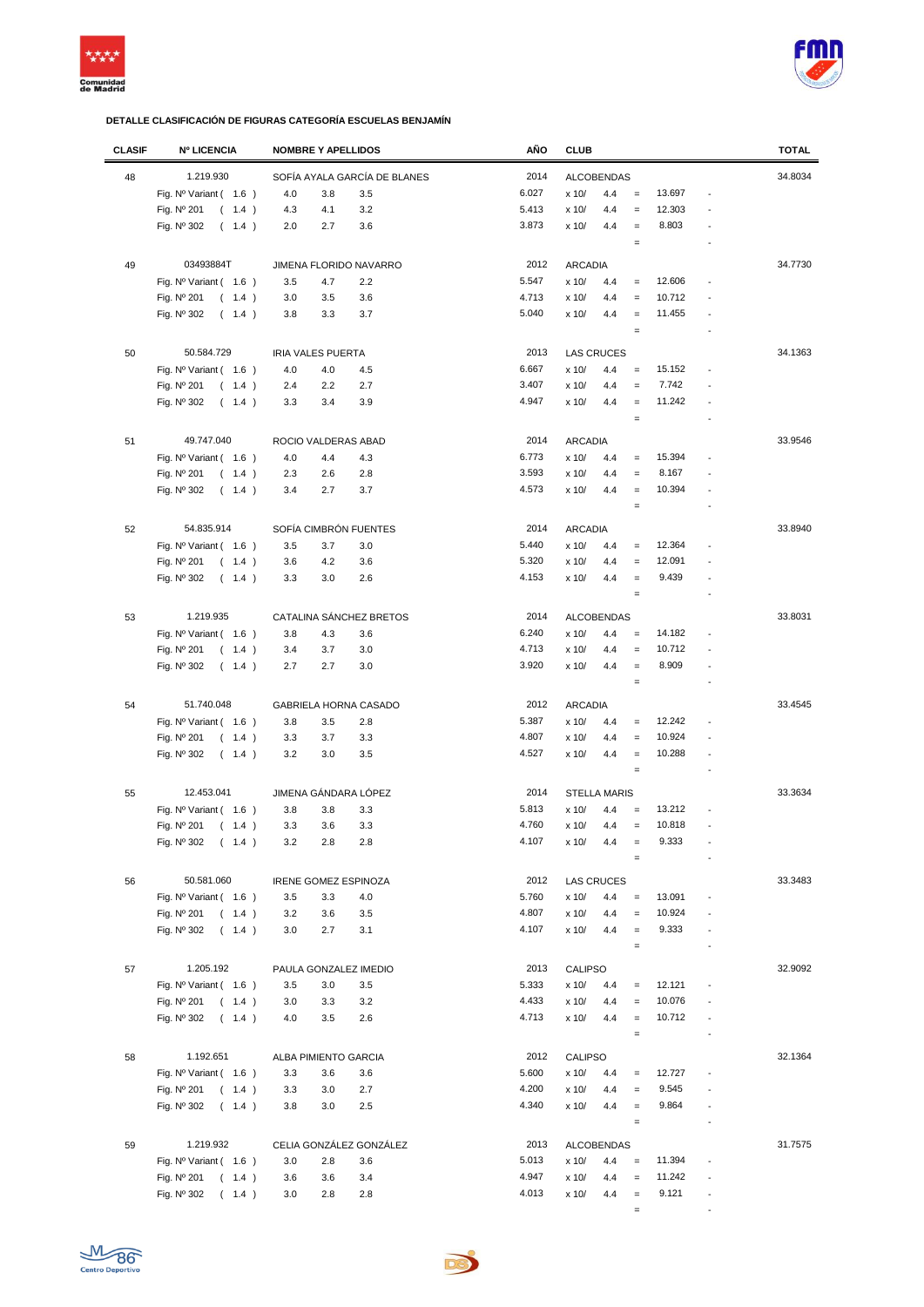**DETALLE CLASIFICACIÓN DE FIGURAS CATEGORÍA ESCUELAS BENJAMÍN**

| CLASIF | Nº LICENCIA | NOMBRE Y APELLIDOS | | | AÑO | CLUB | | | | | TOTAL |
|---|---|---|---|---|---|---|---|---|---|---|---|
| 48 | 1.219.930 | SOFÍA AYALA GARCÍA DE BLANES | | | 2014 | ALCOBENDAS | | | | | 34.8034 |
| | Fig. Nº Variant ( 1.6 ) | 4.0 | 3.8 | 3.5 | 6.027 | x 10/ | 4.4 | = | 13.697 | - | |
| | Fig. Nº 201 ( 1.4 ) | 4.3 | 4.1 | 3.2 | 5.413 | x 10/ | 4.4 | = | 12.303 | - | |
| | Fig. Nº 302 ( 1.4 ) | 2.0 | 2.7 | 3.6 | 3.873 | x 10/ | 4.4 | = | 8.803 | - | |
| | | | | | | | | = | | - | |
| 49 | 03493884T | JIMENA FLORIDO NAVARRO | | | 2012 | ARCADIA | | | | | 34.7730 |
| | Fig. Nº Variant ( 1.6 ) | 3.5 | 4.7 | 2.2 | 5.547 | x 10/ | 4.4 | = | 12.606 | - | |
| | Fig. Nº 201 ( 1.4 ) | 3.0 | 3.5 | 3.6 | 4.713 | x 10/ | 4.4 | = | 10.712 | - | |
| | Fig. Nº 302 ( 1.4 ) | 3.8 | 3.3 | 3.7 | 5.040 | x 10/ | 4.4 | = | 11.455 | - | |
| | | | | | | | | = | | - | |
| 50 | 50.584.729 | IRIA VALES PUERTA | | | 2013 | LAS CRUCES | | | | | 34.1363 |
| | Fig. Nº Variant ( 1.6 ) | 4.0 | 4.0 | 4.5 | 6.667 | x 10/ | 4.4 | = | 15.152 | - | |
| | Fig. Nº 201 ( 1.4 ) | 2.4 | 2.2 | 2.7 | 3.407 | x 10/ | 4.4 | = | 7.742 | - | |
| | Fig. Nº 302 ( 1.4 ) | 3.3 | 3.4 | 3.9 | 4.947 | x 10/ | 4.4 | = | 11.242 | - | |
| | | | | | | | | = | | - | |
| 51 | 49.747.040 | ROCIO VALDERAS ABAD | | | 2014 | ARCADIA | | | | | 33.9546 |
| | Fig. Nº Variant ( 1.6 ) | 4.0 | 4.4 | 4.3 | 6.773 | x 10/ | 4.4 | = | 15.394 | - | |
| | Fig. Nº 201 ( 1.4 ) | 2.3 | 2.6 | 2.8 | 3.593 | x 10/ | 4.4 | = | 8.167 | - | |
| | Fig. Nº 302 ( 1.4 ) | 3.4 | 2.7 | 3.7 | 4.573 | x 10/ | 4.4 | = | 10.394 | - | |
| | | | | | | | | = | | - | |
| 52 | 54.835.914 | SOFÍA CIMBRÓN FUENTES | | | 2014 | ARCADIA | | | | | 33.8940 |
| | Fig. Nº Variant ( 1.6 ) | 3.5 | 3.7 | 3.0 | 5.440 | x 10/ | 4.4 | = | 12.364 | - | |
| | Fig. Nº 201 ( 1.4 ) | 3.6 | 4.2 | 3.6 | 5.320 | x 10/ | 4.4 | = | 12.091 | - | |
| | Fig. Nº 302 ( 1.4 ) | 3.3 | 3.0 | 2.6 | 4.153 | x 10/ | 4.4 | = | 9.439 | - | |
| | | | | | | | | = | | - | |
| 53 | 1.219.935 | CATALINA SÁNCHEZ BRETOS | | | 2014 | ALCOBENDAS | | | | | 33.8031 |
| | Fig. Nº Variant ( 1.6 ) | 3.8 | 4.3 | 3.6 | 6.240 | x 10/ | 4.4 | = | 14.182 | - | |
| | Fig. Nº 201 ( 1.4 ) | 3.4 | 3.7 | 3.0 | 4.713 | x 10/ | 4.4 | = | 10.712 | - | |
| | Fig. Nº 302 ( 1.4 ) | 2.7 | 2.7 | 3.0 | 3.920 | x 10/ | 4.4 | = | 8.909 | - | |
| | | | | | | | | = | | - | |
| 54 | 51.740.048 | GABRIELA HORNA CASADO | | | 2012 | ARCADIA | | | | | 33.4545 |
| | Fig. Nº Variant ( 1.6 ) | 3.8 | 3.5 | 2.8 | 5.387 | x 10/ | 4.4 | = | 12.242 | - | |
| | Fig. Nº 201 ( 1.4 ) | 3.3 | 3.7 | 3.3 | 4.807 | x 10/ | 4.4 | = | 10.924 | - | |
| | Fig. Nº 302 ( 1.4 ) | 3.2 | 3.0 | 3.5 | 4.527 | x 10/ | 4.4 | = | 10.288 | - | |
| | | | | | | | | = | | - | |
| 55 | 12.453.041 | JIMENA GÁNDARA LÓPEZ | | | 2014 | STELLA MARIS | | | | | 33.3634 |
| | Fig. Nº Variant ( 1.6 ) | 3.8 | 3.8 | 3.3 | 5.813 | x 10/ | 4.4 | = | 13.212 | - | |
| | Fig. Nº 201 ( 1.4 ) | 3.3 | 3.6 | 3.3 | 4.760 | x 10/ | 4.4 | = | 10.818 | - | |
| | Fig. Nº 302 ( 1.4 ) | 3.2 | 2.8 | 2.8 | 4.107 | x 10/ | 4.4 | = | 9.333 | - | |
| | | | | | | | | = | | - | |
| 56 | 50.581.060 | IRENE GOMEZ ESPINOZA | | | 2012 | LAS CRUCES | | | | | 33.3483 |
| | Fig. Nº Variant ( 1.6 ) | 3.5 | 3.3 | 4.0 | 5.760 | x 10/ | 4.4 | = | 13.091 | - | |
| | Fig. Nº 201 ( 1.4 ) | 3.2 | 3.6 | 3.5 | 4.807 | x 10/ | 4.4 | = | 10.924 | - | |
| | Fig. Nº 302 ( 1.4 ) | 3.0 | 2.7 | 3.1 | 4.107 | x 10/ | 4.4 | = | 9.333 | - | |
| | | | | | | | | = | | - | |
| 57 | 1.205.192 | PAULA GONZALEZ IMEDIO | | | 2013 | CALIPSO | | | | | 32.9092 |
| | Fig. Nº Variant ( 1.6 ) | 3.5 | 3.0 | 3.5 | 5.333 | x 10/ | 4.4 | = | 12.121 | - | |
| | Fig. Nº 201 ( 1.4 ) | 3.0 | 3.3 | 3.2 | 4.433 | x 10/ | 4.4 | = | 10.076 | - | |
| | Fig. Nº 302 ( 1.4 ) | 4.0 | 3.5 | 2.6 | 4.713 | x 10/ | 4.4 | = | 10.712 | - | |
| | | | | | | | | = | | - | |
| 58 | 1.192.651 | ALBA PIMIENTO GARCIA | | | 2012 | CALIPSO | | | | | 32.1364 |
| | Fig. Nº Variant ( 1.6 ) | 3.3 | 3.6 | 3.6 | 5.600 | x 10/ | 4.4 | = | 12.727 | - | |
| | Fig. Nº 201 ( 1.4 ) | 3.3 | 3.0 | 2.7 | 4.200 | x 10/ | 4.4 | = | 9.545 | - | |
| | Fig. Nº 302 ( 1.4 ) | 3.8 | 3.0 | 2.5 | 4.340 | x 10/ | 4.4 | = | 9.864 | - | |
| | | | | | | | | = | | - | |
| 59 | 1.219.932 | CELIA GONZÁLEZ GONZÁLEZ | | | 2013 | ALCOBENDAS | | | | | 31.7575 |
| | Fig. Nº Variant ( 1.6 ) | 3.0 | 2.8 | 3.6 | 5.013 | x 10/ | 4.4 | = | 11.394 | - | |
| | Fig. Nº 201 ( 1.4 ) | 3.6 | 3.6 | 3.4 | 4.947 | x 10/ | 4.4 | = | 11.242 | - | |
| | Fig. Nº 302 ( 1.4 ) | 3.0 | 2.8 | 2.8 | 4.013 | x 10/ | 4.4 | = | 9.121 | - | |
| | | | | | | | | = | | - | |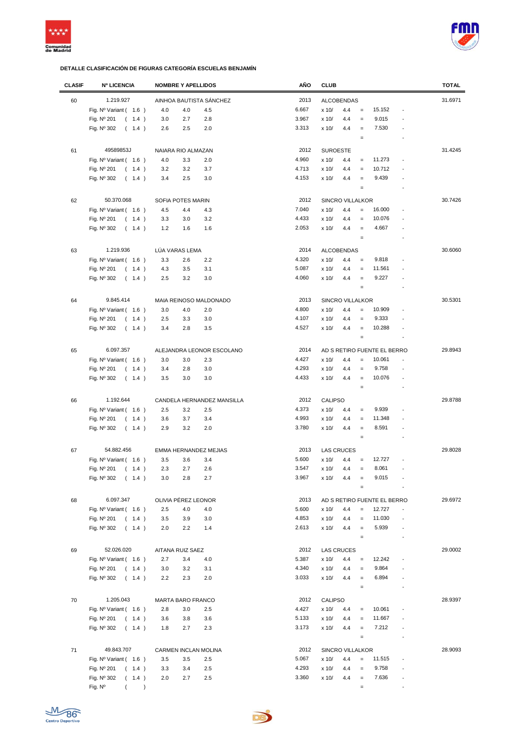### DETALLE CLASIFICACIÓN DE FIGURAS CATEGORÍA ESCUELAS BENJAMÍN

| CLASIF | Nº LICENCIA | NOMBRE Y APELLIDOS | | | AÑO | CLUB | | | | | TOTAL |
|---|---|---|---|---|---|---|---|---|---|---|---|
| 60 | 1.219.927 | AINHOA BAUTISTA SÁNCHEZ | | | 2013 | ALCOBENDAS | | | | | 31.6971 |
| | Fig. Nº Variant ( 1.6 ) | 4.0 | 4.0 | 4.5 | 6.667 | x 10/ | 4.4 | = | 15.152 | - | |
| | Fig. Nº 201 ( 1.4 ) | 3.0 | 2.7 | 2.8 | 3.967 | x 10/ | 4.4 | = | 9.015 | - | |
| | Fig. Nº 302 ( 1.4 ) | 2.6 | 2.5 | 2.0 | 3.313 | x 10/ | 4.4 | = | 7.530 | - | |
| | | | | | | | | = | | - | |
| 61 | 49589853J | NAIARA RIO ALMAZAN | | | 2012 | SUROESTE | | | | | 31.4245 |
| | Fig. Nº Variant ( 1.6 ) | 4.0 | 3.3 | 2.0 | 4.960 | x 10/ | 4.4 | = | 11.273 | - | |
| | Fig. Nº 201 ( 1.4 ) | 3.2 | 3.2 | 3.7 | 4.713 | x 10/ | 4.4 | = | 10.712 | - | |
| | Fig. Nº 302 ( 1.4 ) | 3.4 | 2.5 | 3.0 | 4.153 | x 10/ | 4.4 | = | 9.439 | - | |
| | | | | | | | | = | | - | |
| 62 | 50.370.068 | SOFIA POTES MARIN | | | 2012 | SINCRO VILLALKOR | | | | | 30.7426 |
| | Fig. Nº Variant ( 1.6 ) | 4.5 | 4.4 | 4.3 | 7.040 | x 10/ | 4.4 | = | 16.000 | - | |
| | Fig. Nº 201 ( 1.4 ) | 3.3 | 3.0 | 3.2 | 4.433 | x 10/ | 4.4 | = | 10.076 | - | |
| | Fig. Nº 302 ( 1.4 ) | 1.2 | 1.6 | 1.6 | 2.053 | x 10/ | 4.4 | = | 4.667 | - | |
| | | | | | | | | = | | - | |
| 63 | 1.219.936 | LÚA VARAS LEMA | | | 2014 | ALCOBENDAS | | | | | 30.6060 |
| | Fig. Nº Variant ( 1.6 ) | 3.3 | 2.6 | 2.2 | 4.320 | x 10/ | 4.4 | = | 9.818 | - | |
| | Fig. Nº 201 ( 1.4 ) | 4.3 | 3.5 | 3.1 | 5.087 | x 10/ | 4.4 | = | 11.561 | - | |
| | Fig. Nº 302 ( 1.4 ) | 2.5 | 3.2 | 3.0 | 4.060 | x 10/ | 4.4 | = | 9.227 | - | |
| | | | | | | | | = | | - | |
| 64 | 9.845.414 | MAIA REINOSO MALDONADO | | | 2013 | SINCRO VILLALKOR | | | | | 30.5301 |
| | Fig. Nº Variant ( 1.6 ) | 3.0 | 4.0 | 2.0 | 4.800 | x 10/ | 4.4 | = | 10.909 | - | |
| | Fig. Nº 201 ( 1.4 ) | 2.5 | 3.3 | 3.0 | 4.107 | x 10/ | 4.4 | = | 9.333 | - | |
| | Fig. Nº 302 ( 1.4 ) | 3.4 | 2.8 | 3.5 | 4.527 | x 10/ | 4.4 | = | 10.288 | - | |
| | | | | | | | | = | | - | |
| 65 | 6.097.357 | ALEJANDRA LEONOR ESCOLANO | | | 2014 | AD S RETIRO FUENTE EL BERRO | | | | | 29.8943 |
| | Fig. Nº Variant ( 1.6 ) | 3.0 | 3.0 | 2.3 | 4.427 | x 10/ | 4.4 | = | 10.061 | - | |
| | Fig. Nº 201 ( 1.4 ) | 3.4 | 2.8 | 3.0 | 4.293 | x 10/ | 4.4 | = | 9.758 | - | |
| | Fig. Nº 302 ( 1.4 ) | 3.5 | 3.0 | 3.0 | 4.433 | x 10/ | 4.4 | = | 10.076 | - | |
| | | | | | | | | = | | - | |
| 66 | 1.192.644 | CANDELA HERNANDEZ MANSILLA | | | 2012 | CALIPSO | | | | | 29.8788 |
| | Fig. Nº Variant ( 1.6 ) | 2.5 | 3.2 | 2.5 | 4.373 | x 10/ | 4.4 | = | 9.939 | - | |
| | Fig. Nº 201 ( 1.4 ) | 3.6 | 3.7 | 3.4 | 4.993 | x 10/ | 4.4 | = | 11.348 | - | |
| | Fig. Nº 302 ( 1.4 ) | 2.9 | 3.2 | 2.0 | 3.780 | x 10/ | 4.4 | = | 8.591 | - | |
| | | | | | | | | = | | - | |
| 67 | 54.882.456 | EMMA HERNANDEZ MEJIAS | | | 2013 | LAS CRUCES | | | | | 29.8028 |
| | Fig. Nº Variant ( 1.6 ) | 3.5 | 3.6 | 3.4 | 5.600 | x 10/ | 4.4 | = | 12.727 | - | |
| | Fig. Nº 201 ( 1.4 ) | 2.3 | 2.7 | 2.6 | 3.547 | x 10/ | 4.4 | = | 8.061 | - | |
| | Fig. Nº 302 ( 1.4 ) | 3.0 | 2.8 | 2.7 | 3.967 | x 10/ | 4.4 | = | 9.015 | - | |
| | | | | | | | | = | | - | |
| 68 | 6.097.347 | OLIVIA PÉREZ LEONOR | | | 2013 | AD S RETIRO FUENTE EL BERRO | | | | | 29.6972 |
| | Fig. Nº Variant ( 1.6 ) | 2.5 | 4.0 | 4.0 | 5.600 | x 10/ | 4.4 | = | 12.727 | - | |
| | Fig. Nº 201 ( 1.4 ) | 3.5 | 3.9 | 3.0 | 4.853 | x 10/ | 4.4 | = | 11.030 | - | |
| | Fig. Nº 302 ( 1.4 ) | 2.0 | 2.2 | 1.4 | 2.613 | x 10/ | 4.4 | = | 5.939 | - | |
| | | | | | | | | = | | - | |
| 69 | 52.026.020 | AITANA RUIZ SAEZ | | | 2012 | LAS CRUCES | | | | | 29.0002 |
| | Fig. Nº Variant ( 1.6 ) | 2.7 | 3.4 | 4.0 | 5.387 | x 10/ | 4.4 | = | 12.242 | - | |
| | Fig. Nº 201 ( 1.4 ) | 3.0 | 3.2 | 3.1 | 4.340 | x 10/ | 4.4 | = | 9.864 | - | |
| | Fig. Nº 302 ( 1.4 ) | 2.2 | 2.3 | 2.0 | 3.033 | x 10/ | 4.4 | = | 6.894 | - | |
| | | | | | | | | = | | - | |
| 70 | 1.205.043 | MARTA BARO FRANCO | | | 2012 | CALIPSO | | | | | 28.9397 |
| | Fig. Nº Variant ( 1.6 ) | 2.8 | 3.0 | 2.5 | 4.427 | x 10/ | 4.4 | = | 10.061 | - | |
| | Fig. Nº 201 ( 1.4 ) | 3.6 | 3.8 | 3.6 | 5.133 | x 10/ | 4.4 | = | 11.667 | - | |
| | Fig. Nº 302 ( 1.4 ) | 1.8 | 2.7 | 2.3 | 3.173 | x 10/ | 4.4 | = | 7.212 | - | |
| | | | | | | | | = | | - | |
| 71 | 49.843.707 | CARMEN INCLAN MOLINA | | | 2012 | SINCRO VILLALKOR | | | | | 28.9093 |
| | Fig. Nº Variant ( 1.6 ) | 3.5 | 3.5 | 2.5 | 5.067 | x 10/ | 4.4 | = | 11.515 | - | |
| | Fig. Nº 201 ( 1.4 ) | 3.3 | 3.4 | 2.5 | 4.293 | x 10/ | 4.4 | = | 9.758 | - | |
| | Fig. Nº 302 ( 1.4 ) | 2.0 | 2.7 | 2.5 | 3.360 | x 10/ | 4.4 | = | 7.636 | - | |
| | Fig. Nº ( ) | | | | | | | = | | - | |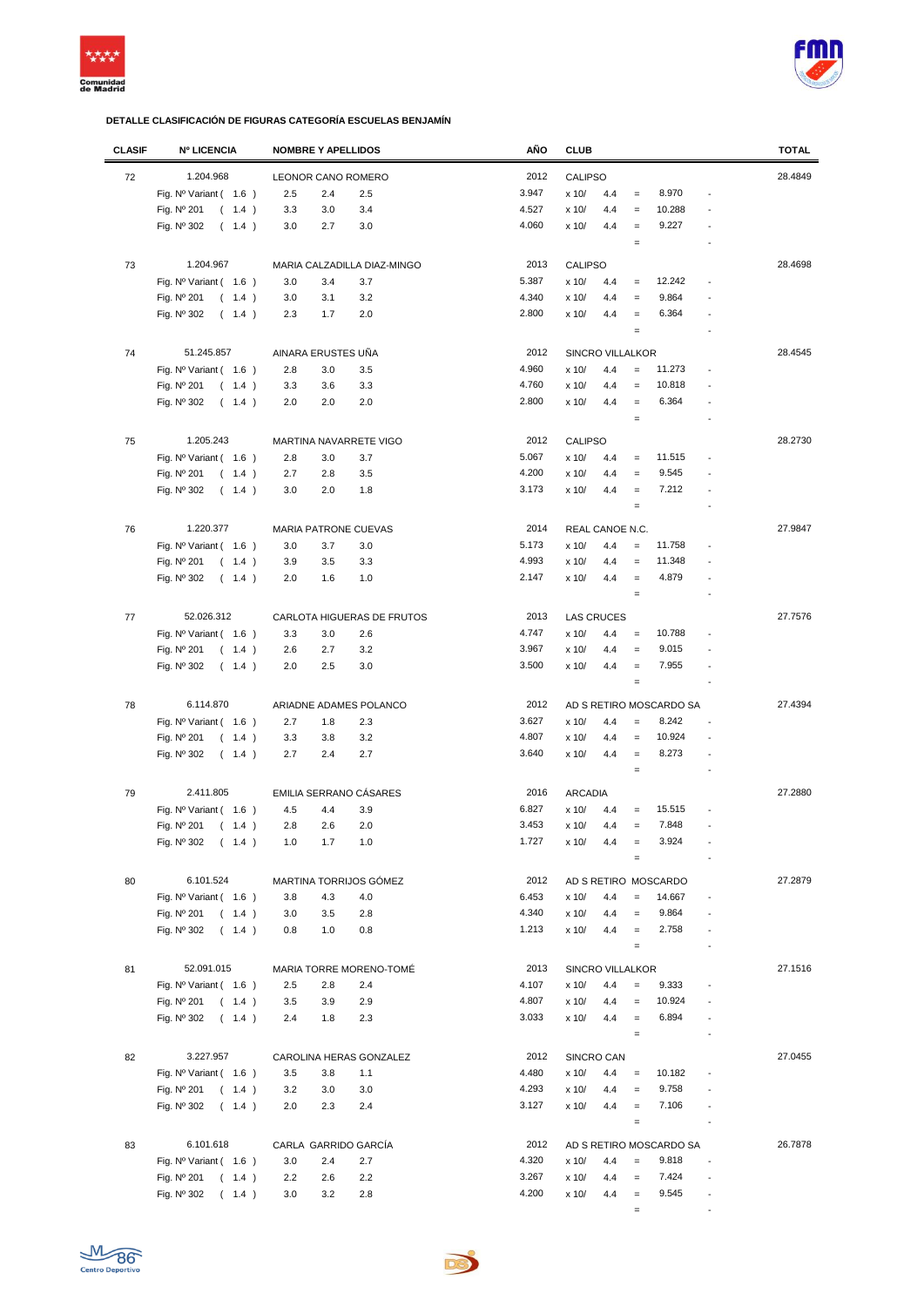**DETALLE CLASIFICACIÓN DE FIGURAS CATEGORÍA ESCUELAS BENJAMÍN**

| CLASIF | Nº LICENCIA | NOMBRE Y APELLIDOS | | | AÑO | CLUB | | | | | TOTAL |
|---|---|---|---|---|---|---|---|---|---|---|---|
| 72 | 1.204.968 | LEONOR CANO ROMERO | | | 2012 | CALIPSO | | | | | 28.4849 |
| | Fig. Nº Variant ( 1.6 ) | 2.5 | 2.4 | 2.5 | 3.947 | x 10/ | 4.4 | = | 8.970 | - | |
| | Fig. Nº 201 ( 1.4 ) | 3.3 | 3.0 | 3.4 | 4.527 | x 10/ | 4.4 | = | 10.288 | - | |
| | Fig. Nº 302 ( 1.4 ) | 3.0 | 2.7 | 3.0 | 4.060 | x 10/ | 4.4 | = | 9.227 | - | |
| | | | | | | | | = | | - | |
| 73 | 1.204.967 | MARIA CALZADILLA DIAZ-MINGO | | | 2013 | CALIPSO | | | | | 28.4698 |
| | Fig. Nº Variant ( 1.6 ) | 3.0 | 3.4 | 3.7 | 5.387 | x 10/ | 4.4 | = | 12.242 | - | |
| | Fig. Nº 201 ( 1.4 ) | 3.0 | 3.1 | 3.2 | 4.340 | x 10/ | 4.4 | = | 9.864 | - | |
| | Fig. Nº 302 ( 1.4 ) | 2.3 | 1.7 | 2.0 | 2.800 | x 10/ | 4.4 | = | 6.364 | - | |
| | | | | | | | | = | | - | |
| 74 | 51.245.857 | AINARA ERUSTES UÑA | | | 2012 | SINCRO VILLALKOR | | | | | 28.4545 |
| | Fig. Nº Variant ( 1.6 ) | 2.8 | 3.0 | 3.5 | 4.960 | x 10/ | 4.4 | = | 11.273 | - | |
| | Fig. Nº 201 ( 1.4 ) | 3.3 | 3.6 | 3.3 | 4.760 | x 10/ | 4.4 | = | 10.818 | - | |
| | Fig. Nº 302 ( 1.4 ) | 2.0 | 2.0 | 2.0 | 2.800 | x 10/ | 4.4 | = | 6.364 | - | |
| | | | | | | | | = | | - | |
| 75 | 1.205.243 | MARTINA NAVARRETE VIGO | | | 2012 | CALIPSO | | | | | 28.2730 |
| | Fig. Nº Variant ( 1.6 ) | 2.8 | 3.0 | 3.7 | 5.067 | x 10/ | 4.4 | = | 11.515 | - | |
| | Fig. Nº 201 ( 1.4 ) | 2.7 | 2.8 | 3.5 | 4.200 | x 10/ | 4.4 | = | 9.545 | - | |
| | Fig. Nº 302 ( 1.4 ) | 3.0 | 2.0 | 1.8 | 3.173 | x 10/ | 4.4 | = | 7.212 | - | |
| | | | | | | | | = | | - | |
| 76 | 1.220.377 | MARIA PATRONE CUEVAS | | | 2014 | REAL CANOE N.C. | | | | | 27.9847 |
| | Fig. Nº Variant ( 1.6 ) | 3.0 | 3.7 | 3.0 | 5.173 | x 10/ | 4.4 | = | 11.758 | - | |
| | Fig. Nº 201 ( 1.4 ) | 3.9 | 3.5 | 3.3 | 4.993 | x 10/ | 4.4 | = | 11.348 | - | |
| | Fig. Nº 302 ( 1.4 ) | 2.0 | 1.6 | 1.0 | 2.147 | x 10/ | 4.4 | = | 4.879 | - | |
| | | | | | | | | = | | - | |
| 77 | 52.026.312 | CARLOTA HIGUERAS DE FRUTOS | | | 2013 | LAS CRUCES | | | | | 27.7576 |
| | Fig. Nº Variant ( 1.6 ) | 3.3 | 3.0 | 2.6 | 4.747 | x 10/ | 4.4 | = | 10.788 | - | |
| | Fig. Nº 201 ( 1.4 ) | 2.6 | 2.7 | 3.2 | 3.967 | x 10/ | 4.4 | = | 9.015 | - | |
| | Fig. Nº 302 ( 1.4 ) | 2.0 | 2.5 | 3.0 | 3.500 | x 10/ | 4.4 | = | 7.955 | - | |
| | | | | | | | | = | | - | |
| 78 | 6.114.870 | ARIADNE ADAMES POLANCO | | | 2012 | AD S RETIRO MOSCARDO SA | | | | | 27.4394 |
| | Fig. Nº Variant ( 1.6 ) | 2.7 | 1.8 | 2.3 | 3.627 | x 10/ | 4.4 | = | 8.242 | - | |
| | Fig. Nº 201 ( 1.4 ) | 3.3 | 3.8 | 3.2 | 4.807 | x 10/ | 4.4 | = | 10.924 | - | |
| | Fig. Nº 302 ( 1.4 ) | 2.7 | 2.4 | 2.7 | 3.640 | x 10/ | 4.4 | = | 8.273 | - | |
| | | | | | | | | = | | - | |
| 79 | 2.411.805 | EMILIA SERRANO CÁSARES | | | 2016 | ARCADIA | | | | | 27.2880 |
| | Fig. Nº Variant ( 1.6 ) | 4.5 | 4.4 | 3.9 | 6.827 | x 10/ | 4.4 | = | 15.515 | - | |
| | Fig. Nº 201 ( 1.4 ) | 2.8 | 2.6 | 2.0 | 3.453 | x 10/ | 4.4 | = | 7.848 | - | |
| | Fig. Nº 302 ( 1.4 ) | 1.0 | 1.7 | 1.0 | 1.727 | x 10/ | 4.4 | = | 3.924 | - | |
| | | | | | | | | = | | - | |
| 80 | 6.101.524 | MARTINA TORRIJOS GÓMEZ | | | 2012 | AD S RETIRO MOSCARDO | | | | | 27.2879 |
| | Fig. Nº Variant ( 1.6 ) | 3.8 | 4.3 | 4.0 | 6.453 | x 10/ | 4.4 | = | 14.667 | - | |
| | Fig. Nº 201 ( 1.4 ) | 3.0 | 3.5 | 2.8 | 4.340 | x 10/ | 4.4 | = | 9.864 | - | |
| | Fig. Nº 302 ( 1.4 ) | 0.8 | 1.0 | 0.8 | 1.213 | x 10/ | 4.4 | = | 2.758 | - | |
| | | | | | | | | = | | - | |
| 81 | 52.091.015 | MARIA TORRE MORENO-TOMÉ | | | 2013 | SINCRO VILLALKOR | | | | | 27.1516 |
| | Fig. Nº Variant ( 1.6 ) | 2.5 | 2.8 | 2.4 | 4.107 | x 10/ | 4.4 | = | 9.333 | - | |
| | Fig. Nº 201 ( 1.4 ) | 3.5 | 3.9 | 2.9 | 4.807 | x 10/ | 4.4 | = | 10.924 | - | |
| | Fig. Nº 302 ( 1.4 ) | 2.4 | 1.8 | 2.3 | 3.033 | x 10/ | 4.4 | = | 6.894 | - | |
| | | | | | | | | = | | - | |
| 82 | 3.227.957 | CAROLINA HERAS GONZALEZ | | | 2012 | SINCRO CAN | | | | | 27.0455 |
| | Fig. Nº Variant ( 1.6 ) | 3.5 | 3.8 | 1.1 | 4.480 | x 10/ | 4.4 | = | 10.182 | - | |
| | Fig. Nº 201 ( 1.4 ) | 3.2 | 3.0 | 3.0 | 4.293 | x 10/ | 4.4 | = | 9.758 | - | |
| | Fig. Nº 302 ( 1.4 ) | 2.0 | 2.3 | 2.4 | 3.127 | x 10/ | 4.4 | = | 7.106 | - | |
| | | | | | | | | = | | - | |
| 83 | 6.101.618 | CARLA GARRIDO GARCÍA | | | 2012 | AD S RETIRO MOSCARDO SA | | | | | 26.7878 |
| | Fig. Nº Variant ( 1.6 ) | 3.0 | 2.4 | 2.7 | 4.320 | x 10/ | 4.4 | = | 9.818 | - | |
| | Fig. Nº 201 ( 1.4 ) | 2.2 | 2.6 | 2.2 | 3.267 | x 10/ | 4.4 | = | 7.424 | - | |
| | Fig. Nº 302 ( 1.4 ) | 3.0 | 3.2 | 2.8 | 4.200 | x 10/ | 4.4 | = | 9.545 | - | |
| | | | | | | | | = | | - | |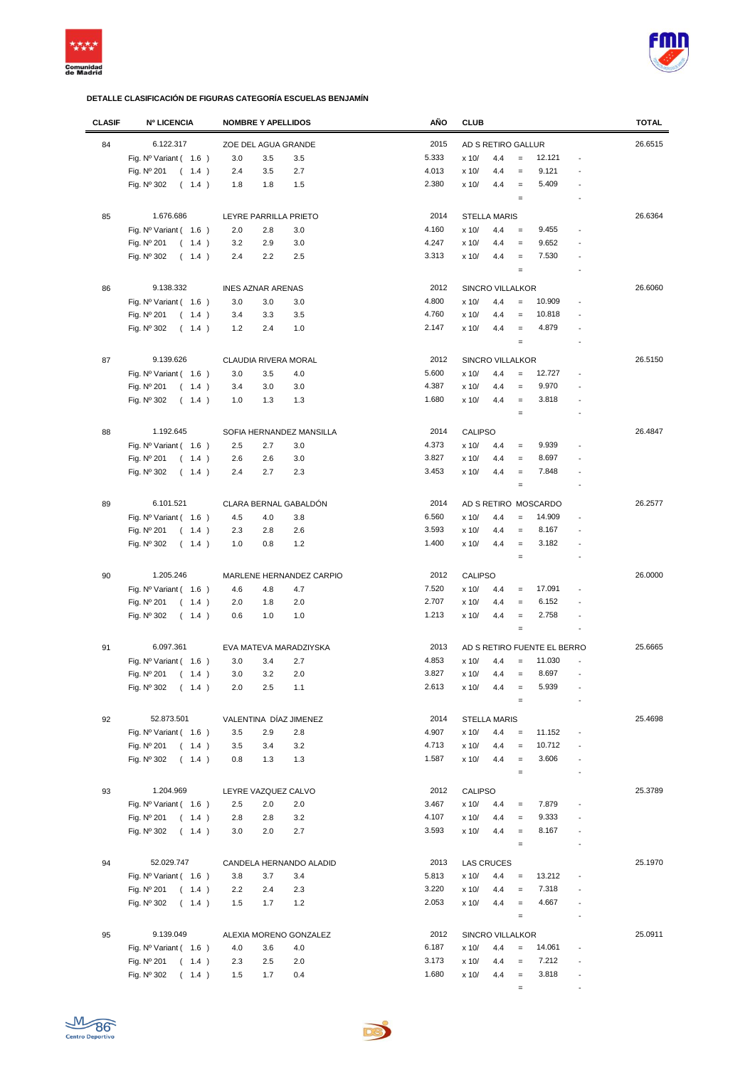### DETALLE CLASIFICACIÓN DE FIGURAS CATEGORÍA ESCUELAS BENJAMÍN

| CLASIF | Nº LICENCIA | NOMBRE Y APELLIDOS | | | AÑO | CLUB | | | | | TOTAL |
|---|---|---|---|---|---|---|---|---|---|---|---|
| 84 | 6.122.317 | ZOE DEL AGUA GRANDE | | | 2015 | AD S RETIRO GALLUR | | | | | 26.6515 |
| | Fig. Nº Variant ( 1.6 ) | 3.0 | 3.5 | 3.5 | 5.333 | x 10/ | 4.4 | = | 12.121 | - | |
| | Fig. Nº 201 ( 1.4 ) | 2.4 | 3.5 | 2.7 | 4.013 | x 10/ | 4.4 | = | 9.121 | - | |
| | Fig. Nº 302 ( 1.4 ) | 1.8 | 1.8 | 1.5 | 2.380 | x 10/ | 4.4 | = | 5.409 | - | |
| | | | | | | | | = | | - | |
| 85 | 1.676.686 | LEYRE PARRILLA PRIETO | | | 2014 | STELLA MARIS | | | | | 26.6364 |
| | Fig. Nº Variant ( 1.6 ) | 2.0 | 2.8 | 3.0 | 4.160 | x 10/ | 4.4 | = | 9.455 | - | |
| | Fig. Nº 201 ( 1.4 ) | 3.2 | 2.9 | 3.0 | 4.247 | x 10/ | 4.4 | = | 9.652 | - | |
| | Fig. Nº 302 ( 1.4 ) | 2.4 | 2.2 | 2.5 | 3.313 | x 10/ | 4.4 | = | 7.530 | - | |
| | | | | | | | | = | | - | |
| 86 | 9.138.332 | INES AZNAR ARENAS | | | 2012 | SINCRO VILLALKOR | | | | | 26.6060 |
| | Fig. Nº Variant ( 1.6 ) | 3.0 | 3.0 | 3.0 | 4.800 | x 10/ | 4.4 | = | 10.909 | - | |
| | Fig. Nº 201 ( 1.4 ) | 3.4 | 3.3 | 3.5 | 4.760 | x 10/ | 4.4 | = | 10.818 | - | |
| | Fig. Nº 302 ( 1.4 ) | 1.2 | 2.4 | 1.0 | 2.147 | x 10/ | 4.4 | = | 4.879 | - | |
| | | | | | | | | = | | - | |
| 87 | 9.139.626 | CLAUDIA RIVERA MORAL | | | 2012 | SINCRO VILLALKOR | | | | | 26.5150 |
| | Fig. Nº Variant ( 1.6 ) | 3.0 | 3.5 | 4.0 | 5.600 | x 10/ | 4.4 | = | 12.727 | - | |
| | Fig. Nº 201 ( 1.4 ) | 3.4 | 3.0 | 3.0 | 4.387 | x 10/ | 4.4 | = | 9.970 | - | |
| | Fig. Nº 302 ( 1.4 ) | 1.0 | 1.3 | 1.3 | 1.680 | x 10/ | 4.4 | = | 3.818 | - | |
| | | | | | | | | = | | - | |
| 88 | 1.192.645 | SOFIA HERNANDEZ MANSILLA | | | 2014 | CALIPSO | | | | | 26.4847 |
| | Fig. Nº Variant ( 1.6 ) | 2.5 | 2.7 | 3.0 | 4.373 | x 10/ | 4.4 | = | 9.939 | - | |
| | Fig. Nº 201 ( 1.4 ) | 2.6 | 2.6 | 3.0 | 3.827 | x 10/ | 4.4 | = | 8.697 | - | |
| | Fig. Nº 302 ( 1.4 ) | 2.4 | 2.7 | 2.3 | 3.453 | x 10/ | 4.4 | = | 7.848 | - | |
| | | | | | | | | = | | - | |
| 89 | 6.101.521 | CLARA BERNAL GABALDÓN | | | 2014 | AD S RETIRO MOSCARDO | | | | | 26.2577 |
| | Fig. Nº Variant ( 1.6 ) | 4.5 | 4.0 | 3.8 | 6.560 | x 10/ | 4.4 | = | 14.909 | - | |
| | Fig. Nº 201 ( 1.4 ) | 2.3 | 2.8 | 2.6 | 3.593 | x 10/ | 4.4 | = | 8.167 | - | |
| | Fig. Nº 302 ( 1.4 ) | 1.0 | 0.8 | 1.2 | 1.400 | x 10/ | 4.4 | = | 3.182 | - | |
| | | | | | | | | = | | - | |
| 90 | 1.205.246 | MARLENE HERNANDEZ CARPIO | | | 2012 | CALIPSO | | | | | 26.0000 |
| | Fig. Nº Variant ( 1.6 ) | 4.6 | 4.8 | 4.7 | 7.520 | x 10/ | 4.4 | = | 17.091 | - | |
| | Fig. Nº 201 ( 1.4 ) | 2.0 | 1.8 | 2.0 | 2.707 | x 10/ | 4.4 | = | 6.152 | - | |
| | Fig. Nº 302 ( 1.4 ) | 0.6 | 1.0 | 1.0 | 1.213 | x 10/ | 4.4 | = | 2.758 | - | |
| | | | | | | | | = | | - | |
| 91 | 6.097.361 | EVA MATEVA MARADZIYSKA | | | 2013 | AD S RETIRO FUENTE EL BERRO | | | | | 25.6665 |
| | Fig. Nº Variant ( 1.6 ) | 3.0 | 3.4 | 2.7 | 4.853 | x 10/ | 4.4 | = | 11.030 | - | |
| | Fig. Nº 201 ( 1.4 ) | 3.0 | 3.2 | 2.0 | 3.827 | x 10/ | 4.4 | = | 8.697 | - | |
| | Fig. Nº 302 ( 1.4 ) | 2.0 | 2.5 | 1.1 | 2.613 | x 10/ | 4.4 | = | 5.939 | - | |
| | | | | | | | | = | | - | |
| 92 | 52.873.501 | VALENTINA DÍAZ JIMENEZ | | | 2014 | STELLA MARIS | | | | | 25.4698 |
| | Fig. Nº Variant ( 1.6 ) | 3.5 | 2.9 | 2.8 | 4.907 | x 10/ | 4.4 | = | 11.152 | - | |
| | Fig. Nº 201 ( 1.4 ) | 3.5 | 3.4 | 3.2 | 4.713 | x 10/ | 4.4 | = | 10.712 | - | |
| | Fig. Nº 302 ( 1.4 ) | 0.8 | 1.3 | 1.3 | 1.587 | x 10/ | 4.4 | = | 3.606 | - | |
| | | | | | | | | = | | - | |
| 93 | 1.204.969 | LEYRE VAZQUEZ CALVO | | | 2012 | CALIPSO | | | | | 25.3789 |
| | Fig. Nº Variant ( 1.6 ) | 2.5 | 2.0 | 2.0 | 3.467 | x 10/ | 4.4 | = | 7.879 | - | |
| | Fig. Nº 201 ( 1.4 ) | 2.8 | 2.8 | 3.2 | 4.107 | x 10/ | 4.4 | = | 9.333 | - | |
| | Fig. Nº 302 ( 1.4 ) | 3.0 | 2.0 | 2.7 | 3.593 | x 10/ | 4.4 | = | 8.167 | - | |
| | | | | | | | | = | | - | |
| 94 | 52.029.747 | CANDELA HERNANDO ALADID | | | 2013 | LAS CRUCES | | | | | 25.1970 |
| | Fig. Nº Variant ( 1.6 ) | 3.8 | 3.7 | 3.4 | 5.813 | x 10/ | 4.4 | = | 13.212 | - | |
| | Fig. Nº 201 ( 1.4 ) | 2.2 | 2.4 | 2.3 | 3.220 | x 10/ | 4.4 | = | 7.318 | - | |
| | Fig. Nº 302 ( 1.4 ) | 1.5 | 1.7 | 1.2 | 2.053 | x 10/ | 4.4 | = | 4.667 | - | |
| | | | | | | | | = | | - | |
| 95 | 9.139.049 | ALEXIA MORENO GONZALEZ | | | 2012 | SINCRO VILLALKOR | | | | | 25.0911 |
| | Fig. Nº Variant ( 1.6 ) | 4.0 | 3.6 | 4.0 | 6.187 | x 10/ | 4.4 | = | 14.061 | - | |
| | Fig. Nº 201 ( 1.4 ) | 2.3 | 2.5 | 2.0 | 3.173 | x 10/ | 4.4 | = | 7.212 | - | |
| | Fig. Nº 302 ( 1.4 ) | 1.5 | 1.7 | 0.4 | 1.680 | x 10/ | 4.4 | = | 3.818 | - | |
| | | | | | | | | = | | - | |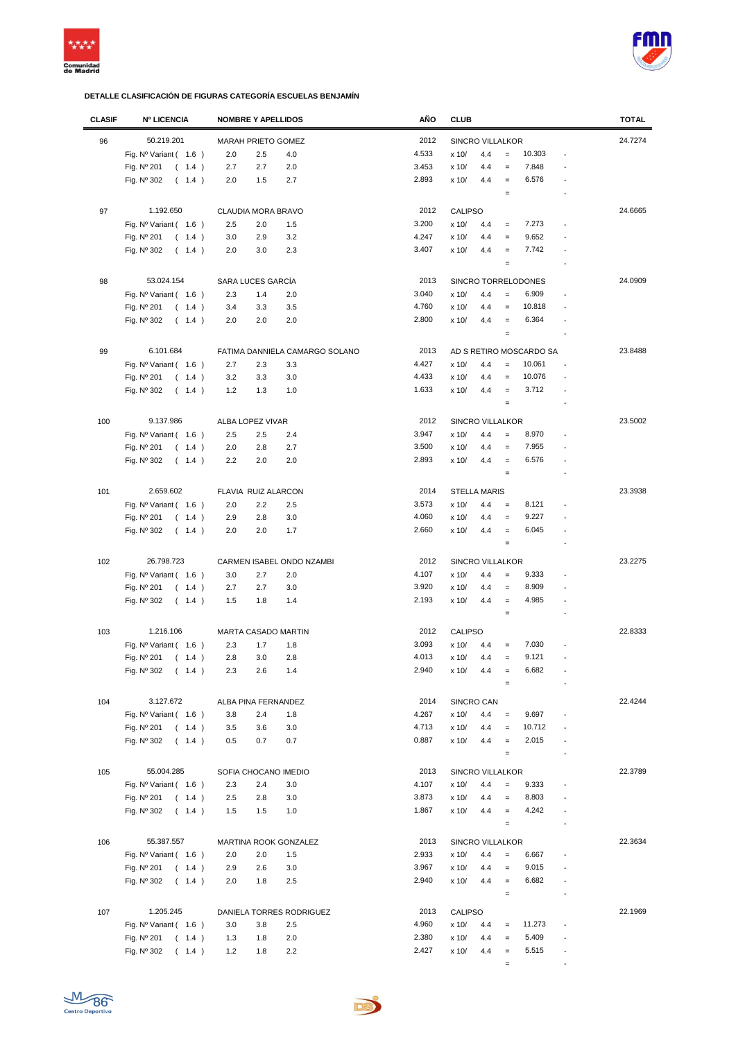**DETALLE CLASIFICACIÓN DE FIGURAS CATEGORÍA ESCUELAS BENJAMÍN**

| CLASIF | Nº LICENCIA | NOMBRE Y APELLIDOS | | | AÑO | CLUB | | | | | TOTAL |
|---|---|---|---|---|---|---|---|---|---|---|---|
| 96 | 50.219.201 | MARAH PRIETO GOMEZ | | | 2012 | SINCRO VILLALKOR | | | | | 24.7274 |
| | Fig. Nº Variant ( 1.6 ) | 2.0 | 2.5 | 4.0 | 4.533 | x 10/ | 4.4 | = | 10.303 | - | |
| | Fig. Nº 201 ( 1.4 ) | 2.7 | 2.7 | 2.0 | 3.453 | x 10/ | 4.4 | = | 7.848 | - | |
| | Fig. Nº 302 ( 1.4 ) | 2.0 | 1.5 | 2.7 | 2.893 | x 10/ | 4.4 | = | 6.576 | - | |
| | | | | | | | | = | | - | |
| 97 | 1.192.650 | CLAUDIA MORA BRAVO | | | 2012 | CALIPSO | | | | | 24.6665 |
| | Fig. Nº Variant ( 1.6 ) | 2.5 | 2.0 | 1.5 | 3.200 | x 10/ | 4.4 | = | 7.273 | - | |
| | Fig. Nº 201 ( 1.4 ) | 3.0 | 2.9 | 3.2 | 4.247 | x 10/ | 4.4 | = | 9.652 | - | |
| | Fig. Nº 302 ( 1.4 ) | 2.0 | 3.0 | 2.3 | 3.407 | x 10/ | 4.4 | = | 7.742 | - | |
| | | | | | | | | = | | - | |
| 98 | 53.024.154 | SARA LUCES GARCÍA | | | 2013 | SINCRO TORRELODONES | | | | | 24.0909 |
| | Fig. Nº Variant ( 1.6 ) | 2.3 | 1.4 | 2.0 | 3.040 | x 10/ | 4.4 | = | 6.909 | - | |
| | Fig. Nº 201 ( 1.4 ) | 3.4 | 3.3 | 3.5 | 4.760 | x 10/ | 4.4 | = | 10.818 | - | |
| | Fig. Nº 302 ( 1.4 ) | 2.0 | 2.0 | 2.0 | 2.800 | x 10/ | 4.4 | = | 6.364 | - | |
| | | | | | | | | = | | - | |
| 99 | 6.101.684 | FATIMA DANNIELA CAMARGO SOLANO | | | 2013 | AD S RETIRO MOSCARDO SA | | | | | 23.8488 |
| | Fig. Nº Variant ( 1.6 ) | 2.7 | 2.3 | 3.3 | 4.427 | x 10/ | 4.4 | = | 10.061 | - | |
| | Fig. Nº 201 ( 1.4 ) | 3.2 | 3.3 | 3.0 | 4.433 | x 10/ | 4.4 | = | 10.076 | - | |
| | Fig. Nº 302 ( 1.4 ) | 1.2 | 1.3 | 1.0 | 1.633 | x 10/ | 4.4 | = | 3.712 | - | |
| | | | | | | | | = | | - | |
| 100 | 9.137.986 | ALBA LOPEZ VIVAR | | | 2012 | SINCRO VILLALKOR | | | | | 23.5002 |
| | Fig. Nº Variant ( 1.6 ) | 2.5 | 2.5 | 2.4 | 3.947 | x 10/ | 4.4 | = | 8.970 | - | |
| | Fig. Nº 201 ( 1.4 ) | 2.0 | 2.8 | 2.7 | 3.500 | x 10/ | 4.4 | = | 7.955 | - | |
| | Fig. Nº 302 ( 1.4 ) | 2.2 | 2.0 | 2.0 | 2.893 | x 10/ | 4.4 | = | 6.576 | - | |
| | | | | | | | | = | | - | |
| 101 | 2.659.602 | FLAVIA RUIZ ALARCON | | | 2014 | STELLA MARIS | | | | | 23.3938 |
| | Fig. Nº Variant ( 1.6 ) | 2.0 | 2.2 | 2.5 | 3.573 | x 10/ | 4.4 | = | 8.121 | - | |
| | Fig. Nº 201 ( 1.4 ) | 2.9 | 2.8 | 3.0 | 4.060 | x 10/ | 4.4 | = | 9.227 | - | |
| | Fig. Nº 302 ( 1.4 ) | 2.0 | 2.0 | 1.7 | 2.660 | x 10/ | 4.4 | = | 6.045 | - | |
| | | | | | | | | = | | - | |
| 102 | 26.798.723 | CARMEN ISABEL ONDO NZAMBI | | | 2012 | SINCRO VILLALKOR | | | | | 23.2275 |
| | Fig. Nº Variant ( 1.6 ) | 3.0 | 2.7 | 2.0 | 4.107 | x 10/ | 4.4 | = | 9.333 | - | |
| | Fig. Nº 201 ( 1.4 ) | 2.7 | 2.7 | 3.0 | 3.920 | x 10/ | 4.4 | = | 8.909 | - | |
| | Fig. Nº 302 ( 1.4 ) | 1.5 | 1.8 | 1.4 | 2.193 | x 10/ | 4.4 | = | 4.985 | - | |
| | | | | | | | | = | | - | |
| 103 | 1.216.106 | MARTA CASADO MARTIN | | | 2012 | CALIPSO | | | | | 22.8333 |
| | Fig. Nº Variant ( 1.6 ) | 2.3 | 1.7 | 1.8 | 3.093 | x 10/ | 4.4 | = | 7.030 | - | |
| | Fig. Nº 201 ( 1.4 ) | 2.8 | 3.0 | 2.8 | 4.013 | x 10/ | 4.4 | = | 9.121 | - | |
| | Fig. Nº 302 ( 1.4 ) | 2.3 | 2.6 | 1.4 | 2.940 | x 10/ | 4.4 | = | 6.682 | - | |
| | | | | | | | | = | | - | |
| 104 | 3.127.672 | ALBA PINA FERNANDEZ | | | 2014 | SINCRO CAN | | | | | 22.4244 |
| | Fig. Nº Variant ( 1.6 ) | 3.8 | 2.4 | 1.8 | 4.267 | x 10/ | 4.4 | = | 9.697 | - | |
| | Fig. Nº 201 ( 1.4 ) | 3.5 | 3.6 | 3.0 | 4.713 | x 10/ | 4.4 | = | 10.712 | - | |
| | Fig. Nº 302 ( 1.4 ) | 0.5 | 0.7 | 0.7 | 0.887 | x 10/ | 4.4 | = | 2.015 | - | |
| | | | | | | | | = | | - | |
| 105 | 55.004.285 | SOFIA CHOCANO IMEDIO | | | 2013 | SINCRO VILLALKOR | | | | | 22.3789 |
| | Fig. Nº Variant ( 1.6 ) | 2.3 | 2.4 | 3.0 | 4.107 | x 10/ | 4.4 | = | 9.333 | - | |
| | Fig. Nº 201 ( 1.4 ) | 2.5 | 2.8 | 3.0 | 3.873 | x 10/ | 4.4 | = | 8.803 | - | |
| | Fig. Nº 302 ( 1.4 ) | 1.5 | 1.5 | 1.0 | 1.867 | x 10/ | 4.4 | = | 4.242 | - | |
| | | | | | | | | = | | - | |
| 106 | 55.387.557 | MARTINA ROOK GONZALEZ | | | 2013 | SINCRO VILLALKOR | | | | | 22.3634 |
| | Fig. Nº Variant ( 1.6 ) | 2.0 | 2.0 | 1.5 | 2.933 | x 10/ | 4.4 | = | 6.667 | - | |
| | Fig. Nº 201 ( 1.4 ) | 2.9 | 2.6 | 3.0 | 3.967 | x 10/ | 4.4 | = | 9.015 | - | |
| | Fig. Nº 302 ( 1.4 ) | 2.0 | 1.8 | 2.5 | 2.940 | x 10/ | 4.4 | = | 6.682 | - | |
| | | | | | | | | = | | - | |
| 107 | 1.205.245 | DANIELA TORRES RODRIGUEZ | | | 2013 | CALIPSO | | | | | 22.1969 |
| | Fig. Nº Variant ( 1.6 ) | 3.0 | 3.8 | 2.5 | 4.960 | x 10/ | 4.4 | = | 11.273 | - | |
| | Fig. Nº 201 ( 1.4 ) | 1.3 | 1.8 | 2.0 | 2.380 | x 10/ | 4.4 | = | 5.409 | - | |
| | Fig. Nº 302 ( 1.4 ) | 1.2 | 1.8 | 2.2 | 2.427 | x 10/ | 4.4 | = | 5.515 | - | |
| | | | | | | | | = | | - | |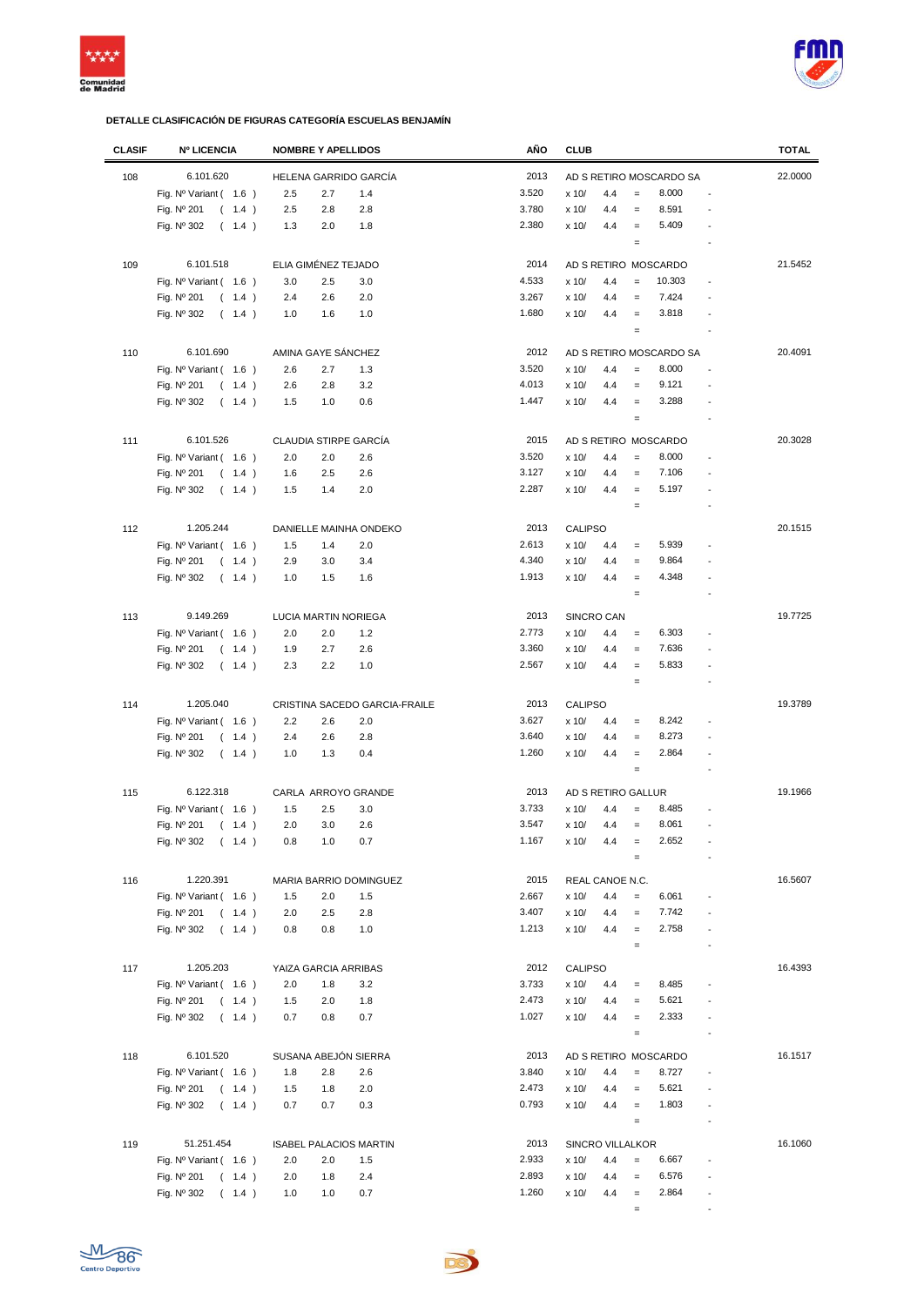**DETALLE CLASIFICACIÓN DE FIGURAS CATEGORÍA ESCUELAS BENJAMÍN**

| CLASIF | Nº LICENCIA | NOMBRE Y APELLIDOS | | | AÑO | CLUB | | | | | TOTAL |
|---|---|---|---|---|---|---|---|---|---|---|---|
| 108 | 6.101.620 | HELENA GARRIDO GARCÍA | | | 2013 | AD S RETIRO MOSCARDO SA | | | | | 22.0000 |
| | Fig. Nº Variant ( 1.6 ) | 2.5 | 2.7 | 1.4 | 3.520 | x 10/ | 4.4 | = | 8.000 | - | |
| | Fig. Nº 201 ( 1.4 ) | 2.5 | 2.8 | 2.8 | 3.780 | x 10/ | 4.4 | = | 8.591 | - | |
| | Fig. Nº 302 ( 1.4 ) | 1.3 | 2.0 | 1.8 | 2.380 | x 10/ | 4.4 | = | 5.409 | - | |
| | | | | | | | | = | | - | |
| 109 | 6.101.518 | ELIA GIMÉNEZ TEJADO | | | 2014 | AD S RETIRO MOSCARDO | | | | | 21.5452 |
| | Fig. Nº Variant ( 1.6 ) | 3.0 | 2.5 | 3.0 | 4.533 | x 10/ | 4.4 | = | 10.303 | - | |
| | Fig. Nº 201 ( 1.4 ) | 2.4 | 2.6 | 2.0 | 3.267 | x 10/ | 4.4 | = | 7.424 | - | |
| | Fig. Nº 302 ( 1.4 ) | 1.0 | 1.6 | 1.0 | 1.680 | x 10/ | 4.4 | = | 3.818 | - | |
| | | | | | | | | = | | - | |
| 110 | 6.101.690 | AMINA GAYE SÁNCHEZ | | | 2012 | AD S RETIRO MOSCARDO SA | | | | | 20.4091 |
| | Fig. Nº Variant ( 1.6 ) | 2.6 | 2.7 | 1.3 | 3.520 | x 10/ | 4.4 | = | 8.000 | - | |
| | Fig. Nº 201 ( 1.4 ) | 2.6 | 2.8 | 3.2 | 4.013 | x 10/ | 4.4 | = | 9.121 | - | |
| | Fig. Nº 302 ( 1.4 ) | 1.5 | 1.0 | 0.6 | 1.447 | x 10/ | 4.4 | = | 3.288 | - | |
| | | | | | | | | = | | - | |
| 111 | 6.101.526 | CLAUDIA STIRPE GARCÍA | | | 2015 | AD S RETIRO MOSCARDO | | | | | 20.3028 |
| | Fig. Nº Variant ( 1.6 ) | 2.0 | 2.0 | 2.6 | 3.520 | x 10/ | 4.4 | = | 8.000 | - | |
| | Fig. Nº 201 ( 1.4 ) | 1.6 | 2.5 | 2.6 | 3.127 | x 10/ | 4.4 | = | 7.106 | - | |
| | Fig. Nº 302 ( 1.4 ) | 1.5 | 1.4 | 2.0 | 2.287 | x 10/ | 4.4 | = | 5.197 | - | |
| | | | | | | | | = | | - | |
| 112 | 1.205.244 | DANIELLE MAINHA ONDEKO | | | 2013 | CALIPSO | | | | | 20.1515 |
| | Fig. Nº Variant ( 1.6 ) | 1.5 | 1.4 | 2.0 | 2.613 | x 10/ | 4.4 | = | 5.939 | - | |
| | Fig. Nº 201 ( 1.4 ) | 2.9 | 3.0 | 3.4 | 4.340 | x 10/ | 4.4 | = | 9.864 | - | |
| | Fig. Nº 302 ( 1.4 ) | 1.0 | 1.5 | 1.6 | 1.913 | x 10/ | 4.4 | = | 4.348 | - | |
| | | | | | | | | = | | - | |
| 113 | 9.149.269 | LUCIA MARTIN NORIEGA | | | 2013 | SINCRO CAN | | | | | 19.7725 |
| | Fig. Nº Variant ( 1.6 ) | 2.0 | 2.0 | 1.2 | 2.773 | x 10/ | 4.4 | = | 6.303 | - | |
| | Fig. Nº 201 ( 1.4 ) | 1.9 | 2.7 | 2.6 | 3.360 | x 10/ | 4.4 | = | 7.636 | - | |
| | Fig. Nº 302 ( 1.4 ) | 2.3 | 2.2 | 1.0 | 2.567 | x 10/ | 4.4 | = | 5.833 | - | |
| | | | | | | | | = | | - | |
| 114 | 1.205.040 | CRISTINA SACEDO GARCIA-FRAILE | | | 2013 | CALIPSO | | | | | 19.3789 |
| | Fig. Nº Variant ( 1.6 ) | 2.2 | 2.6 | 2.0 | 3.627 | x 10/ | 4.4 | = | 8.242 | - | |
| | Fig. Nº 201 ( 1.4 ) | 2.4 | 2.6 | 2.8 | 3.640 | x 10/ | 4.4 | = | 8.273 | - | |
| | Fig. Nº 302 ( 1.4 ) | 1.0 | 1.3 | 0.4 | 1.260 | x 10/ | 4.4 | = | 2.864 | - | |
| | | | | | | | | = | | - | |
| 115 | 6.122.318 | CARLA ARROYO GRANDE | | | 2013 | AD S RETIRO GALLUR | | | | | 19.1966 |
| | Fig. Nº Variant ( 1.6 ) | 1.5 | 2.5 | 3.0 | 3.733 | x 10/ | 4.4 | = | 8.485 | - | |
| | Fig. Nº 201 ( 1.4 ) | 2.0 | 3.0 | 2.6 | 3.547 | x 10/ | 4.4 | = | 8.061 | - | |
| | Fig. Nº 302 ( 1.4 ) | 0.8 | 1.0 | 0.7 | 1.167 | x 10/ | 4.4 | = | 2.652 | - | |
| | | | | | | | | = | | - | |
| 116 | 1.220.391 | MARIA BARRIO DOMINGUEZ | | | 2015 | REAL CANOE N.C. | | | | | 16.5607 |
| | Fig. Nº Variant ( 1.6 ) | 1.5 | 2.0 | 1.5 | 2.667 | x 10/ | 4.4 | = | 6.061 | - | |
| | Fig. Nº 201 ( 1.4 ) | 2.0 | 2.5 | 2.8 | 3.407 | x 10/ | 4.4 | = | 7.742 | - | |
| | Fig. Nº 302 ( 1.4 ) | 0.8 | 0.8 | 1.0 | 1.213 | x 10/ | 4.4 | = | 2.758 | - | |
| | | | | | | | | = | | - | |
| 117 | 1.205.203 | YAIZA GARCIA ARRIBAS | | | 2012 | CALIPSO | | | | | 16.4393 |
| | Fig. Nº Variant ( 1.6 ) | 2.0 | 1.8 | 3.2 | 3.733 | x 10/ | 4.4 | = | 8.485 | - | |
| | Fig. Nº 201 ( 1.4 ) | 1.5 | 2.0 | 1.8 | 2.473 | x 10/ | 4.4 | = | 5.621 | - | |
| | Fig. Nº 302 ( 1.4 ) | 0.7 | 0.8 | 0.7 | 1.027 | x 10/ | 4.4 | = | 2.333 | - | |
| | | | | | | | | = | | - | |
| 118 | 6.101.520 | SUSANA ABEJÓN SIERRA | | | 2013 | AD S RETIRO MOSCARDO | | | | | 16.1517 |
| | Fig. Nº Variant ( 1.6 ) | 1.8 | 2.8 | 2.6 | 3.840 | x 10/ | 4.4 | = | 8.727 | - | |
| | Fig. Nº 201 ( 1.4 ) | 1.5 | 1.8 | 2.0 | 2.473 | x 10/ | 4.4 | = | 5.621 | - | |
| | Fig. Nº 302 ( 1.4 ) | 0.7 | 0.7 | 0.3 | 0.793 | x 10/ | 4.4 | = | 1.803 | - | |
| | | | | | | | | = | | - | |
| 119 | 51.251.454 | ISABEL PALACIOS MARTIN | | | 2013 | SINCRO VILLALKOR | | | | | 16.1060 |
| | Fig. Nº Variant ( 1.6 ) | 2.0 | 2.0 | 1.5 | 2.933 | x 10/ | 4.4 | = | 6.667 | - | |
| | Fig. Nº 201 ( 1.4 ) | 2.0 | 1.8 | 2.4 | 2.893 | x 10/ | 4.4 | = | 6.576 | - | |
| | Fig. Nº 302 ( 1.4 ) | 1.0 | 1.0 | 0.7 | 1.260 | x 10/ | 4.4 | = | 2.864 | - | |
| | | | | | | | | = | | - | |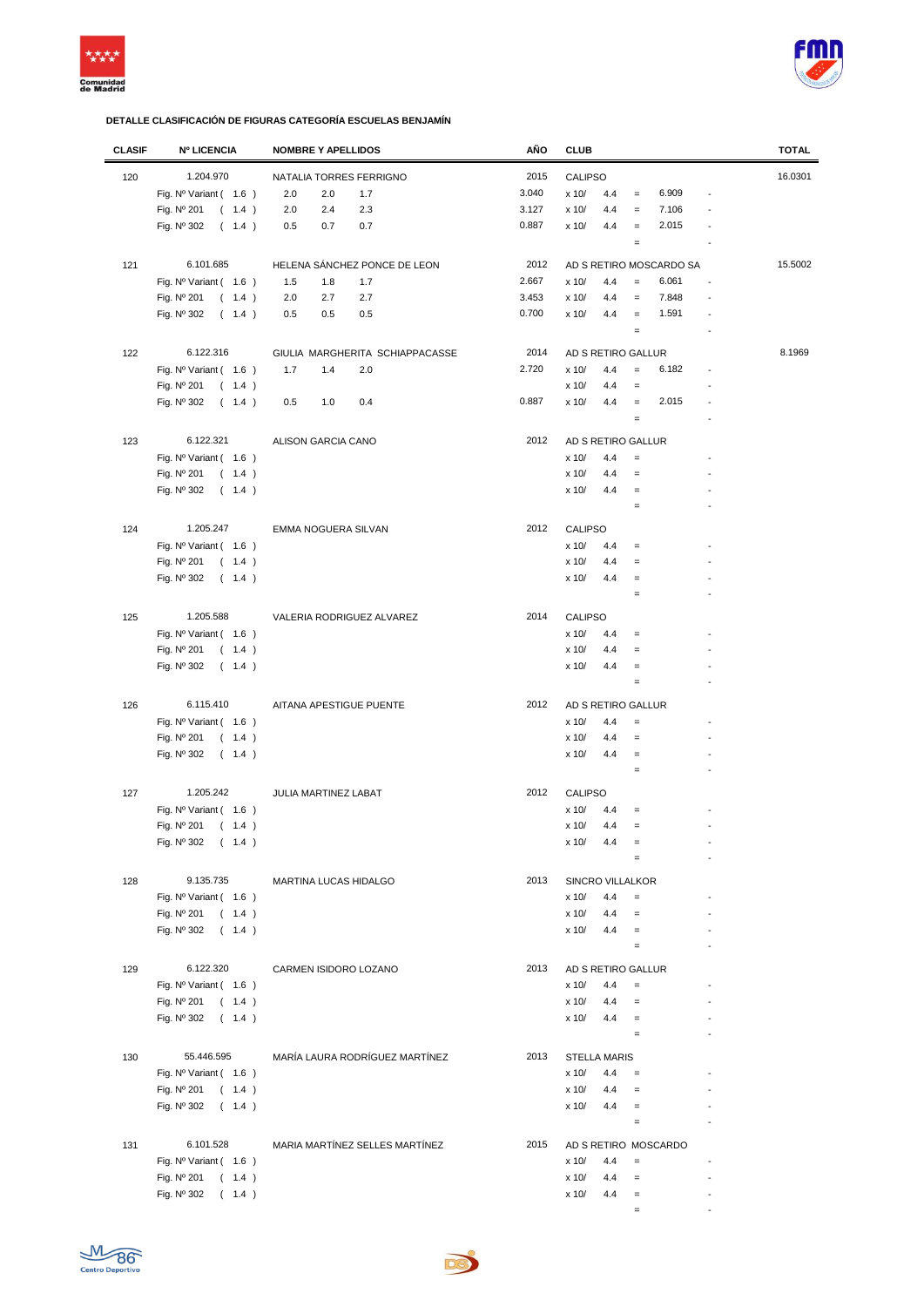**DETALLE CLASIFICACIÓN DE FIGURAS CATEGORÍA ESCUELAS BENJAMÍN**

| CLASIF | Nº LICENCIA | NOMBRE Y APELLIDOS | | | AÑO | CLUB | | | | | TOTAL |
|---|---|---|---|---|---|---|---|---|---|---|---|
| 120 | 1.204.970 | NATALIA TORRES FERRIGNO | | | 2015 | CALIPSO | | | | | 16.0301 |
| | Fig. Nº Variant ( 1.6 ) | 2.0 | 2.0 | 1.7 | 3.040 | x 10/ | 4.4 | = | 6.909 | - | |
| | Fig. Nº 201 ( 1.4 ) | 2.0 | 2.4 | 2.3 | 3.127 | x 10/ | 4.4 | = | 7.106 | - | |
| | Fig. Nº 302 ( 1.4 ) | 0.5 | 0.7 | 0.7 | 0.887 | x 10/ | 4.4 | = | 2.015 | - | |
| | | | | | | | | = | | - | |
| 121 | 6.101.685 | HELENA SÁNCHEZ PONCE DE LEON | | | 2012 | AD S RETIRO MOSCARDO SA | | | | | 15.5002 |
| | Fig. Nº Variant ( 1.6 ) | 1.5 | 1.8 | 1.7 | 2.667 | x 10/ | 4.4 | = | 6.061 | - | |
| | Fig. Nº 201 ( 1.4 ) | 2.0 | 2.7 | 2.7 | 3.453 | x 10/ | 4.4 | = | 7.848 | - | |
| | Fig. Nº 302 ( 1.4 ) | 0.5 | 0.5 | 0.5 | 0.700 | x 10/ | 4.4 | = | 1.591 | - | |
| | | | | | | | | = | | - | |
| 122 | 6.122.316 | GIULIA MARGHERITA SCHIAPPACASSE | | | 2014 | AD S RETIRO GALLUR | | | | | 8.1969 |
| | Fig. Nº Variant ( 1.6 ) | 1.7 | 1.4 | 2.0 | 2.720 | x 10/ | 4.4 | = | 6.182 | - | |
| | Fig. Nº 201 ( 1.4 ) | | | | | x 10/ | 4.4 | = | | - | |
| | Fig. Nº 302 ( 1.4 ) | 0.5 | 1.0 | 0.4 | 0.887 | x 10/ | 4.4 | = | 2.015 | - | |
| | | | | | | | | = | | - | |
| 123 | 6.122.321 | ALISON GARCIA CANO | | | 2012 | AD S RETIRO GALLUR | | | | | |
| | Fig. Nº Variant ( 1.6 ) | | | | | x 10/ | 4.4 | = | | - | |
| | Fig. Nº 201 ( 1.4 ) | | | | | x 10/ | 4.4 | = | | - | |
| | Fig. Nº 302 ( 1.4 ) | | | | | x 10/ | 4.4 | = | | - | |
| | | | | | | | | = | | - | |
| 124 | 1.205.247 | EMMA NOGUERA SILVAN | | | 2012 | CALIPSO | | | | | |
| | Fig. Nº Variant ( 1.6 ) | | | | | x 10/ | 4.4 | = | | - | |
| | Fig. Nº 201 ( 1.4 ) | | | | | x 10/ | 4.4 | = | | - | |
| | Fig. Nº 302 ( 1.4 ) | | | | | x 10/ | 4.4 | = | | - | |
| | | | | | | | | = | | - | |
| 125 | 1.205.588 | VALERIA RODRIGUEZ ALVAREZ | | | 2014 | CALIPSO | | | | | |
| | Fig. Nº Variant ( 1.6 ) | | | | | x 10/ | 4.4 | = | | - | |
| | Fig. Nº 201 ( 1.4 ) | | | | | x 10/ | 4.4 | = | | - | |
| | Fig. Nº 302 ( 1.4 ) | | | | | x 10/ | 4.4 | = | | - | |
| | | | | | | | | = | | - | |
| 126 | 6.115.410 | AITANA APESTIGUE PUENTE | | | 2012 | AD S RETIRO GALLUR | | | | | |
| | Fig. Nº Variant ( 1.6 ) | | | | | x 10/ | 4.4 | = | | - | |
| | Fig. Nº 201 ( 1.4 ) | | | | | x 10/ | 4.4 | = | | - | |
| | Fig. Nº 302 ( 1.4 ) | | | | | x 10/ | 4.4 | = | | - | |
| | | | | | | | | = | | - | |
| 127 | 1.205.242 | JULIA MARTINEZ LABAT | | | 2012 | CALIPSO | | | | | |
| | Fig. Nº Variant ( 1.6 ) | | | | | x 10/ | 4.4 | = | | - | |
| | Fig. Nº 201 ( 1.4 ) | | | | | x 10/ | 4.4 | = | | - | |
| | Fig. Nº 302 ( 1.4 ) | | | | | x 10/ | 4.4 | = | | - | |
| | | | | | | | | = | | - | |
| 128 | 9.135.735 | MARTINA LUCAS HIDALGO | | | 2013 | SINCRO VILLALKOR | | | | | |
| | Fig. Nº Variant ( 1.6 ) | | | | | x 10/ | 4.4 | = | | - | |
| | Fig. Nº 201 ( 1.4 ) | | | | | x 10/ | 4.4 | = | | - | |
| | Fig. Nº 302 ( 1.4 ) | | | | | x 10/ | 4.4 | = | | - | |
| | | | | | | | | = | | - | |
| 129 | 6.122.320 | CARMEN ISIDORO LOZANO | | | 2013 | AD S RETIRO GALLUR | | | | | |
| | Fig. Nº Variant ( 1.6 ) | | | | | x 10/ | 4.4 | = | | - | |
| | Fig. Nº 201 ( 1.4 ) | | | | | x 10/ | 4.4 | = | | - | |
| | Fig. Nº 302 ( 1.4 ) | | | | | x 10/ | 4.4 | = | | - | |
| | | | | | | | | = | | - | |
| 130 | 55.446.595 | MARÍA LAURA RODRÍGUEZ MARTÍNEZ | | | 2013 | STELLA MARIS | | | | | |
| | Fig. Nº Variant ( 1.6 ) | | | | | x 10/ | 4.4 | = | | - | |
| | Fig. Nº 201 ( 1.4 ) | | | | | x 10/ | 4.4 | = | | - | |
| | Fig. Nº 302 ( 1.4 ) | | | | | x 10/ | 4.4 | = | | - | |
| | | | | | | | | = | | - | |
| 131 | 6.101.528 | MARIA MARTÍNEZ SELLES MARTÍNEZ | | | 2015 | AD S RETIRO MOSCARDO | | | | | |
| | Fig. Nº Variant ( 1.6 ) | | | | | x 10/ | 4.4 | = | | - | |
| | Fig. Nº 201 ( 1.4 ) | | | | | x 10/ | 4.4 | = | | - | |
| | Fig. Nº 302 ( 1.4 ) | | | | | x 10/ | 4.4 | = | | - | |
| | | | | | | | | = | | - | |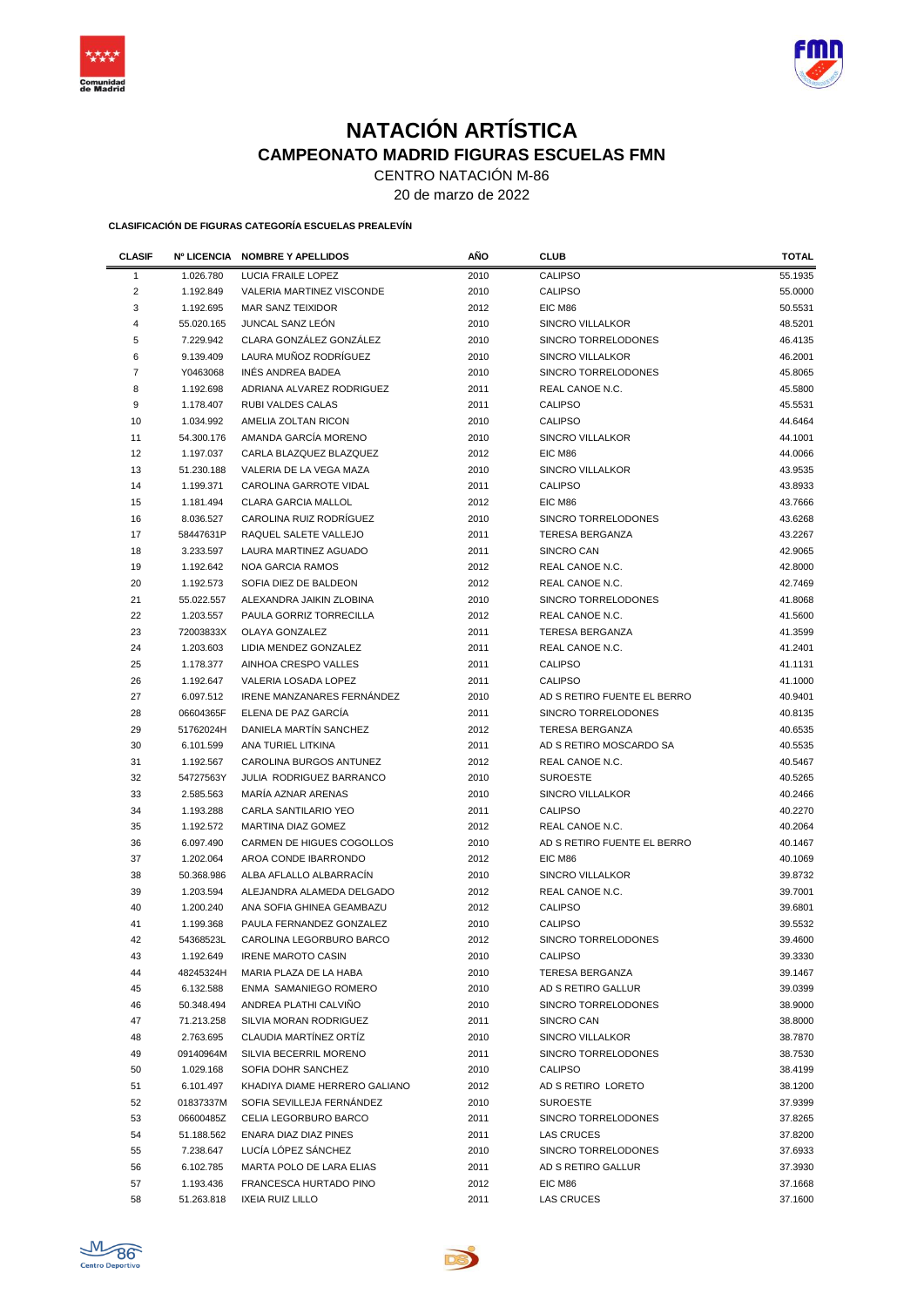# NATACIÓN ARTÍSTICA

## CAMPEONATO MADRID FIGURAS ESCUELAS FMN

CENTRO NATACIÓN M-86

20 de marzo de 2022

**CLASIFICACIÓN DE FIGURAS CATEGORÍA ESCUELAS PREALEVÍN**

| CLASIF | Nº LICENCIA | NOMBRE Y APELLIDOS | AÑO | CLUB | TOTAL |
|---|---|---|---|---|---|
| 1 | 1.026.780 | LUCIA FRAILE LOPEZ | 2010 | CALIPSO | 55.1935 |
| 2 | 1.192.849 | VALERIA MARTINEZ VISCONDE | 2010 | CALIPSO | 55.0000 |
| 3 | 1.192.695 | MAR SANZ TEIXIDOR | 2012 | EIC M86 | 50.5531 |
| 4 | 55.020.165 | JUNCAL SANZ LEÓN | 2010 | SINCRO VILLALKOR | 48.5201 |
| 5 | 7.229.942 | CLARA GONZÁLEZ GONZÁLEZ | 2010 | SINCRO TORRELODONES | 46.4135 |
| 6 | 9.139.409 | LAURA MUÑOZ RODRÍGUEZ | 2010 | SINCRO VILLALKOR | 46.2001 |
| 7 | Y0463068 | INÉS ANDREA BADEA | 2010 | SINCRO TORRELODONES | 45.8065 |
| 8 | 1.192.698 | ADRIANA ALVAREZ RODRIGUEZ | 2011 | REAL CANOE N.C. | 45.5800 |
| 9 | 1.178.407 | RUBI VALDES CALAS | 2011 | CALIPSO | 45.5531 |
| 10 | 1.034.992 | AMELIA ZOLTAN RICON | 2010 | CALIPSO | 44.6464 |
| 11 | 54.300.176 | AMANDA GARCÍA MORENO | 2010 | SINCRO VILLALKOR | 44.1001 |
| 12 | 1.197.037 | CARLA BLAZQUEZ BLAZQUEZ | 2012 | EIC M86 | 44.0066 |
| 13 | 51.230.188 | VALERIA DE LA VEGA MAZA | 2010 | SINCRO VILLALKOR | 43.9535 |
| 14 | 1.199.371 | CAROLINA GARROTE VIDAL | 2011 | CALIPSO | 43.8933 |
| 15 | 1.181.494 | CLARA GARCIA MALLOL | 2012 | EIC M86 | 43.7666 |
| 16 | 8.036.527 | CAROLINA RUIZ RODRÍGUEZ | 2010 | SINCRO TORRELODONES | 43.6268 |
| 17 | 58447631P | RAQUEL SALETE VALLEJO | 2011 | TERESA BERGANZA | 43.2267 |
| 18 | 3.233.597 | LAURA MARTINEZ AGUADO | 2011 | SINCRO CAN | 42.9065 |
| 19 | 1.192.642 | NOA GARCIA RAMOS | 2012 | REAL CANOE N.C. | 42.8000 |
| 20 | 1.192.573 | SOFIA DIEZ DE BALDEON | 2012 | REAL CANOE N.C. | 42.7469 |
| 21 | 55.022.557 | ALEXANDRA JAIKIN ZLOBINA | 2010 | SINCRO TORRELODONES | 41.8068 |
| 22 | 1.203.557 | PAULA GORRIZ TORRECILLA | 2012 | REAL CANOE N.C. | 41.5600 |
| 23 | 72003833X | OLAYA GONZALEZ | 2011 | TERESA BERGANZA | 41.3599 |
| 24 | 1.203.603 | LIDIA MENDEZ GONZALEZ | 2011 | REAL CANOE N.C. | 41.2401 |
| 25 | 1.178.377 | AINHOA CRESPO VALLES | 2011 | CALIPSO | 41.1131 |
| 26 | 1.192.647 | VALERIA LOSADA LOPEZ | 2011 | CALIPSO | 41.1000 |
| 27 | 6.097.512 | IRENE MANZANARES FERNÁNDEZ | 2010 | AD S RETIRO FUENTE EL BERRO | 40.9401 |
| 28 | 06604365F | ELENA DE PAZ GARCÍA | 2011 | SINCRO TORRELODONES | 40.8135 |
| 29 | 51762024H | DANIELA MARTÍN SANCHEZ | 2012 | TERESA BERGANZA | 40.6535 |
| 30 | 6.101.599 | ANA TURIEL LITKINA | 2011 | AD S RETIRO MOSCARDO SA | 40.5535 |
| 31 | 1.192.567 | CAROLINA BURGOS ANTUNEZ | 2012 | REAL CANOE N.C. | 40.5467 |
| 32 | 54727563Y | JULIA RODRIGUEZ BARRANCO | 2010 | SUROESTE | 40.5265 |
| 33 | 2.585.563 | MARÍA AZNAR ARENAS | 2010 | SINCRO VILLALKOR | 40.2466 |
| 34 | 1.193.288 | CARLA SANTILARIO YEO | 2011 | CALIPSO | 40.2270 |
| 35 | 1.192.572 | MARTINA DIAZ GOMEZ | 2012 | REAL CANOE N.C. | 40.2064 |
| 36 | 6.097.490 | CARMEN DE HIGUES COGOLLOS | 2010 | AD S RETIRO FUENTE EL BERRO | 40.1467 |
| 37 | 1.202.064 | AROA CONDE IBARRONDO | 2012 | EIC M86 | 40.1069 |
| 38 | 50.368.986 | ALBA AFLALLO ALBARRACÍN | 2010 | SINCRO VILLALKOR | 39.8732 |
| 39 | 1.203.594 | ALEJANDRA ALAMEDA DELGADO | 2012 | REAL CANOE N.C. | 39.7001 |
| 40 | 1.200.240 | ANA SOFIA GHINEA GEAMBAZU | 2012 | CALIPSO | 39.6801 |
| 41 | 1.199.368 | PAULA FERNANDEZ GONZALEZ | 2010 | CALIPSO | 39.5532 |
| 42 | 54368523L | CAROLINA LEGORBURO BARCO | 2012 | SINCRO TORRELODONES | 39.4600 |
| 43 | 1.192.649 | IRENE MAROTO CASIN | 2010 | CALIPSO | 39.3330 |
| 44 | 48245324H | MARIA PLAZA DE LA HABA | 2010 | TERESA BERGANZA | 39.1467 |
| 45 | 6.132.588 | ENMA SAMANIEGO ROMERO | 2010 | AD S RETIRO GALLUR | 39.0399 |
| 46 | 50.348.494 | ANDREA PLATHI CALVIÑO | 2010 | SINCRO TORRELODONES | 38.9000 |
| 47 | 71.213.258 | SILVIA MORAN RODRIGUEZ | 2011 | SINCRO CAN | 38.8000 |
| 48 | 2.763.695 | CLAUDIA MARTÍNEZ ORTÍZ | 2010 | SINCRO VILLALKOR | 38.7870 |
| 49 | 09140964M | SILVIA BECERRIL MORENO | 2011 | SINCRO TORRELODONES | 38.7530 |
| 50 | 1.029.168 | SOFIA DOHR SANCHEZ | 2010 | CALIPSO | 38.4199 |
| 51 | 6.101.497 | KHADIYA DIAME HERRERO GALIANO | 2012 | AD S RETIRO LORETO | 38.1200 |
| 52 | 01837337M | SOFIA SEVILLEJA FERNÁNDEZ | 2010 | SUROESTE | 37.9399 |
| 53 | 06600485Z | CELIA LEGORBURO BARCO | 2011 | SINCRO TORRELODONES | 37.8265 |
| 54 | 51.188.562 | ENARA DIAZ DIAZ PINES | 2011 | LAS CRUCES | 37.8200 |
| 55 | 7.238.647 | LUCÍA LÓPEZ SÁNCHEZ | 2010 | SINCRO TORRELODONES | 37.6933 |
| 56 | 6.102.785 | MARTA POLO DE LARA ELIAS | 2011 | AD S RETIRO GALLUR | 37.3930 |
| 57 | 1.193.436 | FRANCESCA HURTADO PINO | 2012 | EIC M86 | 37.1668 |
| 58 | 51.263.818 | IXEIA RUIZ LILLO | 2011 | LAS CRUCES | 37.1600 |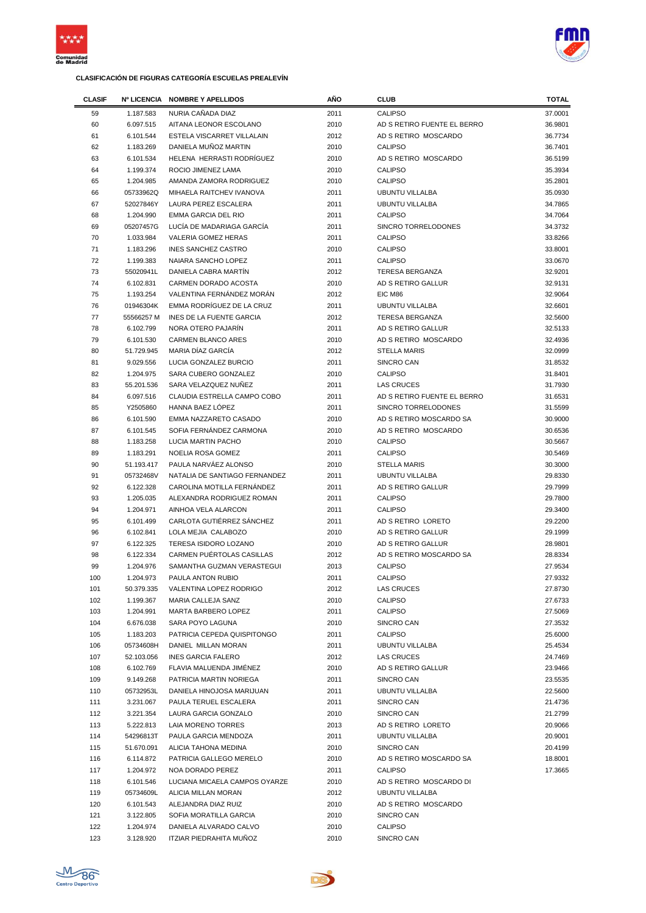**CLASIFICACIÓN DE FIGURAS CATEGORÍA ESCUELAS PREALEVÍN**

| CLASIF | Nº LICENCIA | NOMBRE Y APELLIDOS | AÑO | CLUB | TOTAL |
|---|---|---|---|---|---|
| 59 | 1.187.583 | NURIA CAÑADA DIAZ | 2011 | CALIPSO | 37.0001 |
| 60 | 6.097.515 | AITANA LEONOR ESCOLANO | 2010 | AD S RETIRO FUENTE EL BERRO | 36.9801 |
| 61 | 6.101.544 | ESTELA VISCARRET VILLALAIN | 2012 | AD S RETIRO MOSCARDO | 36.7734 |
| 62 | 1.183.269 | DANIELA MUÑOZ MARTIN | 2010 | CALIPSO | 36.7401 |
| 63 | 6.101.534 | HELENA HERRASTI RODRÍGUEZ | 2010 | AD S RETIRO MOSCARDO | 36.5199 |
| 64 | 1.199.374 | ROCIO JIMENEZ LAMA | 2010 | CALIPSO | 35.3934 |
| 65 | 1.204.985 | AMANDA ZAMORA RODRIGUEZ | 2010 | CALIPSO | 35.2801 |
| 66 | 05733962Q | MIHAELA RAITCHEV IVANOVA | 2011 | UBUNTU VILLALBA | 35.0930 |
| 67 | 52027846Y | LAURA PEREZ ESCALERA | 2011 | UBUNTU VILLALBA | 34.7865 |
| 68 | 1.204.990 | EMMA GARCIA DEL RIO | 2011 | CALIPSO | 34.7064 |
| 69 | 05207457G | LUCÍA DE MADARIAGA GARCÍA | 2011 | SINCRO TORRELODONES | 34.3732 |
| 70 | 1.033.984 | VALERIA GOMEZ HERAS | 2011 | CALIPSO | 33.8266 |
| 71 | 1.183.296 | INES SANCHEZ CASTRO | 2010 | CALIPSO | 33.8001 |
| 72 | 1.199.383 | NAIARA SANCHO LOPEZ | 2011 | CALIPSO | 33.0670 |
| 73 | 55020941L | DANIELA CABRA MARTÍN | 2012 | TERESA BERGANZA | 32.9201 |
| 74 | 6.102.831 | CARMEN DORADO ACOSTA | 2010 | AD S RETIRO GALLUR | 32.9131 |
| 75 | 1.193.254 | VALENTINA FERNÁNDEZ MORÁN | 2012 | EIC M86 | 32.9064 |
| 76 | 01946304K | EMMA RODRÍGUEZ DE LA CRUZ | 2011 | UBUNTU VILLALBA | 32.6601 |
| 77 | 55566257 M | INES DE LA FUENTE GARCIA | 2012 | TERESA BERGANZA | 32.5600 |
| 78 | 6.102.799 | NORA OTERO PAJARÍN | 2011 | AD S RETIRO GALLUR | 32.5133 |
| 79 | 6.101.530 | CARMEN BLANCO ARES | 2010 | AD S RETIRO MOSCARDO | 32.4936 |
| 80 | 51.729.945 | MARIA DÍAZ GARCÍA | 2012 | STELLA MARIS | 32.0999 |
| 81 | 9.029.556 | LUCIA GONZALEZ BURCIO | 2011 | SINCRO CAN | 31.8532 |
| 82 | 1.204.975 | SARA CUBERO GONZALEZ | 2010 | CALIPSO | 31.8401 |
| 83 | 55.201.536 | SARA VELAZQUEZ NUÑEZ | 2011 | LAS CRUCES | 31.7930 |
| 84 | 6.097.516 | CLAUDIA ESTRELLA CAMPO COBO | 2011 | AD S RETIRO FUENTE EL BERRO | 31.6531 |
| 85 | Y2505860 | HANNA BAEZ LÓPEZ | 2011 | SINCRO TORRELODONES | 31.5599 |
| 86 | 6.101.590 | EMMA NAZZARETO CASADO | 2010 | AD S RETIRO MOSCARDO SA | 30.9000 |
| 87 | 6.101.545 | SOFIA FERNÁNDEZ CARMONA | 2010 | AD S RETIRO MOSCARDO | 30.6536 |
| 88 | 1.183.258 | LUCIA MARTIN PACHO | 2010 | CALIPSO | 30.5667 |
| 89 | 1.183.291 | NOELIA ROSA GOMEZ | 2011 | CALIPSO | 30.5469 |
| 90 | 51.193.417 | PAULA NARVÁEZ ALONSO | 2010 | STELLA MARIS | 30.3000 |
| 91 | 05732468V | NATALIA DE SANTIAGO FERNANDEZ | 2011 | UBUNTU VILLALBA | 29.8330 |
| 92 | 6.122.328 | CAROLINA MOTILLA FERNÁNDEZ | 2011 | AD S RETIRO GALLUR | 29.7999 |
| 93 | 1.205.035 | ALEXANDRA RODRIGUEZ ROMAN | 2011 | CALIPSO | 29.7800 |
| 94 | 1.204.971 | AINHOA VELA ALARCON | 2011 | CALIPSO | 29.3400 |
| 95 | 6.101.499 | CARLOTA GUTIÉRREZ SÁNCHEZ | 2011 | AD S RETIRO LORETO | 29.2200 |
| 96 | 6.102.841 | LOLA MEJIA CALABOZO | 2010 | AD S RETIRO GALLUR | 29.1999 |
| 97 | 6.122.325 | TERESA ISIDORO LOZANO | 2010 | AD S RETIRO GALLUR | 28.9801 |
| 98 | 6.122.334 | CARMEN PUÉRTOLAS CASILLAS | 2012 | AD S RETIRO MOSCARDO SA | 28.8334 |
| 99 | 1.204.976 | SAMANTHA GUZMAN VERASTEGUI | 2013 | CALIPSO | 27.9534 |
| 100 | 1.204.973 | PAULA ANTON RUBIO | 2011 | CALIPSO | 27.9332 |
| 101 | 50.379.335 | VALENTINA LOPEZ RODRIGO | 2012 | LAS CRUCES | 27.8730 |
| 102 | 1.199.367 | MARIA CALLEJA SANZ | 2010 | CALIPSO | 27.6733 |
| 103 | 1.204.991 | MARTA BARBERO LOPEZ | 2011 | CALIPSO | 27.5069 |
| 104 | 6.676.038 | SARA POYO LAGUNA | 2010 | SINCRO CAN | 27.3532 |
| 105 | 1.183.203 | PATRICIA CEPEDA QUISPITONGO | 2011 | CALIPSO | 25.6000 |
| 106 | 05734608H | DANIEL MILLAN MORAN | 2011 | UBUNTU VILLALBA | 25.4534 |
| 107 | 52.103.056 | INES GARCIA FALERO | 2012 | LAS CRUCES | 24.7469 |
| 108 | 6.102.769 | FLAVIA MALUENDA JIMÉNEZ | 2010 | AD S RETIRO GALLUR | 23.9466 |
| 109 | 9.149.268 | PATRICIA MARTIN NORIEGA | 2011 | SINCRO CAN | 23.5535 |
| 110 | 05732953L | DANIELA HINOJOSA MARIJUAN | 2011 | UBUNTU VILLALBA | 22.5600 |
| 111 | 3.231.067 | PAULA TERUEL ESCALERA | 2011 | SINCRO CAN | 21.4736 |
| 112 | 3.221.354 | LAURA GARCIA GONZALO | 2010 | SINCRO CAN | 21.2799 |
| 113 | 5.222.813 | LAIA MORENO TORRES | 2013 | AD S RETIRO LORETO | 20.9066 |
| 114 | 54296813T | PAULA GARCIA MENDOZA | 2011 | UBUNTU VILLALBA | 20.9001 |
| 115 | 51.670.091 | ALICIA TAHONA MEDINA | 2010 | SINCRO CAN | 20.4199 |
| 116 | 6.114.872 | PATRICIA GALLEGO MERELO | 2010 | AD S RETIRO MOSCARDO SA | 18.8001 |
| 117 | 1.204.972 | NOA DORADO PEREZ | 2011 | CALIPSO | 17.3665 |
| 118 | 6.101.546 | LUCIANA MICAELA CAMPOS OYARZE | 2010 | AD S RETIRO MOSCARDO DI | |
| 119 | 05734609L | ALICIA MILLAN MORAN | 2012 | UBUNTU VILLALBA | |
| 120 | 6.101.543 | ALEJANDRA DIAZ RUIZ | 2010 | AD S RETIRO MOSCARDO | |
| 121 | 3.122.805 | SOFIA MORATILLA GARCIA | 2010 | SINCRO CAN | |
| 122 | 1.204.974 | DANIELA ALVARADO CALVO | 2010 | CALIPSO | |
| 123 | 3.128.920 | ITZIAR PIEDRAHITA MUÑOZ | 2010 | SINCRO CAN | |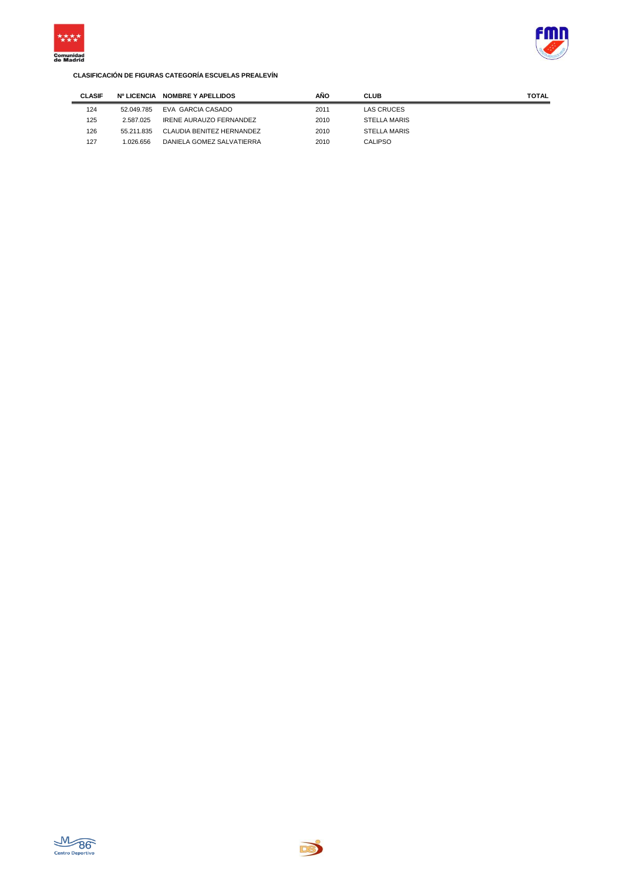**CLASIFICACIÓN DE FIGURAS CATEGORÍA ESCUELAS PREALEVÍN**

| CLASIF | Nº LICENCIA | NOMBRE Y APELLIDOS | AÑO | CLUB | TOTAL |
|---|---|---|---|---|---|
| 124 | 52.049.785 | EVA GARCIA CASADO | 2011 | LAS CRUCES | |
| 125 | 2.587.025 | IRENE AURAUZO FERNANDEZ | 2010 | STELLA MARIS | |
| 126 | 55.211.835 | CLAUDIA BENITEZ HERNANDEZ | 2010 | STELLA MARIS | |
| 127 | 1.026.656 | DANIELA GOMEZ SALVATIERRA | 2010 | CALIPSO | |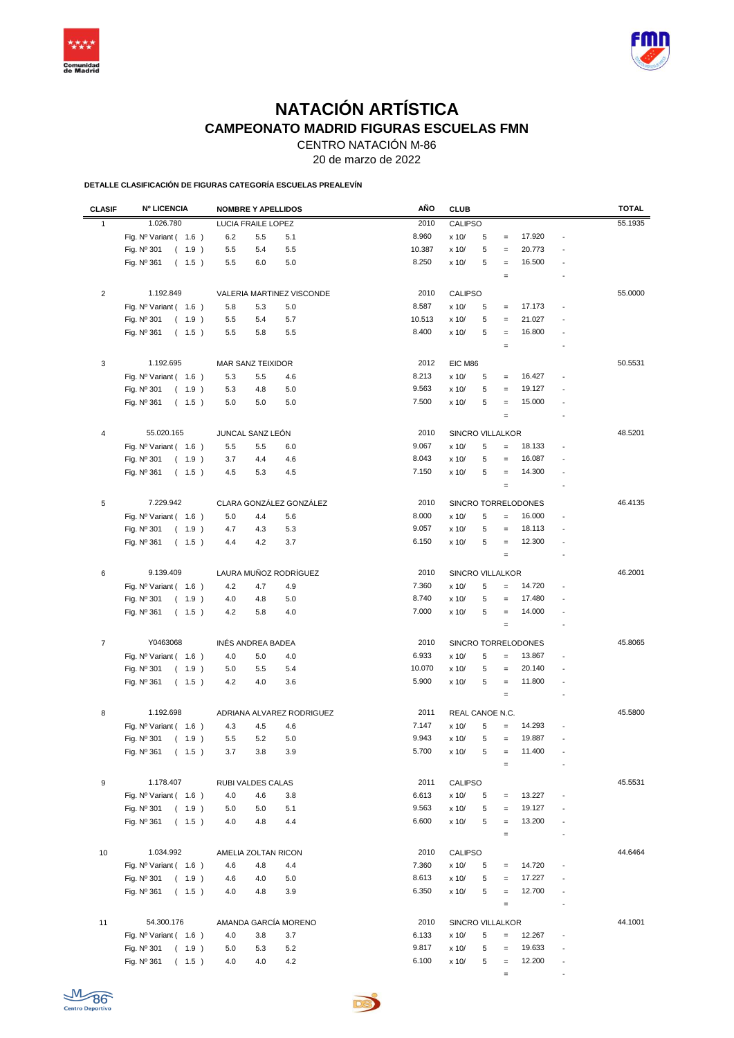# NATACIÓN ARTÍSTICA

## CAMPEONATO MADRID FIGURAS ESCUELAS FMN

CENTRO NATACIÓN M-86

20 de marzo de 2022

**DETALLE CLASIFICACIÓN DE FIGURAS CATEGORÍA ESCUELAS PREALEVÍN**

| CLASIF | Nº LICENCIA | NOMBRE Y APELLIDOS | | | AÑO | CLUB | | | | | TOTAL |
|---|---|---|---|---|---|---|---|---|---|---|---|
| 1 | 1.026.780 | LUCIA FRAILE LOPEZ | | | 2010 | CALIPSO | | | | | 55.1935 |
| | Fig. Nº Variant ( 1.6 ) | 6.2 | 5.5 | 5.1 | 8.960 | x 10/ | 5 | = | 17.920 | - | |
| | Fig. Nº 301 ( 1.9 ) | 5.5 | 5.4 | 5.5 | 10.387 | x 10/ | 5 | = | 20.773 | - | |
| | Fig. Nº 361 ( 1.5 ) | 5.5 | 6.0 | 5.0 | 8.250 | x 10/ | 5 | = | 16.500 | - | |
| | | | | | | | | = | | - | |
| 2 | 1.192.849 | VALERIA MARTINEZ VISCONDE | | | 2010 | CALIPSO | | | | | 55.0000 |
| | Fig. Nº Variant ( 1.6 ) | 5.8 | 5.3 | 5.0 | 8.587 | x 10/ | 5 | = | 17.173 | - | |
| | Fig. Nº 301 ( 1.9 ) | 5.5 | 5.4 | 5.7 | 10.513 | x 10/ | 5 | = | 21.027 | - | |
| | Fig. Nº 361 ( 1.5 ) | 5.5 | 5.8 | 5.5 | 8.400 | x 10/ | 5 | = | 16.800 | - | |
| | | | | | | | | = | | - | |
| 3 | 1.192.695 | MAR SANZ TEIXIDOR | | | 2012 | EIC M86 | | | | | 50.5531 |
| | Fig. Nº Variant ( 1.6 ) | 5.3 | 5.5 | 4.6 | 8.213 | x 10/ | 5 | = | 16.427 | - | |
| | Fig. Nº 301 ( 1.9 ) | 5.3 | 4.8 | 5.0 | 9.563 | x 10/ | 5 | = | 19.127 | - | |
| | Fig. Nº 361 ( 1.5 ) | 5.0 | 5.0 | 5.0 | 7.500 | x 10/ | 5 | = | 15.000 | - | |
| | | | | | | | | = | | - | |
| 4 | 55.020.165 | JUNCAL SANZ LEÓN | | | 2010 | SINCRO VILLALKOR | | | | | 48.5201 |
| | Fig. Nº Variant ( 1.6 ) | 5.5 | 5.5 | 6.0 | 9.067 | x 10/ | 5 | = | 18.133 | - | |
| | Fig. Nº 301 ( 1.9 ) | 3.7 | 4.4 | 4.6 | 8.043 | x 10/ | 5 | = | 16.087 | - | |
| | Fig. Nº 361 ( 1.5 ) | 4.5 | 5.3 | 4.5 | 7.150 | x 10/ | 5 | = | 14.300 | - | |
| | | | | | | | | = | | - | |
| 5 | 7.229.942 | CLARA GONZÁLEZ GONZÁLEZ | | | 2010 | SINCRO TORRELODONES | | | | | 46.4135 |
| | Fig. Nº Variant ( 1.6 ) | 5.0 | 4.4 | 5.6 | 8.000 | x 10/ | 5 | = | 16.000 | - | |
| | Fig. Nº 301 ( 1.9 ) | 4.7 | 4.3 | 5.3 | 9.057 | x 10/ | 5 | = | 18.113 | - | |
| | Fig. Nº 361 ( 1.5 ) | 4.4 | 4.2 | 3.7 | 6.150 | x 10/ | 5 | = | 12.300 | - | |
| | | | | | | | | = | | - | |
| 6 | 9.139.409 | LAURA MUÑOZ RODRÍGUEZ | | | 2010 | SINCRO VILLALKOR | | | | | 46.2001 |
| | Fig. Nº Variant ( 1.6 ) | 4.2 | 4.7 | 4.9 | 7.360 | x 10/ | 5 | = | 14.720 | - | |
| | Fig. Nº 301 ( 1.9 ) | 4.0 | 4.8 | 5.0 | 8.740 | x 10/ | 5 | = | 17.480 | - | |
| | Fig. Nº 361 ( 1.5 ) | 4.2 | 5.8 | 4.0 | 7.000 | x 10/ | 5 | = | 14.000 | - | |
| | | | | | | | | = | | - | |
| 7 | Y0463068 | INÉS ANDREA BADEA | | | 2010 | SINCRO TORRELODONES | | | | | 45.8065 |
| | Fig. Nº Variant ( 1.6 ) | 4.0 | 5.0 | 4.0 | 6.933 | x 10/ | 5 | = | 13.867 | - | |
| | Fig. Nº 301 ( 1.9 ) | 5.0 | 5.5 | 5.4 | 10.070 | x 10/ | 5 | = | 20.140 | - | |
| | Fig. Nº 361 ( 1.5 ) | 4.2 | 4.0 | 3.6 | 5.900 | x 10/ | 5 | = | 11.800 | - | |
| | | | | | | | | = | | - | |
| 8 | 1.192.698 | ADRIANA ALVAREZ RODRIGUEZ | | | 2011 | REAL CANOE N.C. | | | | | 45.5800 |
| | Fig. Nº Variant ( 1.6 ) | 4.3 | 4.5 | 4.6 | 7.147 | x 10/ | 5 | = | 14.293 | - | |
| | Fig. Nº 301 ( 1.9 ) | 5.5 | 5.2 | 5.0 | 9.943 | x 10/ | 5 | = | 19.887 | - | |
| | Fig. Nº 361 ( 1.5 ) | 3.7 | 3.8 | 3.9 | 5.700 | x 10/ | 5 | = | 11.400 | - | |
| | | | | | | | | = | | - | |
| 9 | 1.178.407 | RUBI VALDES CALAS | | | 2011 | CALIPSO | | | | | 45.5531 |
| | Fig. Nº Variant ( 1.6 ) | 4.0 | 4.6 | 3.8 | 6.613 | x 10/ | 5 | = | 13.227 | - | |
| | Fig. Nº 301 ( 1.9 ) | 5.0 | 5.0 | 5.1 | 9.563 | x 10/ | 5 | = | 19.127 | - | |
| | Fig. Nº 361 ( 1.5 ) | 4.0 | 4.8 | 4.4 | 6.600 | x 10/ | 5 | = | 13.200 | - | |
| | | | | | | | | = | | - | |
| 10 | 1.034.992 | AMELIA ZOLTAN RICON | | | 2010 | CALIPSO | | | | | 44.6464 |
| | Fig. Nº Variant ( 1.6 ) | 4.6 | 4.8 | 4.4 | 7.360 | x 10/ | 5 | = | 14.720 | - | |
| | Fig. Nº 301 ( 1.9 ) | 4.6 | 4.0 | 5.0 | 8.613 | x 10/ | 5 | = | 17.227 | - | |
| | Fig. Nº 361 ( 1.5 ) | 4.0 | 4.8 | 3.9 | 6.350 | x 10/ | 5 | = | 12.700 | - | |
| | | | | | | | | = | | - | |
| 11 | 54.300.176 | AMANDA GARCÍA MORENO | | | 2010 | SINCRO VILLALKOR | | | | | 44.1001 |
| | Fig. Nº Variant ( 1.6 ) | 4.0 | 3.8 | 3.7 | 6.133 | x 10/ | 5 | = | 12.267 | - | |
| | Fig. Nº 301 ( 1.9 ) | 5.0 | 5.3 | 5.2 | 9.817 | x 10/ | 5 | = | 19.633 | - | |
| | Fig. Nº 361 ( 1.5 ) | 4.0 | 4.0 | 4.2 | 6.100 | x 10/ | 5 | = | 12.200 | - | |
| | | | | | | | | = | | - | |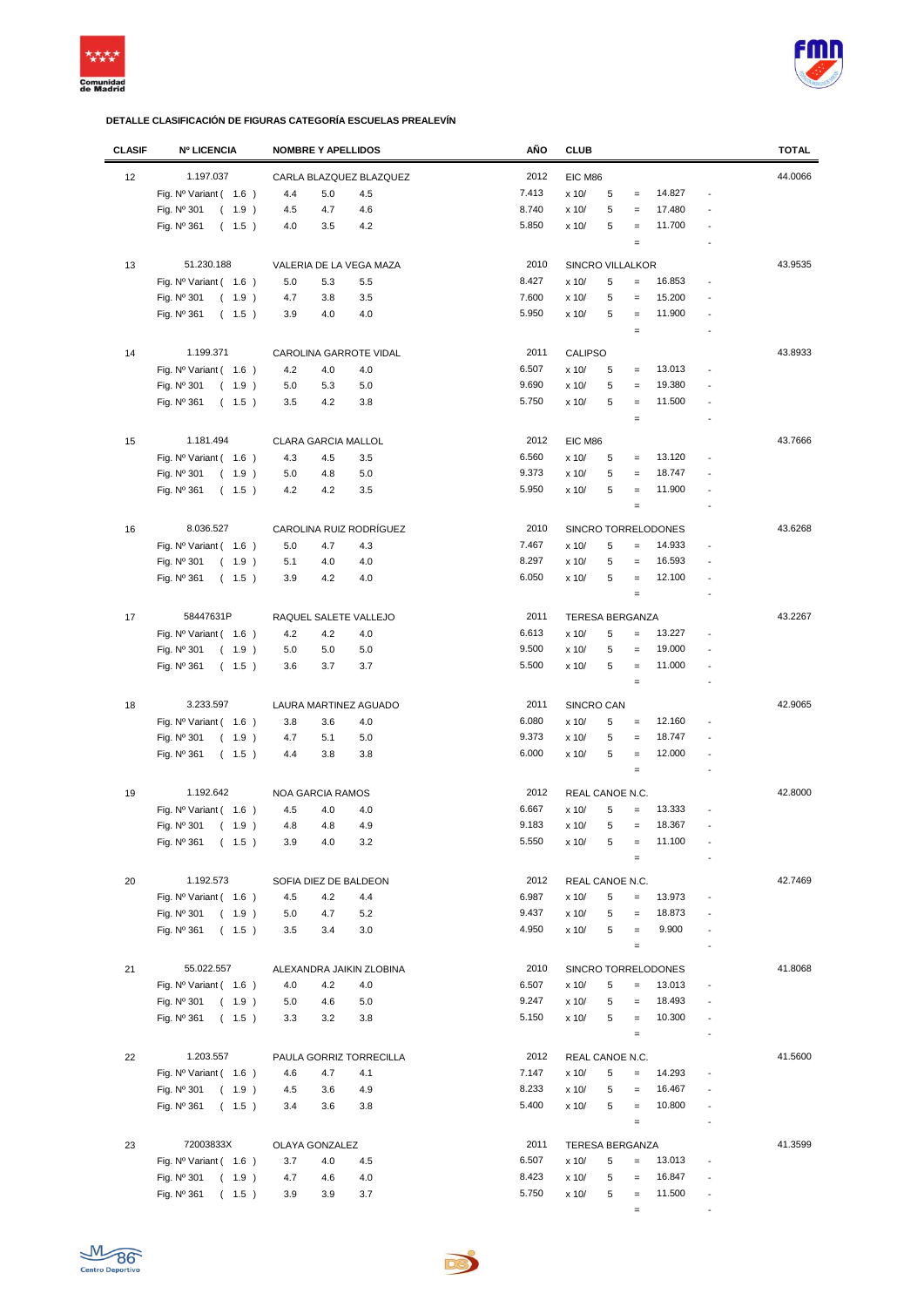### DETALLE CLASIFICACIÓN DE FIGURAS CATEGORÍA ESCUELAS PREALEVÍN

| CLASIF | Nº LICENCIA | NOMBRE Y APELLIDOS | | | AÑO | CLUB | | | | | TOTAL |
|---|---|---|---|---|---|---|---|---|---|---|---|
| 12 | 1.197.037 | CARLA BLAZQUEZ BLAZQUEZ | | | 2012 | EIC M86 | | | | | 44.0066 |
| | Fig. Nº Variant ( 1.6 ) | 4.4 | 5.0 | 4.5 | 7.413 | x 10/ | 5 | = | 14.827 | - | |
| | Fig. Nº 301 ( 1.9 ) | 4.5 | 4.7 | 4.6 | 8.740 | x 10/ | 5 | = | 17.480 | - | |
| | Fig. Nº 361 ( 1.5 ) | 4.0 | 3.5 | 4.2 | 5.850 | x 10/ | 5 | = | 11.700 | - | |
| | | | | | | | | = | | - | |
| 13 | 51.230.188 | VALERIA DE LA VEGA MAZA | | | 2010 | SINCRO VILLALKOR | | | | | 43.9535 |
| | Fig. Nº Variant ( 1.6 ) | 5.0 | 5.3 | 5.5 | 8.427 | x 10/ | 5 | = | 16.853 | - | |
| | Fig. Nº 301 ( 1.9 ) | 4.7 | 3.8 | 3.5 | 7.600 | x 10/ | 5 | = | 15.200 | - | |
| | Fig. Nº 361 ( 1.5 ) | 3.9 | 4.0 | 4.0 | 5.950 | x 10/ | 5 | = | 11.900 | - | |
| | | | | | | | | = | | - | |
| 14 | 1.199.371 | CAROLINA GARROTE VIDAL | | | 2011 | CALIPSO | | | | | 43.8933 |
| | Fig. Nº Variant ( 1.6 ) | 4.2 | 4.0 | 4.0 | 6.507 | x 10/ | 5 | = | 13.013 | - | |
| | Fig. Nº 301 ( 1.9 ) | 5.0 | 5.3 | 5.0 | 9.690 | x 10/ | 5 | = | 19.380 | - | |
| | Fig. Nº 361 ( 1.5 ) | 3.5 | 4.2 | 3.8 | 5.750 | x 10/ | 5 | = | 11.500 | - | |
| | | | | | | | | = | | - | |
| 15 | 1.181.494 | CLARA GARCIA MALLOL | | | 2012 | EIC M86 | | | | | 43.7666 |
| | Fig. Nº Variant ( 1.6 ) | 4.3 | 4.5 | 3.5 | 6.560 | x 10/ | 5 | = | 13.120 | - | |
| | Fig. Nº 301 ( 1.9 ) | 5.0 | 4.8 | 5.0 | 9.373 | x 10/ | 5 | = | 18.747 | - | |
| | Fig. Nº 361 ( 1.5 ) | 4.2 | 4.2 | 3.5 | 5.950 | x 10/ | 5 | = | 11.900 | - | |
| | | | | | | | | = | | - | |
| 16 | 8.036.527 | CAROLINA RUIZ RODRÍGUEZ | | | 2010 | SINCRO TORRELODONES | | | | | 43.6268 |
| | Fig. Nº Variant ( 1.6 ) | 5.0 | 4.7 | 4.3 | 7.467 | x 10/ | 5 | = | 14.933 | - | |
| | Fig. Nº 301 ( 1.9 ) | 5.1 | 4.0 | 4.0 | 8.297 | x 10/ | 5 | = | 16.593 | - | |
| | Fig. Nº 361 ( 1.5 ) | 3.9 | 4.2 | 4.0 | 6.050 | x 10/ | 5 | = | 12.100 | - | |
| | | | | | | | | = | | - | |
| 17 | 58447631P | RAQUEL SALETE VALLEJO | | | 2011 | TERESA BERGANZA | | | | | 43.2267 |
| | Fig. Nº Variant ( 1.6 ) | 4.2 | 4.2 | 4.0 | 6.613 | x 10/ | 5 | = | 13.227 | - | |
| | Fig. Nº 301 ( 1.9 ) | 5.0 | 5.0 | 5.0 | 9.500 | x 10/ | 5 | = | 19.000 | - | |
| | Fig. Nº 361 ( 1.5 ) | 3.6 | 3.7 | 3.7 | 5.500 | x 10/ | 5 | = | 11.000 | - | |
| | | | | | | | | = | | - | |
| 18 | 3.233.597 | LAURA MARTINEZ AGUADO | | | 2011 | SINCRO CAN | | | | | 42.9065 |
| | Fig. Nº Variant ( 1.6 ) | 3.8 | 3.6 | 4.0 | 6.080 | x 10/ | 5 | = | 12.160 | - | |
| | Fig. Nº 301 ( 1.9 ) | 4.7 | 5.1 | 5.0 | 9.373 | x 10/ | 5 | = | 18.747 | - | |
| | Fig. Nº 361 ( 1.5 ) | 4.4 | 3.8 | 3.8 | 6.000 | x 10/ | 5 | = | 12.000 | - | |
| | | | | | | | | = | | - | |
| 19 | 1.192.642 | NOA GARCIA RAMOS | | | 2012 | REAL CANOE N.C. | | | | | 42.8000 |
| | Fig. Nº Variant ( 1.6 ) | 4.5 | 4.0 | 4.0 | 6.667 | x 10/ | 5 | = | 13.333 | - | |
| | Fig. Nº 301 ( 1.9 ) | 4.8 | 4.8 | 4.9 | 9.183 | x 10/ | 5 | = | 18.367 | - | |
| | Fig. Nº 361 ( 1.5 ) | 3.9 | 4.0 | 3.2 | 5.550 | x 10/ | 5 | = | 11.100 | - | |
| | | | | | | | | = | | - | |
| 20 | 1.192.573 | SOFIA DIEZ DE BALDEON | | | 2012 | REAL CANOE N.C. | | | | | 42.7469 |
| | Fig. Nº Variant ( 1.6 ) | 4.5 | 4.2 | 4.4 | 6.987 | x 10/ | 5 | = | 13.973 | - | |
| | Fig. Nº 301 ( 1.9 ) | 5.0 | 4.7 | 5.2 | 9.437 | x 10/ | 5 | = | 18.873 | - | |
| | Fig. Nº 361 ( 1.5 ) | 3.5 | 3.4 | 3.0 | 4.950 | x 10/ | 5 | = | 9.900 | - | |
| | | | | | | | | = | | - | |
| 21 | 55.022.557 | ALEXANDRA JAIKIN ZLOBINA | | | 2010 | SINCRO TORRELODONES | | | | | 41.8068 |
| | Fig. Nº Variant ( 1.6 ) | 4.0 | 4.2 | 4.0 | 6.507 | x 10/ | 5 | = | 13.013 | - | |
| | Fig. Nº 301 ( 1.9 ) | 5.0 | 4.6 | 5.0 | 9.247 | x 10/ | 5 | = | 18.493 | - | |
| | Fig. Nº 361 ( 1.5 ) | 3.3 | 3.2 | 3.8 | 5.150 | x 10/ | 5 | = | 10.300 | - | |
| | | | | | | | | = | | - | |
| 22 | 1.203.557 | PAULA GORRIZ TORRECILLA | | | 2012 | REAL CANOE N.C. | | | | | 41.5600 |
| | Fig. Nº Variant ( 1.6 ) | 4.6 | 4.7 | 4.1 | 7.147 | x 10/ | 5 | = | 14.293 | - | |
| | Fig. Nº 301 ( 1.9 ) | 4.5 | 3.6 | 4.9 | 8.233 | x 10/ | 5 | = | 16.467 | - | |
| | Fig. Nº 361 ( 1.5 ) | 3.4 | 3.6 | 3.8 | 5.400 | x 10/ | 5 | = | 10.800 | - | |
| | | | | | | | | = | | - | |
| 23 | 72003833X | OLAYA GONZALEZ | | | 2011 | TERESA BERGANZA | | | | | 41.3599 |
| | Fig. Nº Variant ( 1.6 ) | 3.7 | 4.0 | 4.5 | 6.507 | x 10/ | 5 | = | 13.013 | - | |
| | Fig. Nº 301 ( 1.9 ) | 4.7 | 4.6 | 4.0 | 8.423 | x 10/ | 5 | = | 16.847 | - | |
| | Fig. Nº 361 ( 1.5 ) | 3.9 | 3.9 | 3.7 | 5.750 | x 10/ | 5 | = | 11.500 | - | |
| | | | | | | | | = | | - | |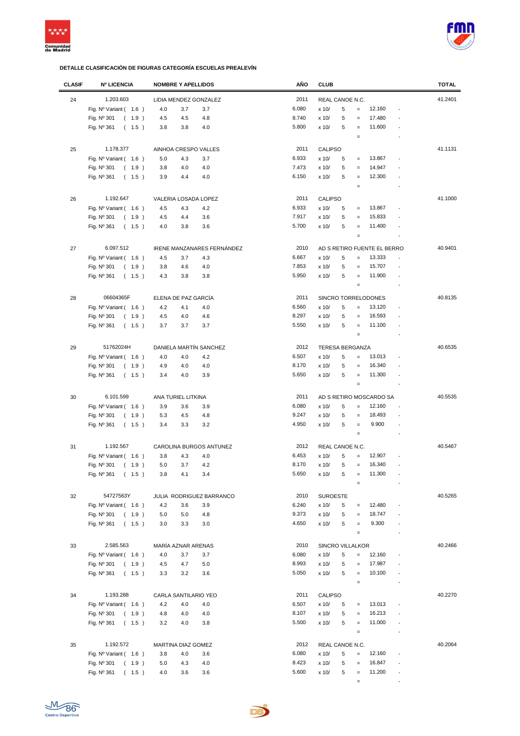**DETALLE CLASIFICACIÓN DE FIGURAS CATEGORÍA ESCUELAS PREALEVÍN**

| CLASIF | Nº LICENCIA | NOMBRE Y APELLIDOS | | | AÑO | CLUB | | | | | TOTAL |
|---|---|---|---|---|---|---|---|---|---|---|---|
| 24 | 1.203.603 | LIDIA MENDEZ GONZALEZ | | | 2011 | REAL CANOE N.C. | | | | | 41.2401 |
| | Fig. Nº Variant ( 1.6 ) | 4.0 | 3.7 | 3.7 | 6.080 | x 10/ | 5 | = | 12.160 | - | |
| | Fig. Nº 301 ( 1.9 ) | 4.5 | 4.5 | 4.8 | 8.740 | x 10/ | 5 | = | 17.480 | - | |
| | Fig. Nº 361 ( 1.5 ) | 3.8 | 3.8 | 4.0 | 5.800 | x 10/ | 5 | = | 11.600 | - | |
| | | | | | | | | = | | - | |
| 25 | 1.178.377 | AINHOA CRESPO VALLES | | | 2011 | CALIPSO | | | | | 41.1131 |
| | Fig. Nº Variant ( 1.6 ) | 5.0 | 4.3 | 3.7 | 6.933 | x 10/ | 5 | = | 13.867 | - | |
| | Fig. Nº 301 ( 1.9 ) | 3.8 | 4.0 | 4.0 | 7.473 | x 10/ | 5 | = | 14.947 | - | |
| | Fig. Nº 361 ( 1.5 ) | 3.9 | 4.4 | 4.0 | 6.150 | x 10/ | 5 | = | 12.300 | - | |
| | | | | | | | | = | | - | |
| 26 | 1.192.647 | VALERIA LOSADA LOPEZ | | | 2011 | CALIPSO | | | | | 41.1000 |
| | Fig. Nº Variant ( 1.6 ) | 4.5 | 4.3 | 4.2 | 6.933 | x 10/ | 5 | = | 13.867 | - | |
| | Fig. Nº 301 ( 1.9 ) | 4.5 | 4.4 | 3.6 | 7.917 | x 10/ | 5 | = | 15.833 | - | |
| | Fig. Nº 361 ( 1.5 ) | 4.0 | 3.8 | 3.6 | 5.700 | x 10/ | 5 | = | 11.400 | - | |
| | | | | | | | | = | | - | |
| 27 | 6.097.512 | IRENE MANZANARES FERNÁNDEZ | | | 2010 | AD S RETIRO FUENTE EL BERRO | | | | | 40.9401 |
| | Fig. Nº Variant ( 1.6 ) | 4.5 | 3.7 | 4.3 | 6.667 | x 10/ | 5 | = | 13.333 | - | |
| | Fig. Nº 301 ( 1.9 ) | 3.8 | 4.6 | 4.0 | 7.853 | x 10/ | 5 | = | 15.707 | - | |
| | Fig. Nº 361 ( 1.5 ) | 4.3 | 3.8 | 3.8 | 5.950 | x 10/ | 5 | = | 11.900 | - | |
| | | | | | | | | = | | - | |
| 28 | 06604365F | ELENA DE PAZ GARCÍA | | | 2011 | SINCRO TORRELODONES | | | | | 40.8135 |
| | Fig. Nº Variant ( 1.6 ) | 4.2 | 4.1 | 4.0 | 6.560 | x 10/ | 5 | = | 13.120 | - | |
| | Fig. Nº 301 ( 1.9 ) | 4.5 | 4.0 | 4.6 | 8.297 | x 10/ | 5 | = | 16.593 | - | |
| | Fig. Nº 361 ( 1.5 ) | 3.7 | 3.7 | 3.7 | 5.550 | x 10/ | 5 | = | 11.100 | - | |
| | | | | | | | | = | | - | |
| 29 | 51762024H | DANIELA MARTÍN SANCHEZ | | | 2012 | TERESA BERGANZA | | | | | 40.6535 |
| | Fig. Nº Variant ( 1.6 ) | 4.0 | 4.0 | 4.2 | 6.507 | x 10/ | 5 | = | 13.013 | - | |
| | Fig. Nº 301 ( 1.9 ) | 4.9 | 4.0 | 4.0 | 8.170 | x 10/ | 5 | = | 16.340 | - | |
| | Fig. Nº 361 ( 1.5 ) | 3.4 | 4.0 | 3.9 | 5.650 | x 10/ | 5 | = | 11.300 | - | |
| | | | | | | | | = | | - | |
| 30 | 6.101.599 | ANA TURIEL LITKINA | | | 2011 | AD S RETIRO MOSCARDO SA | | | | | 40.5535 |
| | Fig. Nº Variant ( 1.6 ) | 3.9 | 3.6 | 3.9 | 6.080 | x 10/ | 5 | = | 12.160 | - | |
| | Fig. Nº 301 ( 1.9 ) | 5.3 | 4.5 | 4.8 | 9.247 | x 10/ | 5 | = | 18.493 | - | |
| | Fig. Nº 361 ( 1.5 ) | 3.4 | 3.3 | 3.2 | 4.950 | x 10/ | 5 | = | 9.900 | - | |
| | | | | | | | | = | | - | |
| 31 | 1.192.567 | CAROLINA BURGOS ANTUNEZ | | | 2012 | REAL CANOE N.C. | | | | | 40.5467 |
| | Fig. Nº Variant ( 1.6 ) | 3.8 | 4.3 | 4.0 | 6.453 | x 10/ | 5 | = | 12.907 | - | |
| | Fig. Nº 301 ( 1.9 ) | 5.0 | 3.7 | 4.2 | 8.170 | x 10/ | 5 | = | 16.340 | - | |
| | Fig. Nº 361 ( 1.5 ) | 3.8 | 4.1 | 3.4 | 5.650 | x 10/ | 5 | = | 11.300 | - | |
| | | | | | | | | = | | - | |
| 32 | 54727563Y | JULIA RODRIGUEZ BARRANCO | | | 2010 | SUROESTE | | | | | 40.5265 |
| | Fig. Nº Variant ( 1.6 ) | 4.2 | 3.6 | 3.9 | 6.240 | x 10/ | 5 | = | 12.480 | - | |
| | Fig. Nº 301 ( 1.9 ) | 5.0 | 5.0 | 4.8 | 9.373 | x 10/ | 5 | = | 18.747 | - | |
| | Fig. Nº 361 ( 1.5 ) | 3.0 | 3.3 | 3.0 | 4.650 | x 10/ | 5 | = | 9.300 | - | |
| | | | | | | | | = | | - | |
| 33 | 2.585.563 | MARÍA AZNAR ARENAS | | | 2010 | SINCRO VILLALKOR | | | | | 40.2466 |
| | Fig. Nº Variant ( 1.6 ) | 4.0 | 3.7 | 3.7 | 6.080 | x 10/ | 5 | = | 12.160 | - | |
| | Fig. Nº 301 ( 1.9 ) | 4.5 | 4.7 | 5.0 | 8.993 | x 10/ | 5 | = | 17.987 | - | |
| | Fig. Nº 361 ( 1.5 ) | 3.3 | 3.2 | 3.6 | 5.050 | x 10/ | 5 | = | 10.100 | - | |
| | | | | | | | | = | | - | |
| 34 | 1.193.288 | CARLA SANTILARIO YEO | | | 2011 | CALIPSO | | | | | 40.2270 |
| | Fig. Nº Variant ( 1.6 ) | 4.2 | 4.0 | 4.0 | 6.507 | x 10/ | 5 | = | 13.013 | - | |
| | Fig. Nº 301 ( 1.9 ) | 4.8 | 4.0 | 4.0 | 8.107 | x 10/ | 5 | = | 16.213 | - | |
| | Fig. Nº 361 ( 1.5 ) | 3.2 | 4.0 | 3.8 | 5.500 | x 10/ | 5 | = | 11.000 | - | |
| | | | | | | | | = | | - | |
| 35 | 1.192.572 | MARTINA DIAZ GOMEZ | | | 2012 | REAL CANOE N.C. | | | | | 40.2064 |
| | Fig. Nº Variant ( 1.6 ) | 3.8 | 4.0 | 3.6 | 6.080 | x 10/ | 5 | = | 12.160 | - | |
| | Fig. Nº 301 ( 1.9 ) | 5.0 | 4.3 | 4.0 | 8.423 | x 10/ | 5 | = | 16.847 | - | |
| | Fig. Nº 361 ( 1.5 ) | 4.0 | 3.6 | 3.6 | 5.600 | x 10/ | 5 | = | 11.200 | - | |
| | | | | | | | | = | | - | |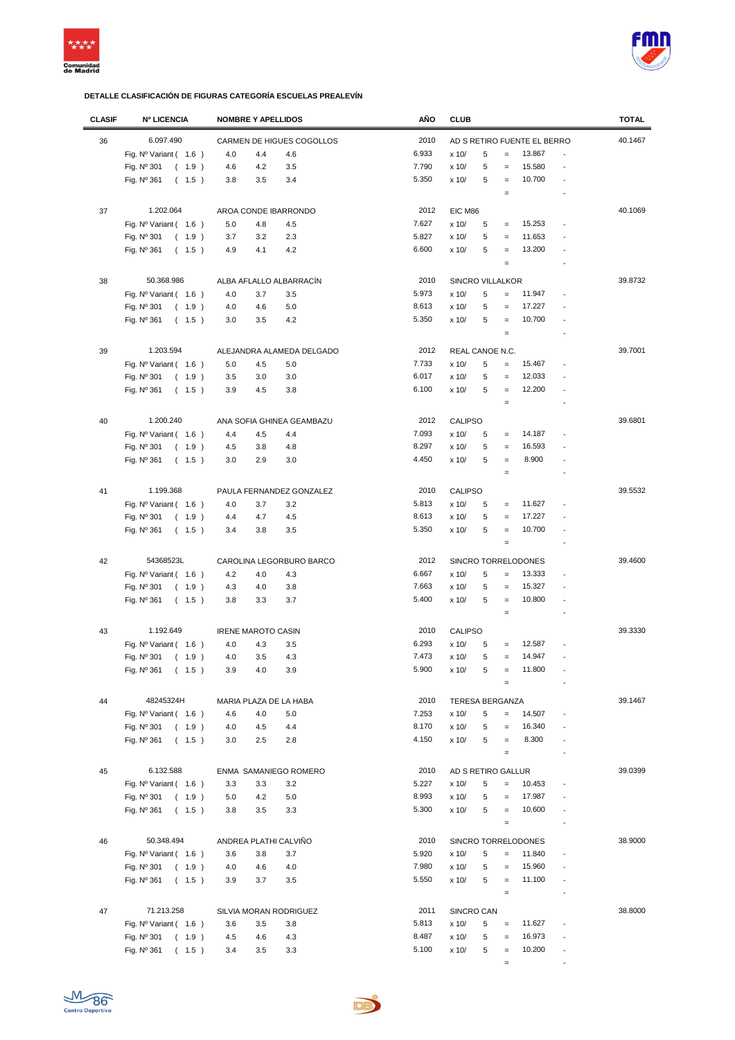**DETALLE CLASIFICACIÓN DE FIGURAS CATEGORÍA ESCUELAS PREALEVÍN**

| CLASIF | Nº LICENCIA | NOMBRE Y APELLIDOS | | | AÑO | CLUB | | | | | TOTAL |
|---|---|---|---|---|---|---|---|---|---|---|---|
| 36 | 6.097.490 | CARMEN DE HIGUES COGOLLOS | | | 2010 | AD S RETIRO FUENTE EL BERRO | | | | | 40.1467 |
| | Fig. Nº Variant ( 1.6 ) | 4.0 | 4.4 | 4.6 | 6.933 | x 10/ | 5 | = | 13.867 | - | |
| | Fig. Nº 301 ( 1.9 ) | 4.6 | 4.2 | 3.5 | 7.790 | x 10/ | 5 | = | 15.580 | - | |
| | Fig. Nº 361 ( 1.5 ) | 3.8 | 3.5 | 3.4 | 5.350 | x 10/ | 5 | = | 10.700 | - | |
| | | | | | | | | = | | - | |
| 37 | 1.202.064 | AROA CONDE IBARRONDO | | | 2012 | EIC M86 | | | | | 40.1069 |
| | Fig. Nº Variant ( 1.6 ) | 5.0 | 4.8 | 4.5 | 7.627 | x 10/ | 5 | = | 15.253 | - | |
| | Fig. Nº 301 ( 1.9 ) | 3.7 | 3.2 | 2.3 | 5.827 | x 10/ | 5 | = | 11.653 | - | |
| | Fig. Nº 361 ( 1.5 ) | 4.9 | 4.1 | 4.2 | 6.600 | x 10/ | 5 | = | 13.200 | - | |
| | | | | | | | | = | | - | |
| 38 | 50.368.986 | ALBA AFLALLO ALBARRACÍN | | | 2010 | SINCRO VILLALKOR | | | | | 39.8732 |
| | Fig. Nº Variant ( 1.6 ) | 4.0 | 3.7 | 3.5 | 5.973 | x 10/ | 5 | = | 11.947 | - | |
| | Fig. Nº 301 ( 1.9 ) | 4.0 | 4.6 | 5.0 | 8.613 | x 10/ | 5 | = | 17.227 | - | |
| | Fig. Nº 361 ( 1.5 ) | 3.0 | 3.5 | 4.2 | 5.350 | x 10/ | 5 | = | 10.700 | - | |
| | | | | | | | | = | | - | |
| 39 | 1.203.594 | ALEJANDRA ALAMEDA DELGADO | | | 2012 | REAL CANOE N.C. | | | | | 39.7001 |
| | Fig. Nº Variant ( 1.6 ) | 5.0 | 4.5 | 5.0 | 7.733 | x 10/ | 5 | = | 15.467 | - | |
| | Fig. Nº 301 ( 1.9 ) | 3.5 | 3.0 | 3.0 | 6.017 | x 10/ | 5 | = | 12.033 | - | |
| | Fig. Nº 361 ( 1.5 ) | 3.9 | 4.5 | 3.8 | 6.100 | x 10/ | 5 | = | 12.200 | - | |
| | | | | | | | | = | | - | |
| 40 | 1.200.240 | ANA SOFIA GHINEA GEAMBAZU | | | 2012 | CALIPSO | | | | | 39.6801 |
| | Fig. Nº Variant ( 1.6 ) | 4.4 | 4.5 | 4.4 | 7.093 | x 10/ | 5 | = | 14.187 | - | |
| | Fig. Nº 301 ( 1.9 ) | 4.5 | 3.8 | 4.8 | 8.297 | x 10/ | 5 | = | 16.593 | - | |
| | Fig. Nº 361 ( 1.5 ) | 3.0 | 2.9 | 3.0 | 4.450 | x 10/ | 5 | = | 8.900 | - | |
| | | | | | | | | = | | - | |
| 41 | 1.199.368 | PAULA FERNANDEZ GONZALEZ | | | 2010 | CALIPSO | | | | | 39.5532 |
| | Fig. Nº Variant ( 1.6 ) | 4.0 | 3.7 | 3.2 | 5.813 | x 10/ | 5 | = | 11.627 | - | |
| | Fig. Nº 301 ( 1.9 ) | 4.4 | 4.7 | 4.5 | 8.613 | x 10/ | 5 | = | 17.227 | - | |
| | Fig. Nº 361 ( 1.5 ) | 3.4 | 3.8 | 3.5 | 5.350 | x 10/ | 5 | = | 10.700 | - | |
| | | | | | | | | = | | - | |
| 42 | 54368523L | CAROLINA LEGORBURO BARCO | | | 2012 | SINCRO TORRELODONES | | | | | 39.4600 |
| | Fig. Nº Variant ( 1.6 ) | 4.2 | 4.0 | 4.3 | 6.667 | x 10/ | 5 | = | 13.333 | - | |
| | Fig. Nº 301 ( 1.9 ) | 4.3 | 4.0 | 3.8 | 7.663 | x 10/ | 5 | = | 15.327 | - | |
| | Fig. Nº 361 ( 1.5 ) | 3.8 | 3.3 | 3.7 | 5.400 | x 10/ | 5 | = | 10.800 | - | |
| | | | | | | | | = | | - | |
| 43 | 1.192.649 | IRENE MAROTO CASIN | | | 2010 | CALIPSO | | | | | 39.3330 |
| | Fig. Nº Variant ( 1.6 ) | 4.0 | 4.3 | 3.5 | 6.293 | x 10/ | 5 | = | 12.587 | - | |
| | Fig. Nº 301 ( 1.9 ) | 4.0 | 3.5 | 4.3 | 7.473 | x 10/ | 5 | = | 14.947 | - | |
| | Fig. Nº 361 ( 1.5 ) | 3.9 | 4.0 | 3.9 | 5.900 | x 10/ | 5 | = | 11.800 | - | |
| | | | | | | | | = | | - | |
| 44 | 48245324H | MARIA PLAZA DE LA HABA | | | 2010 | TERESA BERGANZA | | | | | 39.1467 |
| | Fig. Nº Variant ( 1.6 ) | 4.6 | 4.0 | 5.0 | 7.253 | x 10/ | 5 | = | 14.507 | - | |
| | Fig. Nº 301 ( 1.9 ) | 4.0 | 4.5 | 4.4 | 8.170 | x 10/ | 5 | = | 16.340 | - | |
| | Fig. Nº 361 ( 1.5 ) | 3.0 | 2.5 | 2.8 | 4.150 | x 10/ | 5 | = | 8.300 | - | |
| | | | | | | | | = | | - | |
| 45 | 6.132.588 | ENMA SAMANIEGO ROMERO | | | 2010 | AD S RETIRO GALLUR | | | | | 39.0399 |
| | Fig. Nº Variant ( 1.6 ) | 3.3 | 3.3 | 3.2 | 5.227 | x 10/ | 5 | = | 10.453 | - | |
| | Fig. Nº 301 ( 1.9 ) | 5.0 | 4.2 | 5.0 | 8.993 | x 10/ | 5 | = | 17.987 | - | |
| | Fig. Nº 361 ( 1.5 ) | 3.8 | 3.5 | 3.3 | 5.300 | x 10/ | 5 | = | 10.600 | - | |
| | | | | | | | | = | | - | |
| 46 | 50.348.494 | ANDREA PLATHI CALVIÑO | | | 2010 | SINCRO TORRELODONES | | | | | 38.9000 |
| | Fig. Nº Variant ( 1.6 ) | 3.6 | 3.8 | 3.7 | 5.920 | x 10/ | 5 | = | 11.840 | - | |
| | Fig. Nº 301 ( 1.9 ) | 4.0 | 4.6 | 4.0 | 7.980 | x 10/ | 5 | = | 15.960 | - | |
| | Fig. Nº 361 ( 1.5 ) | 3.9 | 3.7 | 3.5 | 5.550 | x 10/ | 5 | = | 11.100 | - | |
| | | | | | | | | = | | - | |
| 47 | 71.213.258 | SILVIA MORAN RODRIGUEZ | | | 2011 | SINCRO CAN | | | | | 38.8000 |
| | Fig. Nº Variant ( 1.6 ) | 3.6 | 3.5 | 3.8 | 5.813 | x 10/ | 5 | = | 11.627 | - | |
| | Fig. Nº 301 ( 1.9 ) | 4.5 | 4.6 | 4.3 | 8.487 | x 10/ | 5 | = | 16.973 | - | |
| | Fig. Nº 361 ( 1.5 ) | 3.4 | 3.5 | 3.3 | 5.100 | x 10/ | 5 | = | 10.200 | - | |
| | | | | | | | | = | | - | |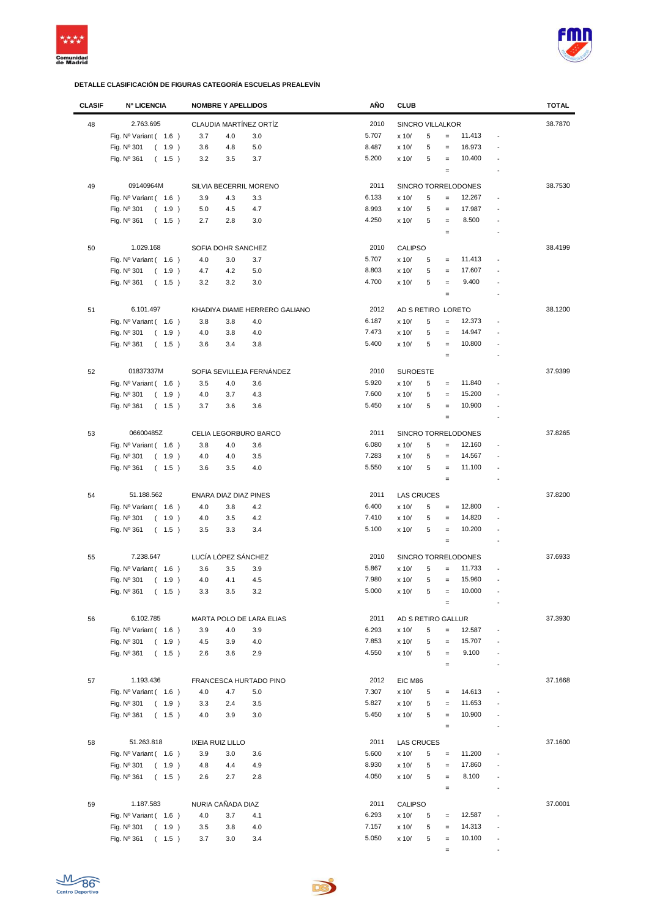### DETALLE CLASIFICACIÓN DE FIGURAS CATEGORÍA ESCUELAS PREALEVÍN

| CLASIF | Nº LICENCIA | NOMBRE Y APELLIDOS | | | AÑO | CLUB | | | | | TOTAL |
|---|---|---|---|---|---|---|---|---|---|---|---|
| 48 | 2.763.695 | CLAUDIA MARTÍNEZ ORTÍZ | | | 2010 | SINCRO VILLALKOR | | | | | 38.7870 |
| | Fig. Nº Variant ( 1.6 ) | 3.7 | 4.0 | 3.0 | 5.707 | x 10/ | 5 | = | 11.413 | - | |
| | Fig. Nº 301 ( 1.9 ) | 3.6 | 4.8 | 5.0 | 8.487 | x 10/ | 5 | = | 16.973 | - | |
| | Fig. Nº 361 ( 1.5 ) | 3.2 | 3.5 | 3.7 | 5.200 | x 10/ | 5 | = | 10.400 | - | |
| | | | | | | | | = | | - | |
| 49 | 09140964M | SILVIA BECERRIL MORENO | | | 2011 | SINCRO TORRELODONES | | | | | 38.7530 |
| | Fig. Nº Variant ( 1.6 ) | 3.9 | 4.3 | 3.3 | 6.133 | x 10/ | 5 | = | 12.267 | - | |
| | Fig. Nº 301 ( 1.9 ) | 5.0 | 4.5 | 4.7 | 8.993 | x 10/ | 5 | = | 17.987 | - | |
| | Fig. Nº 361 ( 1.5 ) | 2.7 | 2.8 | 3.0 | 4.250 | x 10/ | 5 | = | 8.500 | - | |
| | | | | | | | | = | | - | |
| 50 | 1.029.168 | SOFIA DOHR SANCHEZ | | | 2010 | CALIPSO | | | | | 38.4199 |
| | Fig. Nº Variant ( 1.6 ) | 4.0 | 3.0 | 3.7 | 5.707 | x 10/ | 5 | = | 11.413 | - | |
| | Fig. Nº 301 ( 1.9 ) | 4.7 | 4.2 | 5.0 | 8.803 | x 10/ | 5 | = | 17.607 | - | |
| | Fig. Nº 361 ( 1.5 ) | 3.2 | 3.2 | 3.0 | 4.700 | x 10/ | 5 | = | 9.400 | - | |
| | | | | | | | | = | | - | |
| 51 | 6.101.497 | KHADIYA DIAME HERRERO GALIANO | | | 2012 | AD S RETIRO LORETO | | | | | 38.1200 |
| | Fig. Nº Variant ( 1.6 ) | 3.8 | 3.8 | 4.0 | 6.187 | x 10/ | 5 | = | 12.373 | - | |
| | Fig. Nº 301 ( 1.9 ) | 4.0 | 3.8 | 4.0 | 7.473 | x 10/ | 5 | = | 14.947 | - | |
| | Fig. Nº 361 ( 1.5 ) | 3.6 | 3.4 | 3.8 | 5.400 | x 10/ | 5 | = | 10.800 | - | |
| | | | | | | | | = | | - | |
| 52 | 01837337M | SOFIA SEVILLEJA FERNÁNDEZ | | | 2010 | SUROESTE | | | | | 37.9399 |
| | Fig. Nº Variant ( 1.6 ) | 3.5 | 4.0 | 3.6 | 5.920 | x 10/ | 5 | = | 11.840 | - | |
| | Fig. Nº 301 ( 1.9 ) | 4.0 | 3.7 | 4.3 | 7.600 | x 10/ | 5 | = | 15.200 | - | |
| | Fig. Nº 361 ( 1.5 ) | 3.7 | 3.6 | 3.6 | 5.450 | x 10/ | 5 | = | 10.900 | - | |
| | | | | | | | | = | | - | |
| 53 | 06600485Z | CELIA LEGORBURO BARCO | | | 2011 | SINCRO TORRELODONES | | | | | 37.8265 |
| | Fig. Nº Variant ( 1.6 ) | 3.8 | 4.0 | 3.6 | 6.080 | x 10/ | 5 | = | 12.160 | - | |
| | Fig. Nº 301 ( 1.9 ) | 4.0 | 4.0 | 3.5 | 7.283 | x 10/ | 5 | = | 14.567 | - | |
| | Fig. Nº 361 ( 1.5 ) | 3.6 | 3.5 | 4.0 | 5.550 | x 10/ | 5 | = | 11.100 | - | |
| | | | | | | | | = | | - | |
| 54 | 51.188.562 | ENARA DIAZ DIAZ PINES | | | 2011 | LAS CRUCES | | | | | 37.8200 |
| | Fig. Nº Variant ( 1.6 ) | 4.0 | 3.8 | 4.2 | 6.400 | x 10/ | 5 | = | 12.800 | - | |
| | Fig. Nº 301 ( 1.9 ) | 4.0 | 3.5 | 4.2 | 7.410 | x 10/ | 5 | = | 14.820 | - | |
| | Fig. Nº 361 ( 1.5 ) | 3.5 | 3.3 | 3.4 | 5.100 | x 10/ | 5 | = | 10.200 | - | |
| | | | | | | | | = | | - | |
| 55 | 7.238.647 | LUCÍA LÓPEZ SÁNCHEZ | | | 2010 | SINCRO TORRELODONES | | | | | 37.6933 |
| | Fig. Nº Variant ( 1.6 ) | 3.6 | 3.5 | 3.9 | 5.867 | x 10/ | 5 | = | 11.733 | - | |
| | Fig. Nº 301 ( 1.9 ) | 4.0 | 4.1 | 4.5 | 7.980 | x 10/ | 5 | = | 15.960 | - | |
| | Fig. Nº 361 ( 1.5 ) | 3.3 | 3.5 | 3.2 | 5.000 | x 10/ | 5 | = | 10.000 | - | |
| | | | | | | | | = | | - | |
| 56 | 6.102.785 | MARTA POLO DE LARA ELIAS | | | 2011 | AD S RETIRO GALLUR | | | | | 37.3930 |
| | Fig. Nº Variant ( 1.6 ) | 3.9 | 4.0 | 3.9 | 6.293 | x 10/ | 5 | = | 12.587 | - | |
| | Fig. Nº 301 ( 1.9 ) | 4.5 | 3.9 | 4.0 | 7.853 | x 10/ | 5 | = | 15.707 | - | |
| | Fig. Nº 361 ( 1.5 ) | 2.6 | 3.6 | 2.9 | 4.550 | x 10/ | 5 | = | 9.100 | - | |
| | | | | | | | | = | | - | |
| 57 | 1.193.436 | FRANCESCA HURTADO PINO | | | 2012 | EIC M86 | | | | | 37.1668 |
| | Fig. Nº Variant ( 1.6 ) | 4.0 | 4.7 | 5.0 | 7.307 | x 10/ | 5 | = | 14.613 | - | |
| | Fig. Nº 301 ( 1.9 ) | 3.3 | 2.4 | 3.5 | 5.827 | x 10/ | 5 | = | 11.653 | - | |
| | Fig. Nº 361 ( 1.5 ) | 4.0 | 3.9 | 3.0 | 5.450 | x 10/ | 5 | = | 10.900 | - | |
| | | | | | | | | = | | - | |
| 58 | 51.263.818 | IXEIA RUIZ LILLO | | | 2011 | LAS CRUCES | | | | | 37.1600 |
| | Fig. Nº Variant ( 1.6 ) | 3.9 | 3.0 | 3.6 | 5.600 | x 10/ | 5 | = | 11.200 | - | |
| | Fig. Nº 301 ( 1.9 ) | 4.8 | 4.4 | 4.9 | 8.930 | x 10/ | 5 | = | 17.860 | - | |
| | Fig. Nº 361 ( 1.5 ) | 2.6 | 2.7 | 2.8 | 4.050 | x 10/ | 5 | = | 8.100 | - | |
| | | | | | | | | = | | - | |
| 59 | 1.187.583 | NURIA CAÑADA DIAZ | | | 2011 | CALIPSO | | | | | 37.0001 |
| | Fig. Nº Variant ( 1.6 ) | 4.0 | 3.7 | 4.1 | 6.293 | x 10/ | 5 | = | 12.587 | - | |
| | Fig. Nº 301 ( 1.9 ) | 3.5 | 3.8 | 4.0 | 7.157 | x 10/ | 5 | = | 14.313 | - | |
| | Fig. Nº 361 ( 1.5 ) | 3.7 | 3.0 | 3.4 | 5.050 | x 10/ | 5 | = | 10.100 | - | |
| | | | | | | | | = | | - | |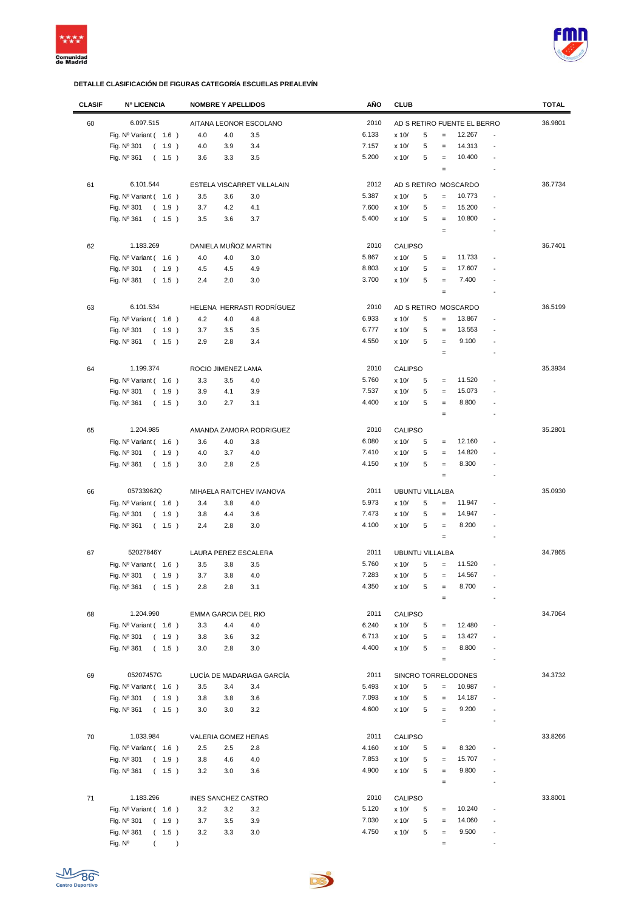**DETALLE CLASIFICACIÓN DE FIGURAS CATEGORÍA ESCUELAS PREALEVÍN**

| CLASIF | Nº LICENCIA | NOMBRE Y APELLIDOS | | | AÑO | CLUB | | | | | TOTAL |
|---|---|---|---|---|---|---|---|---|---|---|---|
| 60 | 6.097.515 | AITANA LEONOR ESCOLANO | | | 2010 | AD S RETIRO FUENTE EL BERRO | | | | | 36.9801 |
| | Fig. Nº Variant ( 1.6 ) | 4.0 | 4.0 | 3.5 | 6.133 | x 10/ | 5 | = | 12.267 | - | |
| | Fig. Nº 301 ( 1.9 ) | 4.0 | 3.9 | 3.4 | 7.157 | x 10/ | 5 | = | 14.313 | - | |
| | Fig. Nº 361 ( 1.5 ) | 3.6 | 3.3 | 3.5 | 5.200 | x 10/ | 5 | = | 10.400 | - | |
| | | | | | | | | = | | - | |
| 61 | 6.101.544 | ESTELA VISCARRET VILLALAIN | | | 2012 | AD S RETIRO MOSCARDO | | | | | 36.7734 |
| | Fig. Nº Variant ( 1.6 ) | 3.5 | 3.6 | 3.0 | 5.387 | x 10/ | 5 | = | 10.773 | - | |
| | Fig. Nº 301 ( 1.9 ) | 3.7 | 4.2 | 4.1 | 7.600 | x 10/ | 5 | = | 15.200 | - | |
| | Fig. Nº 361 ( 1.5 ) | 3.5 | 3.6 | 3.7 | 5.400 | x 10/ | 5 | = | 10.800 | - | |
| | | | | | | | | = | | - | |
| 62 | 1.183.269 | DANIELA MUÑOZ MARTIN | | | 2010 | CALIPSO | | | | | 36.7401 |
| | Fig. Nº Variant ( 1.6 ) | 4.0 | 4.0 | 3.0 | 5.867 | x 10/ | 5 | = | 11.733 | - | |
| | Fig. Nº 301 ( 1.9 ) | 4.5 | 4.5 | 4.9 | 8.803 | x 10/ | 5 | = | 17.607 | - | |
| | Fig. Nº 361 ( 1.5 ) | 2.4 | 2.0 | 3.0 | 3.700 | x 10/ | 5 | = | 7.400 | - | |
| | | | | | | | | = | | - | |
| 63 | 6.101.534 | HELENA HERRASTI RODRÍGUEZ | | | 2010 | AD S RETIRO MOSCARDO | | | | | 36.5199 |
| | Fig. Nº Variant ( 1.6 ) | 4.2 | 4.0 | 4.8 | 6.933 | x 10/ | 5 | = | 13.867 | - | |
| | Fig. Nº 301 ( 1.9 ) | 3.7 | 3.5 | 3.5 | 6.777 | x 10/ | 5 | = | 13.553 | - | |
| | Fig. Nº 361 ( 1.5 ) | 2.9 | 2.8 | 3.4 | 4.550 | x 10/ | 5 | = | 9.100 | - | |
| | | | | | | | | = | | - | |
| 64 | 1.199.374 | ROCIO JIMENEZ LAMA | | | 2010 | CALIPSO | | | | | 35.3934 |
| | Fig. Nº Variant ( 1.6 ) | 3.3 | 3.5 | 4.0 | 5.760 | x 10/ | 5 | = | 11.520 | - | |
| | Fig. Nº 301 ( 1.9 ) | 3.9 | 4.1 | 3.9 | 7.537 | x 10/ | 5 | = | 15.073 | - | |
| | Fig. Nº 361 ( 1.5 ) | 3.0 | 2.7 | 3.1 | 4.400 | x 10/ | 5 | = | 8.800 | - | |
| | | | | | | | | = | | - | |
| 65 | 1.204.985 | AMANDA ZAMORA RODRIGUEZ | | | 2010 | CALIPSO | | | | | 35.2801 |
| | Fig. Nº Variant ( 1.6 ) | 3.6 | 4.0 | 3.8 | 6.080 | x 10/ | 5 | = | 12.160 | - | |
| | Fig. Nº 301 ( 1.9 ) | 4.0 | 3.7 | 4.0 | 7.410 | x 10/ | 5 | = | 14.820 | - | |
| | Fig. Nº 361 ( 1.5 ) | 3.0 | 2.8 | 2.5 | 4.150 | x 10/ | 5 | = | 8.300 | - | |
| | | | | | | | | = | | - | |
| 66 | 05733962Q | MIHAELA RAITCHEV IVANOVA | | | 2011 | UBUNTU VILLALBA | | | | | 35.0930 |
| | Fig. Nº Variant ( 1.6 ) | 3.4 | 3.8 | 4.0 | 5.973 | x 10/ | 5 | = | 11.947 | - | |
| | Fig. Nº 301 ( 1.9 ) | 3.8 | 4.4 | 3.6 | 7.473 | x 10/ | 5 | = | 14.947 | - | |
| | Fig. Nº 361 ( 1.5 ) | 2.4 | 2.8 | 3.0 | 4.100 | x 10/ | 5 | = | 8.200 | - | |
| | | | | | | | | = | | - | |
| 67 | 52027846Y | LAURA PEREZ ESCALERA | | | 2011 | UBUNTU VILLALBA | | | | | 34.7865 |
| | Fig. Nº Variant ( 1.6 ) | 3.5 | 3.8 | 3.5 | 5.760 | x 10/ | 5 | = | 11.520 | - | |
| | Fig. Nº 301 ( 1.9 ) | 3.7 | 3.8 | 4.0 | 7.283 | x 10/ | 5 | = | 14.567 | - | |
| | Fig. Nº 361 ( 1.5 ) | 2.8 | 2.8 | 3.1 | 4.350 | x 10/ | 5 | = | 8.700 | - | |
| | | | | | | | | = | | - | |
| 68 | 1.204.990 | EMMA GARCIA DEL RIO | | | 2011 | CALIPSO | | | | | 34.7064 |
| | Fig. Nº Variant ( 1.6 ) | 3.3 | 4.4 | 4.0 | 6.240 | x 10/ | 5 | = | 12.480 | - | |
| | Fig. Nº 301 ( 1.9 ) | 3.8 | 3.6 | 3.2 | 6.713 | x 10/ | 5 | = | 13.427 | - | |
| | Fig. Nº 361 ( 1.5 ) | 3.0 | 2.8 | 3.0 | 4.400 | x 10/ | 5 | = | 8.800 | - | |
| | | | | | | | | = | | - | |
| 69 | 05207457G | LUCÍA DE MADARIAGA GARCÍA | | | 2011 | SINCRO TORRELODONES | | | | | 34.3732 |
| | Fig. Nº Variant ( 1.6 ) | 3.5 | 3.4 | 3.4 | 5.493 | x 10/ | 5 | = | 10.987 | - | |
| | Fig. Nº 301 ( 1.9 ) | 3.8 | 3.8 | 3.6 | 7.093 | x 10/ | 5 | = | 14.187 | - | |
| | Fig. Nº 361 ( 1.5 ) | 3.0 | 3.0 | 3.2 | 4.600 | x 10/ | 5 | = | 9.200 | - | |
| | | | | | | | | = | | - | |
| 70 | 1.033.984 | VALERIA GOMEZ HERAS | | | 2011 | CALIPSO | | | | | 33.8266 |
| | Fig. Nº Variant ( 1.6 ) | 2.5 | 2.5 | 2.8 | 4.160 | x 10/ | 5 | = | 8.320 | - | |
| | Fig. Nº 301 ( 1.9 ) | 3.8 | 4.6 | 4.0 | 7.853 | x 10/ | 5 | = | 15.707 | - | |
| | Fig. Nº 361 ( 1.5 ) | 3.2 | 3.0 | 3.6 | 4.900 | x 10/ | 5 | = | 9.800 | - | |
| | | | | | | | | = | | - | |
| 71 | 1.183.296 | INES SANCHEZ CASTRO | | | 2010 | CALIPSO | | | | | 33.8001 |
| | Fig. Nº Variant ( 1.6 ) | 3.2 | 3.2 | 3.2 | 5.120 | x 10/ | 5 | = | 10.240 | - | |
| | Fig. Nº 301 ( 1.9 ) | 3.7 | 3.5 | 3.9 | 7.030 | x 10/ | 5 | = | 14.060 | - | |
| | Fig. Nº 361 ( 1.5 ) | 3.2 | 3.3 | 3.0 | 4.750 | x 10/ | 5 | = | 9.500 | - | |
| | Fig. Nº ( ) | | | | | | | = | | - | |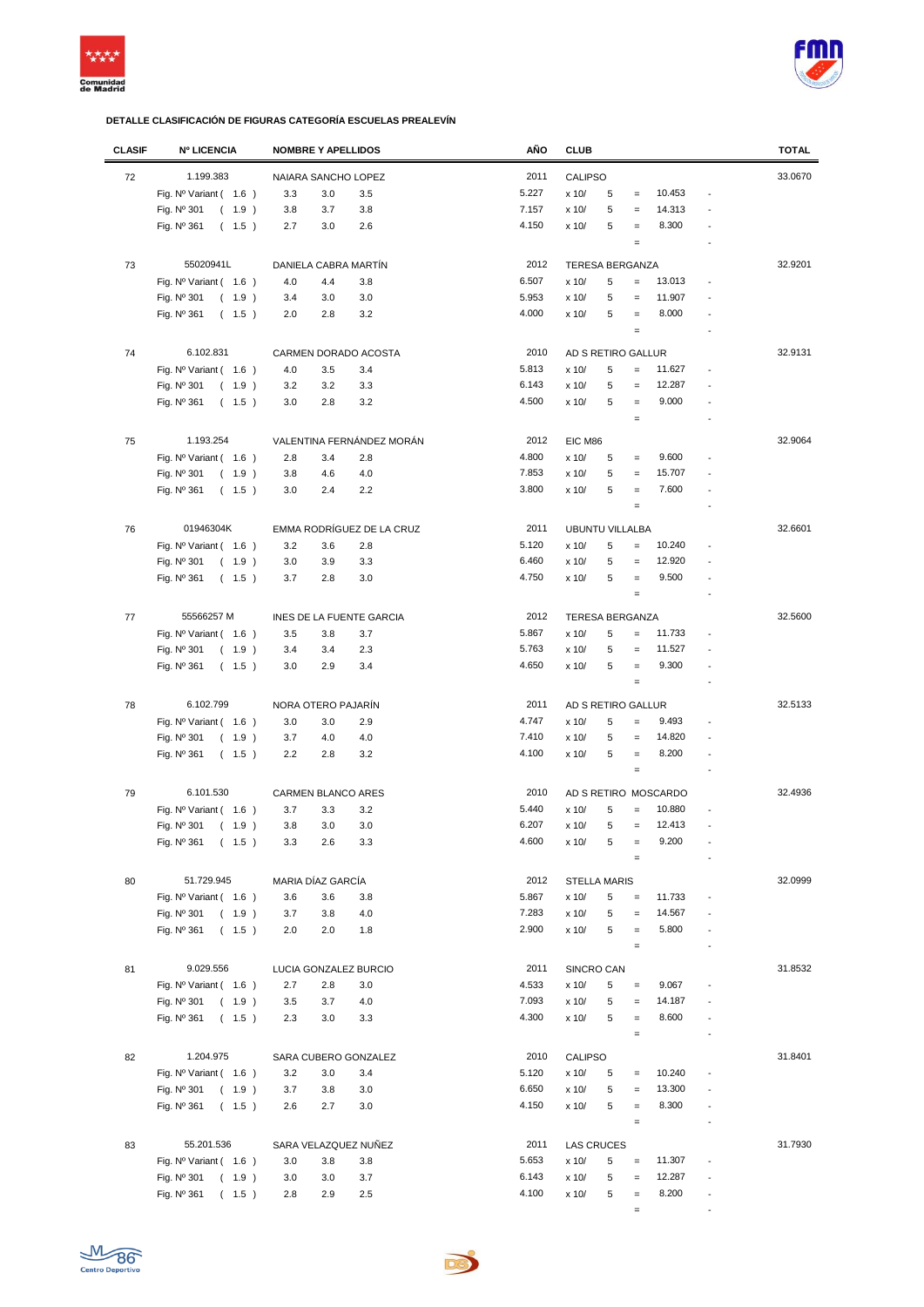**DETALLE CLASIFICACIÓN DE FIGURAS CATEGORÍA ESCUELAS PREALEVÍN**

| CLASIF | Nº LICENCIA | NOMBRE Y APELLIDOS | | | AÑO | CLUB | | | | | TOTAL |
|---|---|---|---|---|---|---|---|---|---|---|---|
| 72 | 1.199.383 | NAIARA SANCHO LOPEZ | | | 2011 | CALIPSO | | | | | 33.0670 |
| | Fig. Nº Variant ( 1.6 ) | 3.3 | 3.0 | 3.5 | 5.227 | x 10/ | 5 | = | 10.453 | - | |
| | Fig. Nº 301 ( 1.9 ) | 3.8 | 3.7 | 3.8 | 7.157 | x 10/ | 5 | = | 14.313 | - | |
| | Fig. Nº 361 ( 1.5 ) | 2.7 | 3.0 | 2.6 | 4.150 | x 10/ | 5 | = | 8.300 | - | |
| | | | | | | | | = | | - | |
| 73 | 55020941L | DANIELA CABRA MARTÍN | | | 2012 | TERESA BERGANZA | | | | | 32.9201 |
| | Fig. Nº Variant ( 1.6 ) | 4.0 | 4.4 | 3.8 | 6.507 | x 10/ | 5 | = | 13.013 | - | |
| | Fig. Nº 301 ( 1.9 ) | 3.4 | 3.0 | 3.0 | 5.953 | x 10/ | 5 | = | 11.907 | - | |
| | Fig. Nº 361 ( 1.5 ) | 2.0 | 2.8 | 3.2 | 4.000 | x 10/ | 5 | = | 8.000 | - | |
| | | | | | | | | = | | - | |
| 74 | 6.102.831 | CARMEN DORADO ACOSTA | | | 2010 | AD S RETIRO GALLUR | | | | | 32.9131 |
| | Fig. Nº Variant ( 1.6 ) | 4.0 | 3.5 | 3.4 | 5.813 | x 10/ | 5 | = | 11.627 | - | |
| | Fig. Nº 301 ( 1.9 ) | 3.2 | 3.2 | 3.3 | 6.143 | x 10/ | 5 | = | 12.287 | - | |
| | Fig. Nº 361 ( 1.5 ) | 3.0 | 2.8 | 3.2 | 4.500 | x 10/ | 5 | = | 9.000 | - | |
| | | | | | | | | = | | - | |
| 75 | 1.193.254 | VALENTINA FERNÁNDEZ MORÁN | | | 2012 | EIC M86 | | | | | 32.9064 |
| | Fig. Nº Variant ( 1.6 ) | 2.8 | 3.4 | 2.8 | 4.800 | x 10/ | 5 | = | 9.600 | - | |
| | Fig. Nº 301 ( 1.9 ) | 3.8 | 4.6 | 4.0 | 7.853 | x 10/ | 5 | = | 15.707 | - | |
| | Fig. Nº 361 ( 1.5 ) | 3.0 | 2.4 | 2.2 | 3.800 | x 10/ | 5 | = | 7.600 | - | |
| | | | | | | | | = | | - | |
| 76 | 01946304K | EMMA RODRÍGUEZ DE LA CRUZ | | | 2011 | UBUNTU VILLALBA | | | | | 32.6601 |
| | Fig. Nº Variant ( 1.6 ) | 3.2 | 3.6 | 2.8 | 5.120 | x 10/ | 5 | = | 10.240 | - | |
| | Fig. Nº 301 ( 1.9 ) | 3.0 | 3.9 | 3.3 | 6.460 | x 10/ | 5 | = | 12.920 | - | |
| | Fig. Nº 361 ( 1.5 ) | 3.7 | 2.8 | 3.0 | 4.750 | x 10/ | 5 | = | 9.500 | - | |
| | | | | | | | | = | | - | |
| 77 | 55566257 M | INES DE LA FUENTE GARCIA | | | 2012 | TERESA BERGANZA | | | | | 32.5600 |
| | Fig. Nº Variant ( 1.6 ) | 3.5 | 3.8 | 3.7 | 5.867 | x 10/ | 5 | = | 11.733 | - | |
| | Fig. Nº 301 ( 1.9 ) | 3.4 | 3.4 | 2.3 | 5.763 | x 10/ | 5 | = | 11.527 | - | |
| | Fig. Nº 361 ( 1.5 ) | 3.0 | 2.9 | 3.4 | 4.650 | x 10/ | 5 | = | 9.300 | - | |
| | | | | | | | | = | | - | |
| 78 | 6.102.799 | NORA OTERO PAJARÍN | | | 2011 | AD S RETIRO GALLUR | | | | | 32.5133 |
| | Fig. Nº Variant ( 1.6 ) | 3.0 | 3.0 | 2.9 | 4.747 | x 10/ | 5 | = | 9.493 | - | |
| | Fig. Nº 301 ( 1.9 ) | 3.7 | 4.0 | 4.0 | 7.410 | x 10/ | 5 | = | 14.820 | - | |
| | Fig. Nº 361 ( 1.5 ) | 2.2 | 2.8 | 3.2 | 4.100 | x 10/ | 5 | = | 8.200 | - | |
| | | | | | | | | = | | - | |
| 79 | 6.101.530 | CARMEN BLANCO ARES | | | 2010 | AD S RETIRO MOSCARDO | | | | | 32.4936 |
| | Fig. Nº Variant ( 1.6 ) | 3.7 | 3.3 | 3.2 | 5.440 | x 10/ | 5 | = | 10.880 | - | |
| | Fig. Nº 301 ( 1.9 ) | 3.8 | 3.0 | 3.0 | 6.207 | x 10/ | 5 | = | 12.413 | - | |
| | Fig. Nº 361 ( 1.5 ) | 3.3 | 2.6 | 3.3 | 4.600 | x 10/ | 5 | = | 9.200 | - | |
| | | | | | | | | = | | - | |
| 80 | 51.729.945 | MARIA DÍAZ GARCÍA | | | 2012 | STELLA MARIS | | | | | 32.0999 |
| | Fig. Nº Variant ( 1.6 ) | 3.6 | 3.6 | 3.8 | 5.867 | x 10/ | 5 | = | 11.733 | - | |
| | Fig. Nº 301 ( 1.9 ) | 3.7 | 3.8 | 4.0 | 7.283 | x 10/ | 5 | = | 14.567 | - | |
| | Fig. Nº 361 ( 1.5 ) | 2.0 | 2.0 | 1.8 | 2.900 | x 10/ | 5 | = | 5.800 | - | |
| | | | | | | | | = | | - | |
| 81 | 9.029.556 | LUCIA GONZALEZ BURCIO | | | 2011 | SINCRO CAN | | | | | 31.8532 |
| | Fig. Nº Variant ( 1.6 ) | 2.7 | 2.8 | 3.0 | 4.533 | x 10/ | 5 | = | 9.067 | - | |
| | Fig. Nº 301 ( 1.9 ) | 3.5 | 3.7 | 4.0 | 7.093 | x 10/ | 5 | = | 14.187 | - | |
| | Fig. Nº 361 ( 1.5 ) | 2.3 | 3.0 | 3.3 | 4.300 | x 10/ | 5 | = | 8.600 | - | |
| | | | | | | | | = | | - | |
| 82 | 1.204.975 | SARA CUBERO GONZALEZ | | | 2010 | CALIPSO | | | | | 31.8401 |
| | Fig. Nº Variant ( 1.6 ) | 3.2 | 3.0 | 3.4 | 5.120 | x 10/ | 5 | = | 10.240 | - | |
| | Fig. Nº 301 ( 1.9 ) | 3.7 | 3.8 | 3.0 | 6.650 | x 10/ | 5 | = | 13.300 | - | |
| | Fig. Nº 361 ( 1.5 ) | 2.6 | 2.7 | 3.0 | 4.150 | x 10/ | 5 | = | 8.300 | - | |
| | | | | | | | | = | | - | |
| 83 | 55.201.536 | SARA VELAZQUEZ NUÑEZ | | | 2011 | LAS CRUCES | | | | | 31.7930 |
| | Fig. Nº Variant ( 1.6 ) | 3.0 | 3.8 | 3.8 | 5.653 | x 10/ | 5 | = | 11.307 | - | |
| | Fig. Nº 301 ( 1.9 ) | 3.0 | 3.0 | 3.7 | 6.143 | x 10/ | 5 | = | 12.287 | - | |
| | Fig. Nº 361 ( 1.5 ) | 2.8 | 2.9 | 2.5 | 4.100 | x 10/ | 5 | = | 8.200 | - | |
| | | | | | | | | = | | - | |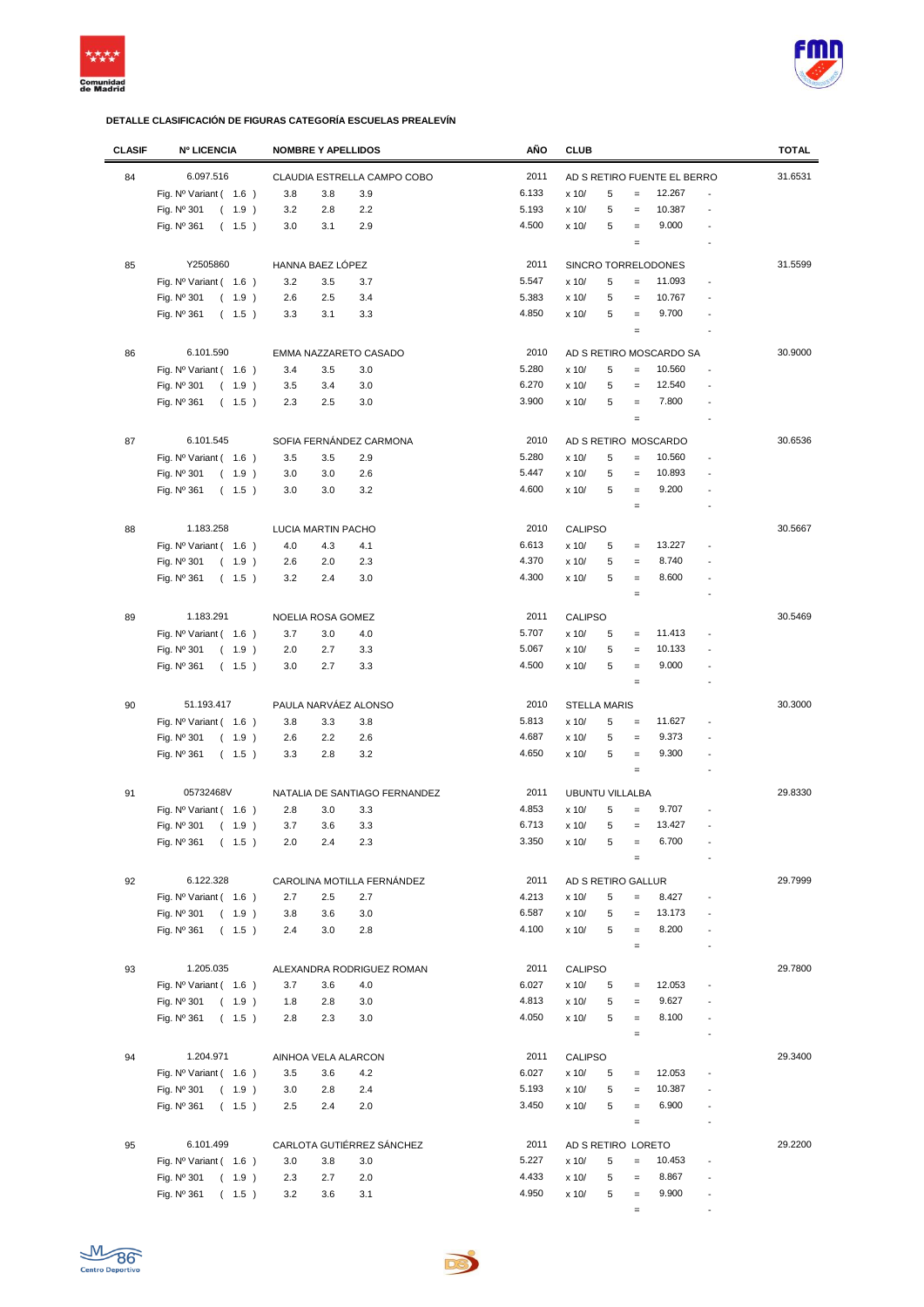**DETALLE CLASIFICACIÓN DE FIGURAS CATEGORÍA ESCUELAS PREALEVÍN**

| CLASIF | Nº LICENCIA | NOMBRE Y APELLIDOS | | | AÑO | CLUB | | | | | TOTAL |
|---|---|---|---|---|---|---|---|---|---|---|---|
| 84 | 6.097.516 | CLAUDIA ESTRELLA CAMPO COBO | | | 2011 | AD S RETIRO FUENTE EL BERRO | | | | | 31.6531 |
| | Fig. Nº Variant ( 1.6 ) | 3.8 | 3.8 | 3.9 | 6.133 | x 10/ | 5 | = | 12.267 | - | |
| | Fig. Nº 301 ( 1.9 ) | 3.2 | 2.8 | 2.2 | 5.193 | x 10/ | 5 | = | 10.387 | - | |
| | Fig. Nº 361 ( 1.5 ) | 3.0 | 3.1 | 2.9 | 4.500 | x 10/ | 5 | = | 9.000 | - | |
| | | | | | | | | = | | - | |
| 85 | Y2505860 | HANNA BAEZ LÓPEZ | | | 2011 | SINCRO TORRELODONES | | | | | 31.5599 |
| | Fig. Nº Variant ( 1.6 ) | 3.2 | 3.5 | 3.7 | 5.547 | x 10/ | 5 | = | 11.093 | - | |
| | Fig. Nº 301 ( 1.9 ) | 2.6 | 2.5 | 3.4 | 5.383 | x 10/ | 5 | = | 10.767 | - | |
| | Fig. Nº 361 ( 1.5 ) | 3.3 | 3.1 | 3.3 | 4.850 | x 10/ | 5 | = | 9.700 | - | |
| | | | | | | | | = | | - | |
| 86 | 6.101.590 | EMMA NAZZARETO CASADO | | | 2010 | AD S RETIRO MOSCARDO SA | | | | | 30.9000 |
| | Fig. Nº Variant ( 1.6 ) | 3.4 | 3.5 | 3.0 | 5.280 | x 10/ | 5 | = | 10.560 | - | |
| | Fig. Nº 301 ( 1.9 ) | 3.5 | 3.4 | 3.0 | 6.270 | x 10/ | 5 | = | 12.540 | - | |
| | Fig. Nº 361 ( 1.5 ) | 2.3 | 2.5 | 3.0 | 3.900 | x 10/ | 5 | = | 7.800 | - | |
| | | | | | | | | = | | - | |
| 87 | 6.101.545 | SOFIA FERNÁNDEZ CARMONA | | | 2010 | AD S RETIRO MOSCARDO | | | | | 30.6536 |
| | Fig. Nº Variant ( 1.6 ) | 3.5 | 3.5 | 2.9 | 5.280 | x 10/ | 5 | = | 10.560 | - | |
| | Fig. Nº 301 ( 1.9 ) | 3.0 | 3.0 | 2.6 | 5.447 | x 10/ | 5 | = | 10.893 | - | |
| | Fig. Nº 361 ( 1.5 ) | 3.0 | 3.0 | 3.2 | 4.600 | x 10/ | 5 | = | 9.200 | - | |
| | | | | | | | | = | | - | |
| 88 | 1.183.258 | LUCIA MARTIN PACHO | | | 2010 | CALIPSO | | | | | 30.5667 |
| | Fig. Nº Variant ( 1.6 ) | 4.0 | 4.3 | 4.1 | 6.613 | x 10/ | 5 | = | 13.227 | - | |
| | Fig. Nº 301 ( 1.9 ) | 2.6 | 2.0 | 2.3 | 4.370 | x 10/ | 5 | = | 8.740 | - | |
| | Fig. Nº 361 ( 1.5 ) | 3.2 | 2.4 | 3.0 | 4.300 | x 10/ | 5 | = | 8.600 | - | |
| | | | | | | | | = | | - | |
| 89 | 1.183.291 | NOELIA ROSA GOMEZ | | | 2011 | CALIPSO | | | | | 30.5469 |
| | Fig. Nº Variant ( 1.6 ) | 3.7 | 3.0 | 4.0 | 5.707 | x 10/ | 5 | = | 11.413 | - | |
| | Fig. Nº 301 ( 1.9 ) | 2.0 | 2.7 | 3.3 | 5.067 | x 10/ | 5 | = | 10.133 | - | |
| | Fig. Nº 361 ( 1.5 ) | 3.0 | 2.7 | 3.3 | 4.500 | x 10/ | 5 | = | 9.000 | - | |
| | | | | | | | | = | | - | |
| 90 | 51.193.417 | PAULA NARVÁEZ ALONSO | | | 2010 | STELLA MARIS | | | | | 30.3000 |
| | Fig. Nº Variant ( 1.6 ) | 3.8 | 3.3 | 3.8 | 5.813 | x 10/ | 5 | = | 11.627 | - | |
| | Fig. Nº 301 ( 1.9 ) | 2.6 | 2.2 | 2.6 | 4.687 | x 10/ | 5 | = | 9.373 | - | |
| | Fig. Nº 361 ( 1.5 ) | 3.3 | 2.8 | 3.2 | 4.650 | x 10/ | 5 | = | 9.300 | - | |
| | | | | | | | | = | | - | |
| 91 | 05732468V | NATALIA DE SANTIAGO FERNANDEZ | | | 2011 | UBUNTU VILLALBA | | | | | 29.8330 |
| | Fig. Nº Variant ( 1.6 ) | 2.8 | 3.0 | 3.3 | 4.853 | x 10/ | 5 | = | 9.707 | - | |
| | Fig. Nº 301 ( 1.9 ) | 3.7 | 3.6 | 3.3 | 6.713 | x 10/ | 5 | = | 13.427 | - | |
| | Fig. Nº 361 ( 1.5 ) | 2.0 | 2.4 | 2.3 | 3.350 | x 10/ | 5 | = | 6.700 | - | |
| | | | | | | | | = | | - | |
| 92 | 6.122.328 | CAROLINA MOTILLA FERNÁNDEZ | | | 2011 | AD S RETIRO GALLUR | | | | | 29.7999 |
| | Fig. Nº Variant ( 1.6 ) | 2.7 | 2.5 | 2.7 | 4.213 | x 10/ | 5 | = | 8.427 | - | |
| | Fig. Nº 301 ( 1.9 ) | 3.8 | 3.6 | 3.0 | 6.587 | x 10/ | 5 | = | 13.173 | - | |
| | Fig. Nº 361 ( 1.5 ) | 2.4 | 3.0 | 2.8 | 4.100 | x 10/ | 5 | = | 8.200 | - | |
| | | | | | | | | = | | - | |
| 93 | 1.205.035 | ALEXANDRA RODRIGUEZ ROMAN | | | 2011 | CALIPSO | | | | | 29.7800 |
| | Fig. Nº Variant ( 1.6 ) | 3.7 | 3.6 | 4.0 | 6.027 | x 10/ | 5 | = | 12.053 | - | |
| | Fig. Nº 301 ( 1.9 ) | 1.8 | 2.8 | 3.0 | 4.813 | x 10/ | 5 | = | 9.627 | - | |
| | Fig. Nº 361 ( 1.5 ) | 2.8 | 2.3 | 3.0 | 4.050 | x 10/ | 5 | = | 8.100 | - | |
| | | | | | | | | = | | - | |
| 94 | 1.204.971 | AINHOA VELA ALARCON | | | 2011 | CALIPSO | | | | | 29.3400 |
| | Fig. Nº Variant ( 1.6 ) | 3.5 | 3.6 | 4.2 | 6.027 | x 10/ | 5 | = | 12.053 | - | |
| | Fig. Nº 301 ( 1.9 ) | 3.0 | 2.8 | 2.4 | 5.193 | x 10/ | 5 | = | 10.387 | - | |
| | Fig. Nº 361 ( 1.5 ) | 2.5 | 2.4 | 2.0 | 3.450 | x 10/ | 5 | = | 6.900 | - | |
| | | | | | | | | = | | - | |
| 95 | 6.101.499 | CARLOTA GUTIÉRREZ SÁNCHEZ | | | 2011 | AD S RETIRO LORETO | | | | | 29.2200 |
| | Fig. Nº Variant ( 1.6 ) | 3.0 | 3.8 | 3.0 | 5.227 | x 10/ | 5 | = | 10.453 | - | |
| | Fig. Nº 301 ( 1.9 ) | 2.3 | 2.7 | 2.0 | 4.433 | x 10/ | 5 | = | 8.867 | - | |
| | Fig. Nº 361 ( 1.5 ) | 3.2 | 3.6 | 3.1 | 4.950 | x 10/ | 5 | = | 9.900 | - | |
| | | | | | | | | = | | - | |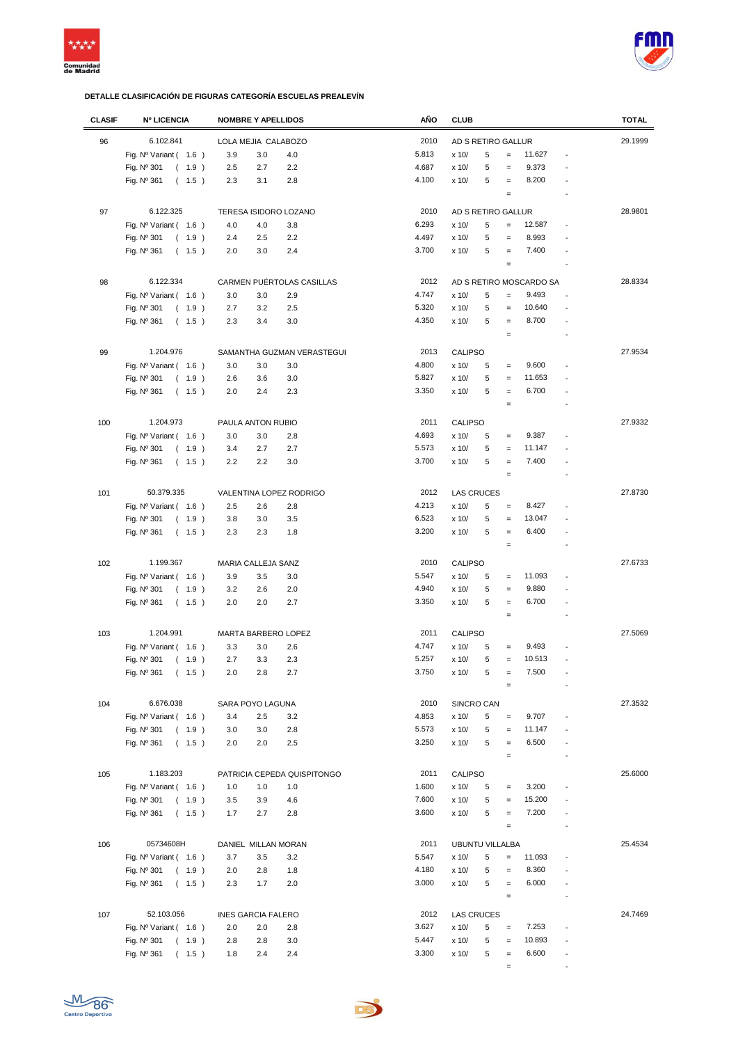### DETALLE CLASIFICACIÓN DE FIGURAS CATEGORÍA ESCUELAS PREALEVÍN

| CLASIF | Nº LICENCIA | NOMBRE Y APELLIDOS | | | AÑO | CLUB | | | | | TOTAL |
|---|---|---|---|---|---|---|---|---|---|---|---|
| 96 | 6.102.841 | LOLA MEJIA CALABOZO | | | 2010 | AD S RETIRO GALLUR | | | | | 29.1999 |
| | Fig. Nº Variant ( 1.6 ) | 3.9 | 3.0 | 4.0 | 5.813 | x 10/ | 5 | = | 11.627 | - | |
| | Fig. Nº 301 ( 1.9 ) | 2.5 | 2.7 | 2.2 | 4.687 | x 10/ | 5 | = | 9.373 | - | |
| | Fig. Nº 361 ( 1.5 ) | 2.3 | 3.1 | 2.8 | 4.100 | x 10/ | 5 | = | 8.200 | - | |
| | | | | | | | | = | | - | |
| 97 | 6.122.325 | TERESA ISIDORO LOZANO | | | 2010 | AD S RETIRO GALLUR | | | | | 28.9801 |
| | Fig. Nº Variant ( 1.6 ) | 4.0 | 4.0 | 3.8 | 6.293 | x 10/ | 5 | = | 12.587 | - | |
| | Fig. Nº 301 ( 1.9 ) | 2.4 | 2.5 | 2.2 | 4.497 | x 10/ | 5 | = | 8.993 | - | |
| | Fig. Nº 361 ( 1.5 ) | 2.0 | 3.0 | 2.4 | 3.700 | x 10/ | 5 | = | 7.400 | - | |
| | | | | | | | | = | | - | |
| 98 | 6.122.334 | CARMEN PUÉRTOLAS CASILLAS | | | 2012 | AD S RETIRO MOSCARDO SA | | | | | 28.8334 |
| | Fig. Nº Variant ( 1.6 ) | 3.0 | 3.0 | 2.9 | 4.747 | x 10/ | 5 | = | 9.493 | - | |
| | Fig. Nº 301 ( 1.9 ) | 2.7 | 3.2 | 2.5 | 5.320 | x 10/ | 5 | = | 10.640 | - | |
| | Fig. Nº 361 ( 1.5 ) | 2.3 | 3.4 | 3.0 | 4.350 | x 10/ | 5 | = | 8.700 | - | |
| | | | | | | | | = | | - | |
| 99 | 1.204.976 | SAMANTHA GUZMAN VERASTEGUI | | | 2013 | CALIPSO | | | | | 27.9534 |
| | Fig. Nº Variant ( 1.6 ) | 3.0 | 3.0 | 3.0 | 4.800 | x 10/ | 5 | = | 9.600 | - | |
| | Fig. Nº 301 ( 1.9 ) | 2.6 | 3.6 | 3.0 | 5.827 | x 10/ | 5 | = | 11.653 | - | |
| | Fig. Nº 361 ( 1.5 ) | 2.0 | 2.4 | 2.3 | 3.350 | x 10/ | 5 | = | 6.700 | - | |
| | | | | | | | | = | | - | |
| 100 | 1.204.973 | PAULA ANTON RUBIO | | | 2011 | CALIPSO | | | | | 27.9332 |
| | Fig. Nº Variant ( 1.6 ) | 3.0 | 3.0 | 2.8 | 4.693 | x 10/ | 5 | = | 9.387 | - | |
| | Fig. Nº 301 ( 1.9 ) | 3.4 | 2.7 | 2.7 | 5.573 | x 10/ | 5 | = | 11.147 | - | |
| | Fig. Nº 361 ( 1.5 ) | 2.2 | 2.2 | 3.0 | 3.700 | x 10/ | 5 | = | 7.400 | - | |
| | | | | | | | | = | | - | |
| 101 | 50.379.335 | VALENTINA LOPEZ RODRIGO | | | 2012 | LAS CRUCES | | | | | 27.8730 |
| | Fig. Nº Variant ( 1.6 ) | 2.5 | 2.6 | 2.8 | 4.213 | x 10/ | 5 | = | 8.427 | - | |
| | Fig. Nº 301 ( 1.9 ) | 3.8 | 3.0 | 3.5 | 6.523 | x 10/ | 5 | = | 13.047 | - | |
| | Fig. Nº 361 ( 1.5 ) | 2.3 | 2.3 | 1.8 | 3.200 | x 10/ | 5 | = | 6.400 | - | |
| | | | | | | | | = | | - | |
| 102 | 1.199.367 | MARIA CALLEJA SANZ | | | 2010 | CALIPSO | | | | | 27.6733 |
| | Fig. Nº Variant ( 1.6 ) | 3.9 | 3.5 | 3.0 | 5.547 | x 10/ | 5 | = | 11.093 | - | |
| | Fig. Nº 301 ( 1.9 ) | 3.2 | 2.6 | 2.0 | 4.940 | x 10/ | 5 | = | 9.880 | - | |
| | Fig. Nº 361 ( 1.5 ) | 2.0 | 2.0 | 2.7 | 3.350 | x 10/ | 5 | = | 6.700 | - | |
| | | | | | | | | = | | - | |
| 103 | 1.204.991 | MARTA BARBERO LOPEZ | | | 2011 | CALIPSO | | | | | 27.5069 |
| | Fig. Nº Variant ( 1.6 ) | 3.3 | 3.0 | 2.6 | 4.747 | x 10/ | 5 | = | 9.493 | - | |
| | Fig. Nº 301 ( 1.9 ) | 2.7 | 3.3 | 2.3 | 5.257 | x 10/ | 5 | = | 10.513 | - | |
| | Fig. Nº 361 ( 1.5 ) | 2.0 | 2.8 | 2.7 | 3.750 | x 10/ | 5 | = | 7.500 | - | |
| | | | | | | | | = | | - | |
| 104 | 6.676.038 | SARA POYO LAGUNA | | | 2010 | SINCRO CAN | | | | | 27.3532 |
| | Fig. Nº Variant ( 1.6 ) | 3.4 | 2.5 | 3.2 | 4.853 | x 10/ | 5 | = | 9.707 | - | |
| | Fig. Nº 301 ( 1.9 ) | 3.0 | 3.0 | 2.8 | 5.573 | x 10/ | 5 | = | 11.147 | - | |
| | Fig. Nº 361 ( 1.5 ) | 2.0 | 2.0 | 2.5 | 3.250 | x 10/ | 5 | = | 6.500 | - | |
| | | | | | | | | = | | - | |
| 105 | 1.183.203 | PATRICIA CEPEDA QUISPITONGO | | | 2011 | CALIPSO | | | | | 25.6000 |
| | Fig. Nº Variant ( 1.6 ) | 1.0 | 1.0 | 1.0 | 1.600 | x 10/ | 5 | = | 3.200 | - | |
| | Fig. Nº 301 ( 1.9 ) | 3.5 | 3.9 | 4.6 | 7.600 | x 10/ | 5 | = | 15.200 | - | |
| | Fig. Nº 361 ( 1.5 ) | 1.7 | 2.7 | 2.8 | 3.600 | x 10/ | 5 | = | 7.200 | - | |
| | | | | | | | | = | | - | |
| 106 | 05734608H | DANIEL MILLAN MORAN | | | 2011 | UBUNTU VILLALBA | | | | | 25.4534 |
| | Fig. Nº Variant ( 1.6 ) | 3.7 | 3.5 | 3.2 | 5.547 | x 10/ | 5 | = | 11.093 | - | |
| | Fig. Nº 301 ( 1.9 ) | 2.0 | 2.8 | 1.8 | 4.180 | x 10/ | 5 | = | 8.360 | - | |
| | Fig. Nº 361 ( 1.5 ) | 2.3 | 1.7 | 2.0 | 3.000 | x 10/ | 5 | = | 6.000 | - | |
| | | | | | | | | = | | - | |
| 107 | 52.103.056 | INES GARCIA FALERO | | | 2012 | LAS CRUCES | | | | | 24.7469 |
| | Fig. Nº Variant ( 1.6 ) | 2.0 | 2.0 | 2.8 | 3.627 | x 10/ | 5 | = | 7.253 | - | |
| | Fig. Nº 301 ( 1.9 ) | 2.8 | 2.8 | 3.0 | 5.447 | x 10/ | 5 | = | 10.893 | - | |
| | Fig. Nº 361 ( 1.5 ) | 1.8 | 2.4 | 2.4 | 3.300 | x 10/ | 5 | = | 6.600 | - | |
| | | | | | | | | = | | - | |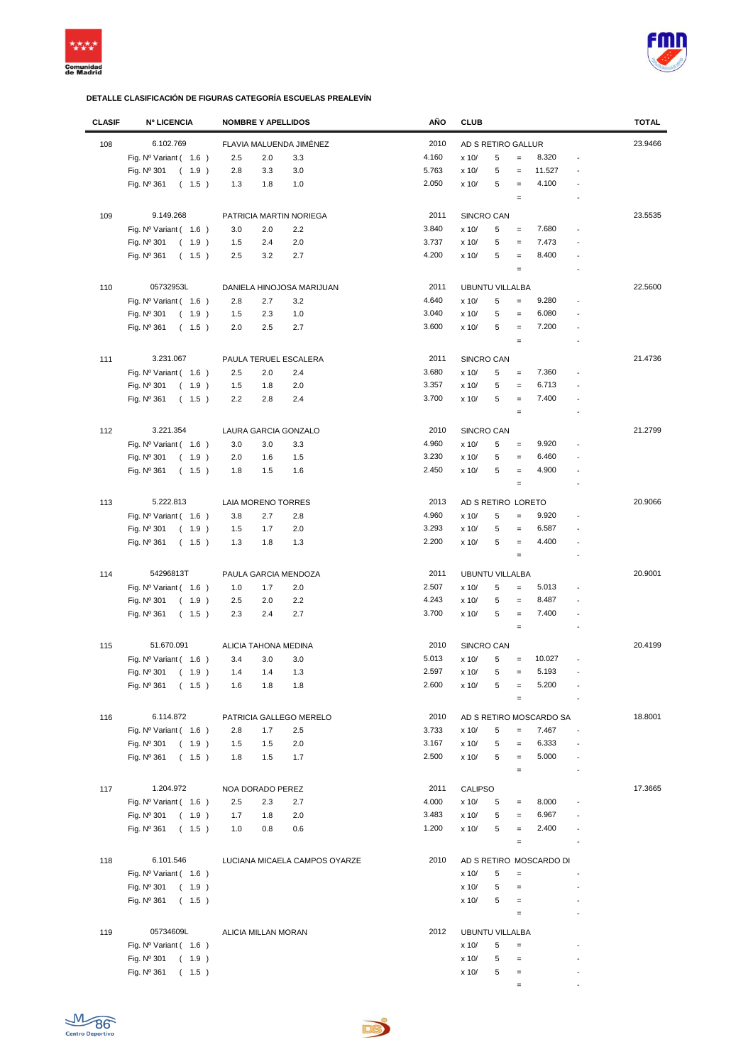**DETALLE CLASIFICACIÓN DE FIGURAS CATEGORÍA ESCUELAS PREALEVÍN**

| CLASIF | Nº LICENCIA | NOMBRE Y APELLIDOS | | | AÑO | CLUB | | | | | TOTAL |
|---|---|---|---|---|---|---|---|---|---|---|---|
| 108 | 6.102.769 | FLAVIA MALUENDA JIMÉNEZ | | | 2010 | AD S RETIRO GALLUR | | | | | 23.9466 |
| | Fig. Nº Variant ( 1.6 ) | 2.5 | 2.0 | 3.3 | 4.160 | x 10/ | 5 | = | 8.320 | - | |
| | Fig. Nº 301 ( 1.9 ) | 2.8 | 3.3 | 3.0 | 5.763 | x 10/ | 5 | = | 11.527 | - | |
| | Fig. Nº 361 ( 1.5 ) | 1.3 | 1.8 | 1.0 | 2.050 | x 10/ | 5 | = | 4.100 | - | |
| | | | | | | | | = | | - | |
| 109 | 9.149.268 | PATRICIA MARTIN NORIEGA | | | 2011 | SINCRO CAN | | | | | 23.5535 |
| | Fig. Nº Variant ( 1.6 ) | 3.0 | 2.0 | 2.2 | 3.840 | x 10/ | 5 | = | 7.680 | - | |
| | Fig. Nº 301 ( 1.9 ) | 1.5 | 2.4 | 2.0 | 3.737 | x 10/ | 5 | = | 7.473 | - | |
| | Fig. Nº 361 ( 1.5 ) | 2.5 | 3.2 | 2.7 | 4.200 | x 10/ | 5 | = | 8.400 | - | |
| | | | | | | | | = | | - | |
| 110 | 05732953L | DANIELA HINOJOSA MARIJUAN | | | 2011 | UBUNTU VILLALBA | | | | | 22.5600 |
| | Fig. Nº Variant ( 1.6 ) | 2.8 | 2.7 | 3.2 | 4.640 | x 10/ | 5 | = | 9.280 | - | |
| | Fig. Nº 301 ( 1.9 ) | 1.5 | 2.3 | 1.0 | 3.040 | x 10/ | 5 | = | 6.080 | - | |
| | Fig. Nº 361 ( 1.5 ) | 2.0 | 2.5 | 2.7 | 3.600 | x 10/ | 5 | = | 7.200 | - | |
| | | | | | | | | = | | - | |
| 111 | 3.231.067 | PAULA TERUEL ESCALERA | | | 2011 | SINCRO CAN | | | | | 21.4736 |
| | Fig. Nº Variant ( 1.6 ) | 2.5 | 2.0 | 2.4 | 3.680 | x 10/ | 5 | = | 7.360 | - | |
| | Fig. Nº 301 ( 1.9 ) | 1.5 | 1.8 | 2.0 | 3.357 | x 10/ | 5 | = | 6.713 | - | |
| | Fig. Nº 361 ( 1.5 ) | 2.2 | 2.8 | 2.4 | 3.700 | x 10/ | 5 | = | 7.400 | - | |
| | | | | | | | | = | | - | |
| 112 | 3.221.354 | LAURA GARCIA GONZALO | | | 2010 | SINCRO CAN | | | | | 21.2799 |
| | Fig. Nº Variant ( 1.6 ) | 3.0 | 3.0 | 3.3 | 4.960 | x 10/ | 5 | = | 9.920 | - | |
| | Fig. Nº 301 ( 1.9 ) | 2.0 | 1.6 | 1.5 | 3.230 | x 10/ | 5 | = | 6.460 | - | |
| | Fig. Nº 361 ( 1.5 ) | 1.8 | 1.5 | 1.6 | 2.450 | x 10/ | 5 | = | 4.900 | - | |
| | | | | | | | | = | | - | |
| 113 | 5.222.813 | LAIA MORENO TORRES | | | 2013 | AD S RETIRO LORETO | | | | | 20.9066 |
| | Fig. Nº Variant ( 1.6 ) | 3.8 | 2.7 | 2.8 | 4.960 | x 10/ | 5 | = | 9.920 | - | |
| | Fig. Nº 301 ( 1.9 ) | 1.5 | 1.7 | 2.0 | 3.293 | x 10/ | 5 | = | 6.587 | - | |
| | Fig. Nº 361 ( 1.5 ) | 1.3 | 1.8 | 1.3 | 2.200 | x 10/ | 5 | = | 4.400 | - | |
| | | | | | | | | = | | - | |
| 114 | 54296813T | PAULA GARCIA MENDOZA | | | 2011 | UBUNTU VILLALBA | | | | | 20.9001 |
| | Fig. Nº Variant ( 1.6 ) | 1.0 | 1.7 | 2.0 | 2.507 | x 10/ | 5 | = | 5.013 | - | |
| | Fig. Nº 301 ( 1.9 ) | 2.5 | 2.0 | 2.2 | 4.243 | x 10/ | 5 | = | 8.487 | - | |
| | Fig. Nº 361 ( 1.5 ) | 2.3 | 2.4 | 2.7 | 3.700 | x 10/ | 5 | = | 7.400 | - | |
| | | | | | | | | = | | - | |
| 115 | 51.670.091 | ALICIA TAHONA MEDINA | | | 2010 | SINCRO CAN | | | | | 20.4199 |
| | Fig. Nº Variant ( 1.6 ) | 3.4 | 3.0 | 3.0 | 5.013 | x 10/ | 5 | = | 10.027 | - | |
| | Fig. Nº 301 ( 1.9 ) | 1.4 | 1.4 | 1.3 | 2.597 | x 10/ | 5 | = | 5.193 | - | |
| | Fig. Nº 361 ( 1.5 ) | 1.6 | 1.8 | 1.8 | 2.600 | x 10/ | 5 | = | 5.200 | - | |
| | | | | | | | | = | | - | |
| 116 | 6.114.872 | PATRICIA GALLEGO MERELO | | | 2010 | AD S RETIRO MOSCARDO SA | | | | | 18.8001 |
| | Fig. Nº Variant ( 1.6 ) | 2.8 | 1.7 | 2.5 | 3.733 | x 10/ | 5 | = | 7.467 | - | |
| | Fig. Nº 301 ( 1.9 ) | 1.5 | 1.5 | 2.0 | 3.167 | x 10/ | 5 | = | 6.333 | - | |
| | Fig. Nº 361 ( 1.5 ) | 1.8 | 1.5 | 1.7 | 2.500 | x 10/ | 5 | = | 5.000 | - | |
| | | | | | | | | = | | - | |
| 117 | 1.204.972 | NOA DORADO PEREZ | | | 2011 | CALIPSO | | | | | 17.3665 |
| | Fig. Nº Variant ( 1.6 ) | 2.5 | 2.3 | 2.7 | 4.000 | x 10/ | 5 | = | 8.000 | - | |
| | Fig. Nº 301 ( 1.9 ) | 1.7 | 1.8 | 2.0 | 3.483 | x 10/ | 5 | = | 6.967 | - | |
| | Fig. Nº 361 ( 1.5 ) | 1.0 | 0.8 | 0.6 | 1.200 | x 10/ | 5 | = | 2.400 | - | |
| | | | | | | | | = | | - | |
| 118 | 6.101.546 | LUCIANA MICAELA CAMPOS OYARZE | | | 2010 | AD S RETIRO MOSCARDO DI | | | | | |
| | Fig. Nº Variant ( 1.6 ) | | | | | x 10/ | 5 | = | | - | |
| | Fig. Nº 301 ( 1.9 ) | | | | | x 10/ | 5 | = | | - | |
| | Fig. Nº 361 ( 1.5 ) | | | | | x 10/ | 5 | = | | - | |
| | | | | | | | | = | | - | |
| 119 | 05734609L | ALICIA MILLAN MORAN | | | 2012 | UBUNTU VILLALBA | | | | | |
| | Fig. Nº Variant ( 1.6 ) | | | | | x 10/ | 5 | = | | - | |
| | Fig. Nº 301 ( 1.9 ) | | | | | x 10/ | 5 | = | | - | |
| | Fig. Nº 361 ( 1.5 ) | | | | | x 10/ | 5 | = | | - | |
| | | | | | | | | = | | - | |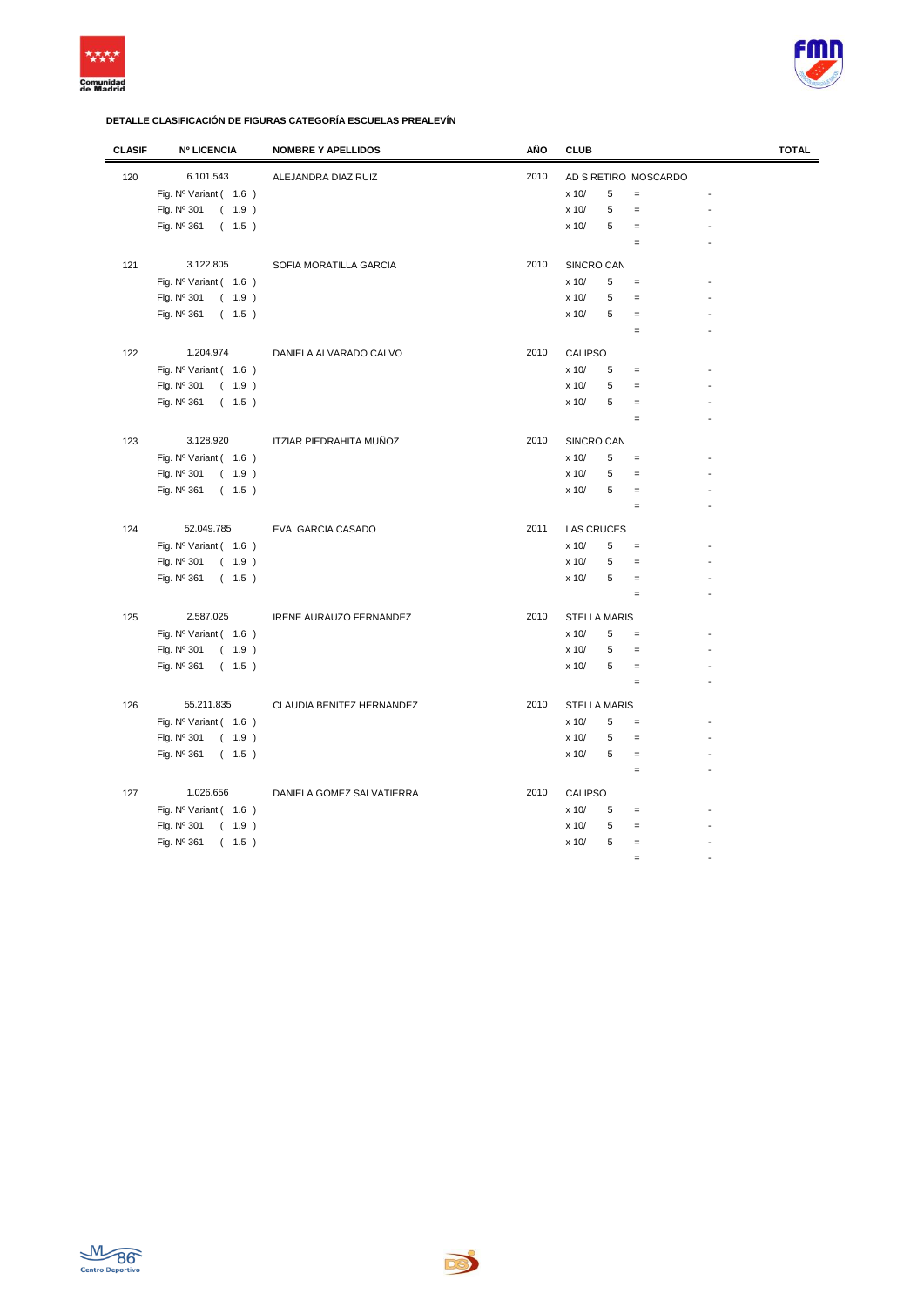**DETALLE CLASIFICACIÓN DE FIGURAS CATEGORÍA ESCUELAS PREALEVÍN**

| CLASIF | Nº LICENCIA | NOMBRE Y APELLIDOS | AÑO | CLUB | | | | TOTAL |
|---|---|---|---|---|---|---|---|---|
| 120 | 6.101.543 | ALEJANDRA DIAZ RUIZ | 2010 | AD S RETIRO MOSCARDO | | | | |
| | Fig. Nº Variant ( 1.6 ) | | | x 10/ | 5 | = | - | |
| | Fig. Nº 301 ( 1.9 ) | | | x 10/ | 5 | = | - | |
| | Fig. Nº 361 ( 1.5 ) | | | x 10/ | 5 | = | - | |
| | | | | | | = | - | |
| 121 | 3.122.805 | SOFIA MORATILLA GARCIA | 2010 | SINCRO CAN | | | | |
| | Fig. Nº Variant ( 1.6 ) | | | x 10/ | 5 | = | - | |
| | Fig. Nº 301 ( 1.9 ) | | | x 10/ | 5 | = | - | |
| | Fig. Nº 361 ( 1.5 ) | | | x 10/ | 5 | = | - | |
| | | | | | | = | - | |
| 122 | 1.204.974 | DANIELA ALVARADO CALVO | 2010 | CALIPSO | | | | |
| | Fig. Nº Variant ( 1.6 ) | | | x 10/ | 5 | = | - | |
| | Fig. Nº 301 ( 1.9 ) | | | x 10/ | 5 | = | - | |
| | Fig. Nº 361 ( 1.5 ) | | | x 10/ | 5 | = | - | |
| | | | | | | = | - | |
| 123 | 3.128.920 | ITZIAR PIEDRAHITA MUÑOZ | 2010 | SINCRO CAN | | | | |
| | Fig. Nº Variant ( 1.6 ) | | | x 10/ | 5 | = | - | |
| | Fig. Nº 301 ( 1.9 ) | | | x 10/ | 5 | = | - | |
| | Fig. Nº 361 ( 1.5 ) | | | x 10/ | 5 | = | - | |
| | | | | | | = | - | |
| 124 | 52.049.785 | EVA GARCIA CASADO | 2011 | LAS CRUCES | | | | |
| | Fig. Nº Variant ( 1.6 ) | | | x 10/ | 5 | = | - | |
| | Fig. Nº 301 ( 1.9 ) | | | x 10/ | 5 | = | - | |
| | Fig. Nº 361 ( 1.5 ) | | | x 10/ | 5 | = | - | |
| | | | | | | = | - | |
| 125 | 2.587.025 | IRENE AURAUZO FERNANDEZ | 2010 | STELLA MARIS | | | | |
| | Fig. Nº Variant ( 1.6 ) | | | x 10/ | 5 | = | - | |
| | Fig. Nº 301 ( 1.9 ) | | | x 10/ | 5 | = | - | |
| | Fig. Nº 361 ( 1.5 ) | | | x 10/ | 5 | = | - | |
| | | | | | | = | - | |
| 126 | 55.211.835 | CLAUDIA BENITEZ HERNANDEZ | 2010 | STELLA MARIS | | | | |
| | Fig. Nº Variant ( 1.6 ) | | | x 10/ | 5 | = | - | |
| | Fig. Nº 301 ( 1.9 ) | | | x 10/ | 5 | = | - | |
| | Fig. Nº 361 ( 1.5 ) | | | x 10/ | 5 | = | - | |
| | | | | | | = | - | |
| 127 | 1.026.656 | DANIELA GOMEZ SALVATIERRA | 2010 | CALIPSO | | | | |
| | Fig. Nº Variant ( 1.6 ) | | | x 10/ | 5 | = | - | |
| | Fig. Nº 301 ( 1.9 ) | | | x 10/ | 5 | = | - | |
| | Fig. Nº 361 ( 1.5 ) | | | x 10/ | 5 | = | - | |
| | | | | | | = | - | |